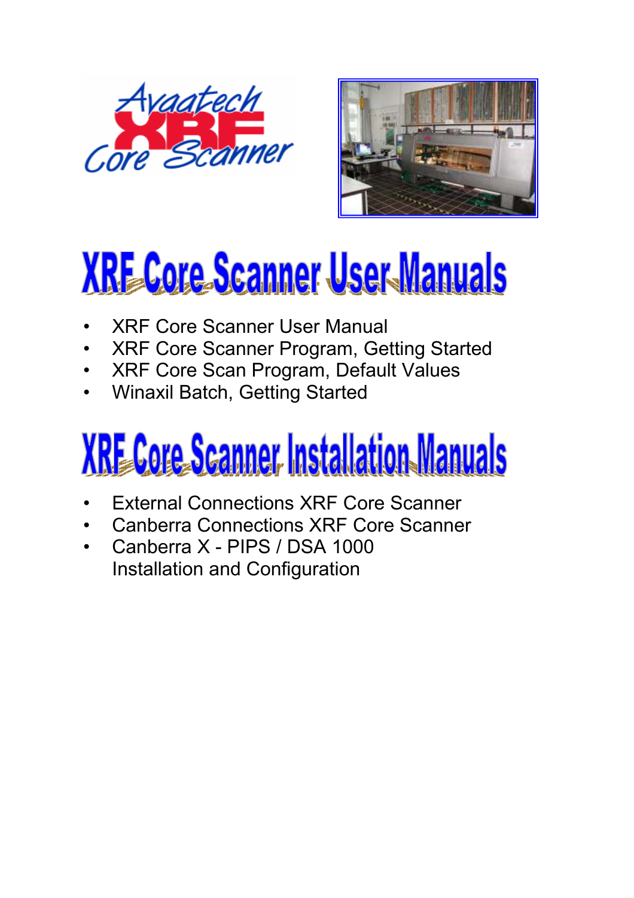# XRF Core Scanner User Manuals

- XRF Core Scanner User Manual
- XRF Core Scanner Program, Getting Started
- XRF Core Scan Program, Default Values
- Winaxil Batch, Getting Started

# XRF Core Scanner Installation Manuals

- External Connections XRF Core Scanner
- Canberra Connections XRF Core Scanner
- Canberra X - PIPS / DSA 1000
  Installation and Configuration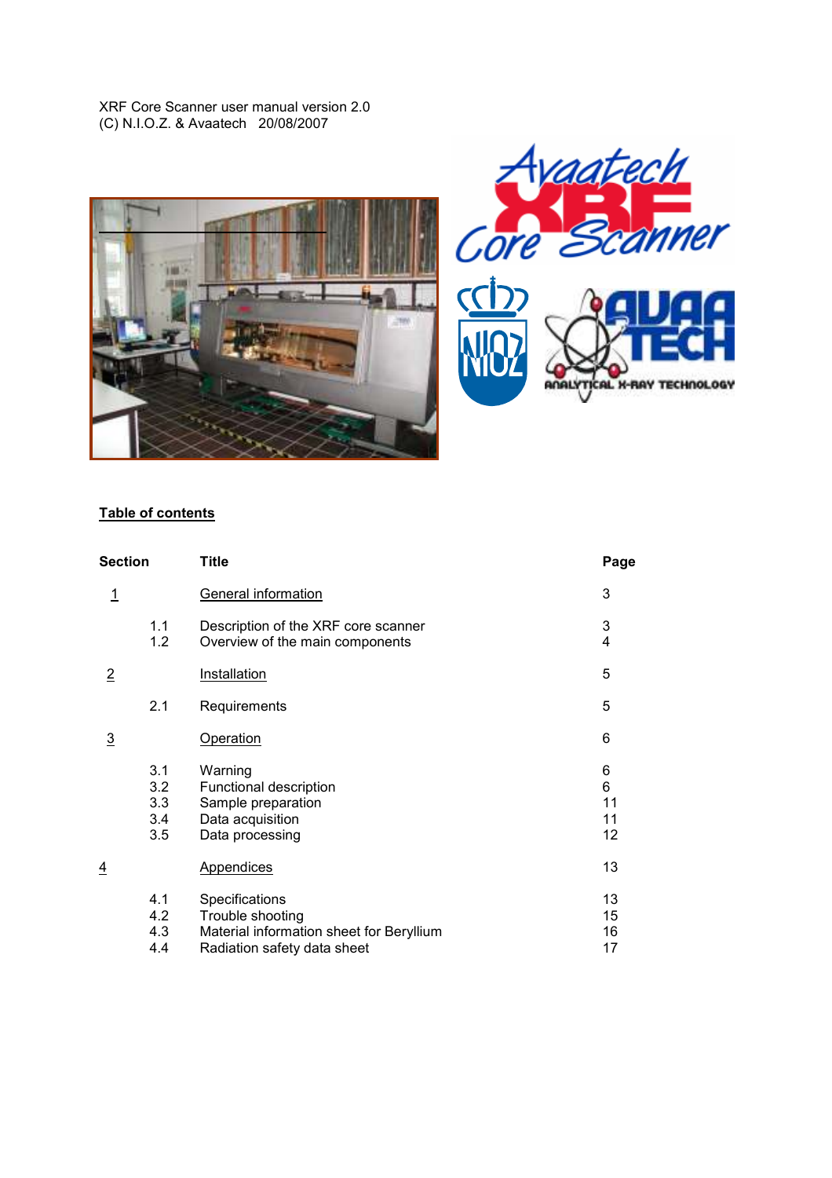XRF Core Scanner user manual version 2.0
(C) N.I.O.Z. & Avaatech 20/08/2007

## Table of contents

| Section | | Title | Page |
|---|---|---|---|
| 1 | | General information | 3 |
| | 1.1 | Description of the XRF core scanner | 3 |
| | 1.2 | Overview of the main components | 4 |
| 2 | | Installation | 5 |
| | 2.1 | Requirements | 5 |
| 3 | | Operation | 6 |
| | 3.1 | Warning | 6 |
| | 3.2 | Functional description | 6 |
| | 3.3 | Sample preparation | 11 |
| | 3.4 | Data acquisition | 11 |
| | 3.5 | Data processing | 12 |
| 4 | | Appendices | 13 |
| | 4.1 | Specifications | 13 |
| | 4.2 | Trouble shooting | 15 |
| | 4.3 | Material information sheet for Beryllium | 16 |
| | 4.4 | Radiation safety data sheet | 17 |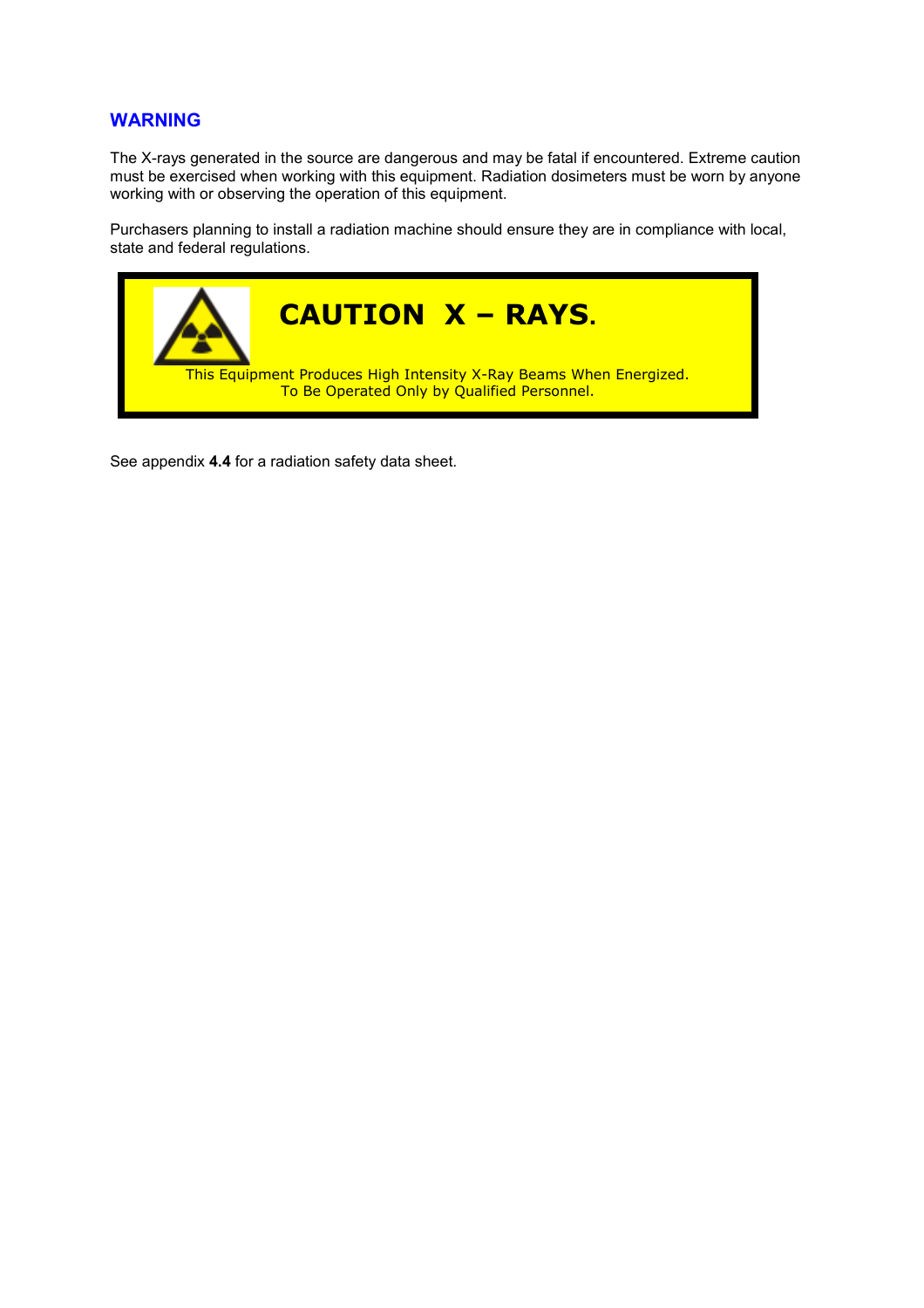## WARNING

The X-rays generated in the source are dangerous and may be fatal if encountered. Extreme caution must be exercised when working with this equipment. Radiation dosimeters must be worn by anyone working with or observing the operation of this equipment.

Purchasers planning to install a radiation machine should ensure they are in compliance with local, state and federal regulations.

**CAUTION X – RAYS.**

This Equipment Produces High Intensity X-Ray Beams When Energized.
To Be Operated Only by Qualified Personnel.

See appendix **4.4** for a radiation safety data sheet.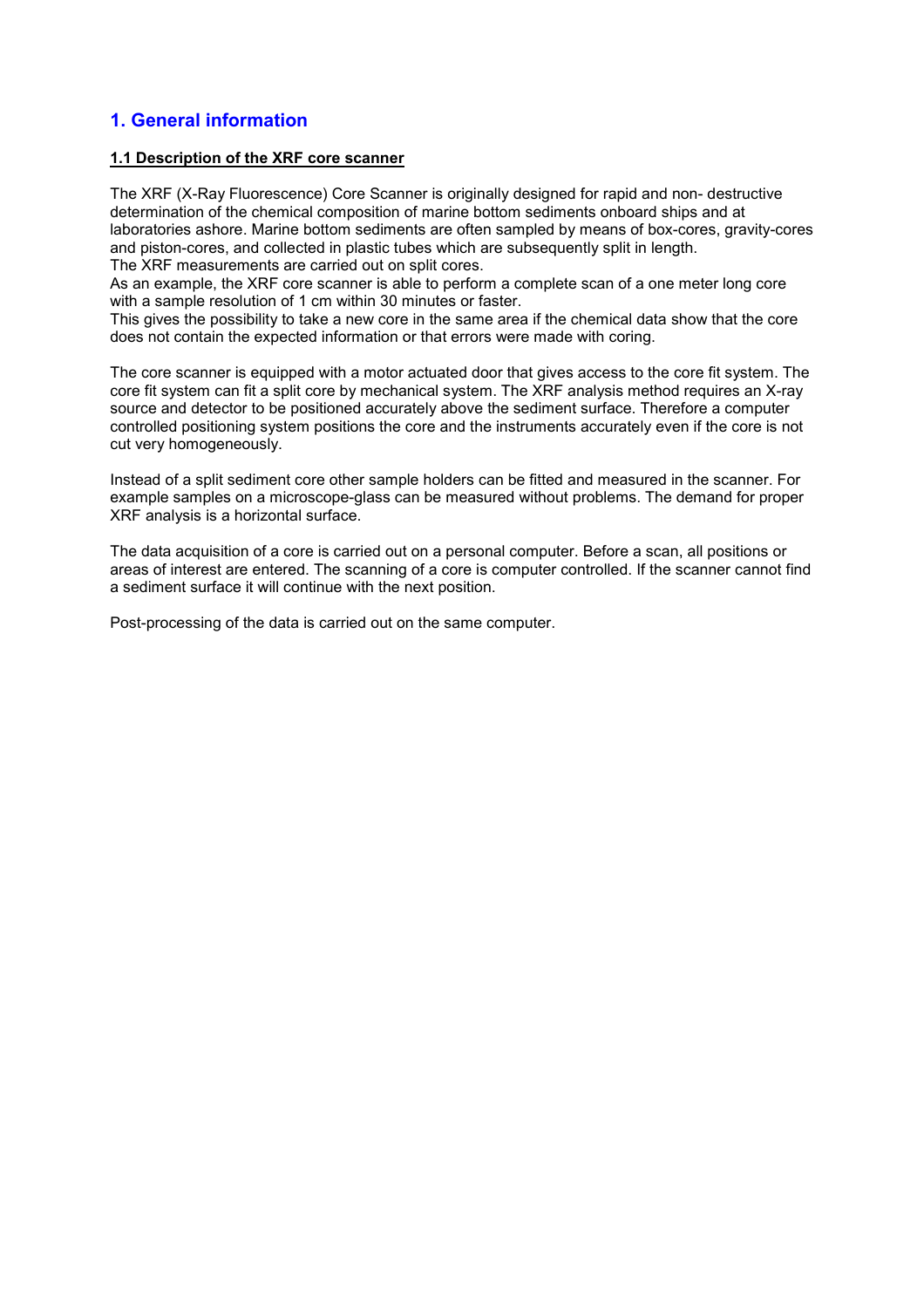# 1. General information

## 1.1 Description of the XRF core scanner

The XRF (X-Ray Fluorescence) Core Scanner is originally designed for rapid and non- destructive determination of the chemical composition of marine bottom sediments onboard ships and at laboratories ashore. Marine bottom sediments are often sampled by means of box-cores, gravity-cores and piston-cores, and collected in plastic tubes which are subsequently split in length.
The XRF measurements are carried out on split cores.
As an example, the XRF core scanner is able to perform a complete scan of a one meter long core with a sample resolution of 1 cm within 30 minutes or faster.
This gives the possibility to take a new core in the same area if the chemical data show that the core does not contain the expected information or that errors were made with coring.

The core scanner is equipped with a motor actuated door that gives access to the core fit system. The core fit system can fit a split core by mechanical system. The XRF analysis method requires an X-ray source and detector to be positioned accurately above the sediment surface. Therefore a computer controlled positioning system positions the core and the instruments accurately even if the core is not cut very homogeneously.

Instead of a split sediment core other sample holders can be fitted and measured in the scanner. For example samples on a microscope-glass can be measured without problems. The demand for proper XRF analysis is a horizontal surface.

The data acquisition of a core is carried out on a personal computer. Before a scan, all positions or areas of interest are entered. The scanning of a core is computer controlled. If the scanner cannot find a sediment surface it will continue with the next position.

Post-processing of the data is carried out on the same computer.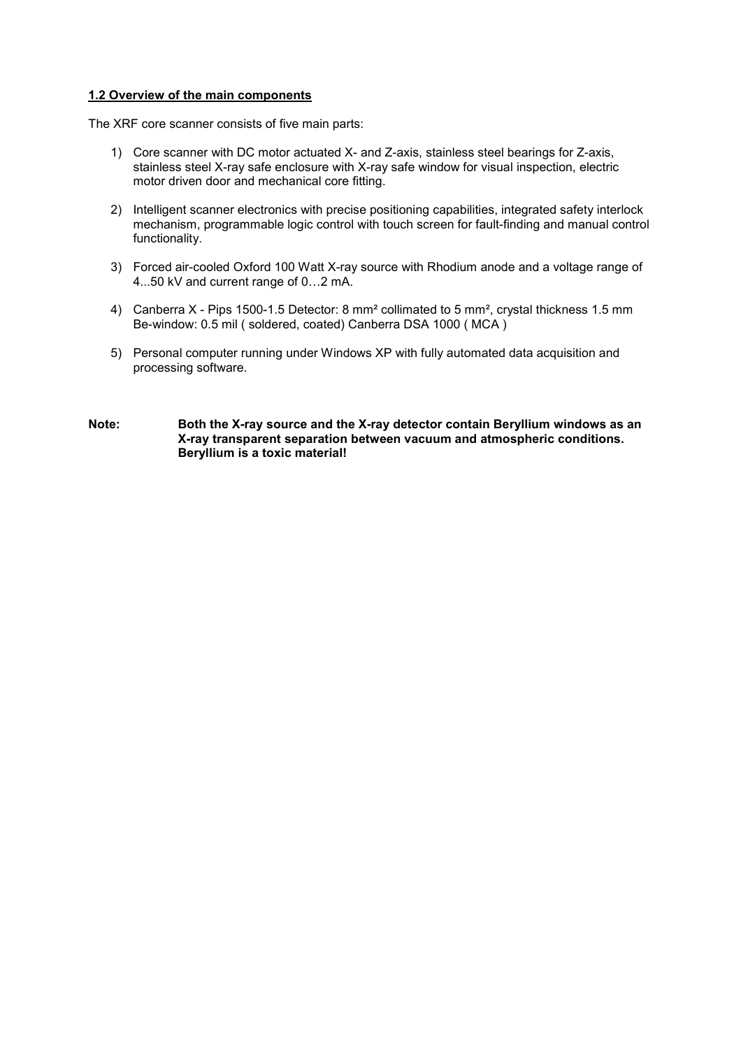## 1.2 Overview of the main components

The XRF core scanner consists of five main parts:

1) Core scanner with DC motor actuated X- and Z-axis, stainless steel bearings for Z-axis, stainless steel X-ray safe enclosure with X-ray safe window for visual inspection, electric motor driven door and mechanical core fitting.

2) Intelligent scanner electronics with precise positioning capabilities, integrated safety interlock mechanism, programmable logic control with touch screen for fault-finding and manual control functionality.

3) Forced air-cooled Oxford 100 Watt X-ray source with Rhodium anode and a voltage range of 4...50 kV and current range of 0…2 mA.

4) Canberra X - Pips 1500-1.5 Detector: 8 mm² collimated to 5 mm², crystal thickness 1.5 mm Be-window: 0.5 mil ( soldered, coated) Canberra DSA 1000 ( MCA )

5) Personal computer running under Windows XP with fully automated data acquisition and processing software.

**Note:** **Both the X-ray source and the X-ray detector contain Beryllium windows as an X-ray transparent separation between vacuum and atmospheric conditions. Beryllium is a toxic material!**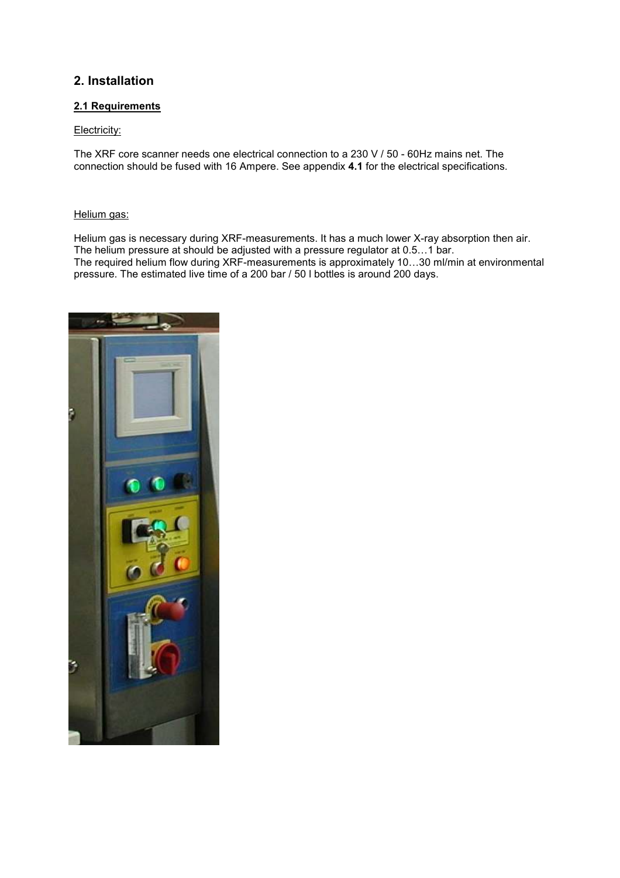## 2. Installation

### 2.1 Requirements

Electricity:

The XRF core scanner needs one electrical connection to a 230 V / 50 - 60Hz mains net. The connection should be fused with 16 Ampere. See appendix **4.1** for the electrical specifications.

Helium gas:

Helium gas is necessary during XRF-measurements. It has a much lower X-ray absorption then air. The helium pressure at should be adjusted with a pressure regulator at 0.5…1 bar.
The required helium flow during XRF-measurements is approximately 10…30 ml/min at environmental pressure. The estimated live time of a 200 bar / 50 l bottles is around 200 days.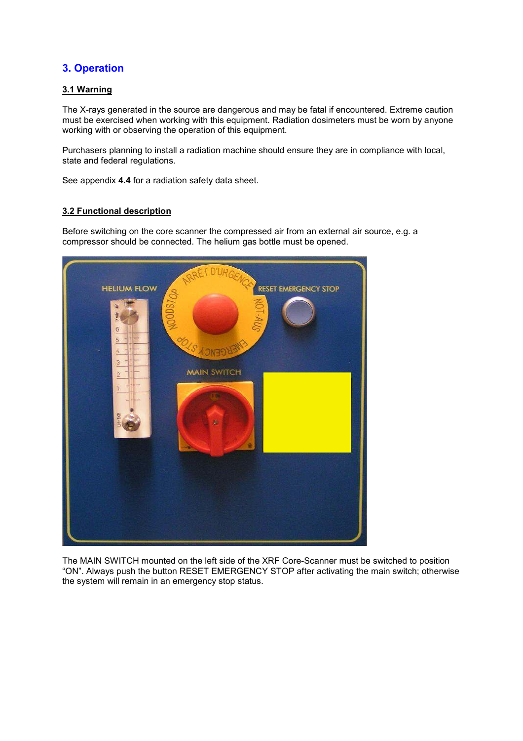# 3. Operation

## 3.1 Warning

The X-rays generated in the source are dangerous and may be fatal if encountered. Extreme caution must be exercised when working with this equipment. Radiation dosimeters must be worn by anyone working with or observing the operation of this equipment.

Purchasers planning to install a radiation machine should ensure they are in compliance with local, state and federal regulations.

See appendix **4.4** for a radiation safety data sheet.

## 3.2 Functional description

Before switching on the core scanner the compressed air from an external air source, e.g. a compressor should be connected. The helium gas bottle must be opened.

The MAIN SWITCH mounted on the left side of the XRF Core-Scanner must be switched to position “ON”. Always push the button RESET EMERGENCY STOP after activating the main switch; otherwise the system will remain in an emergency stop status.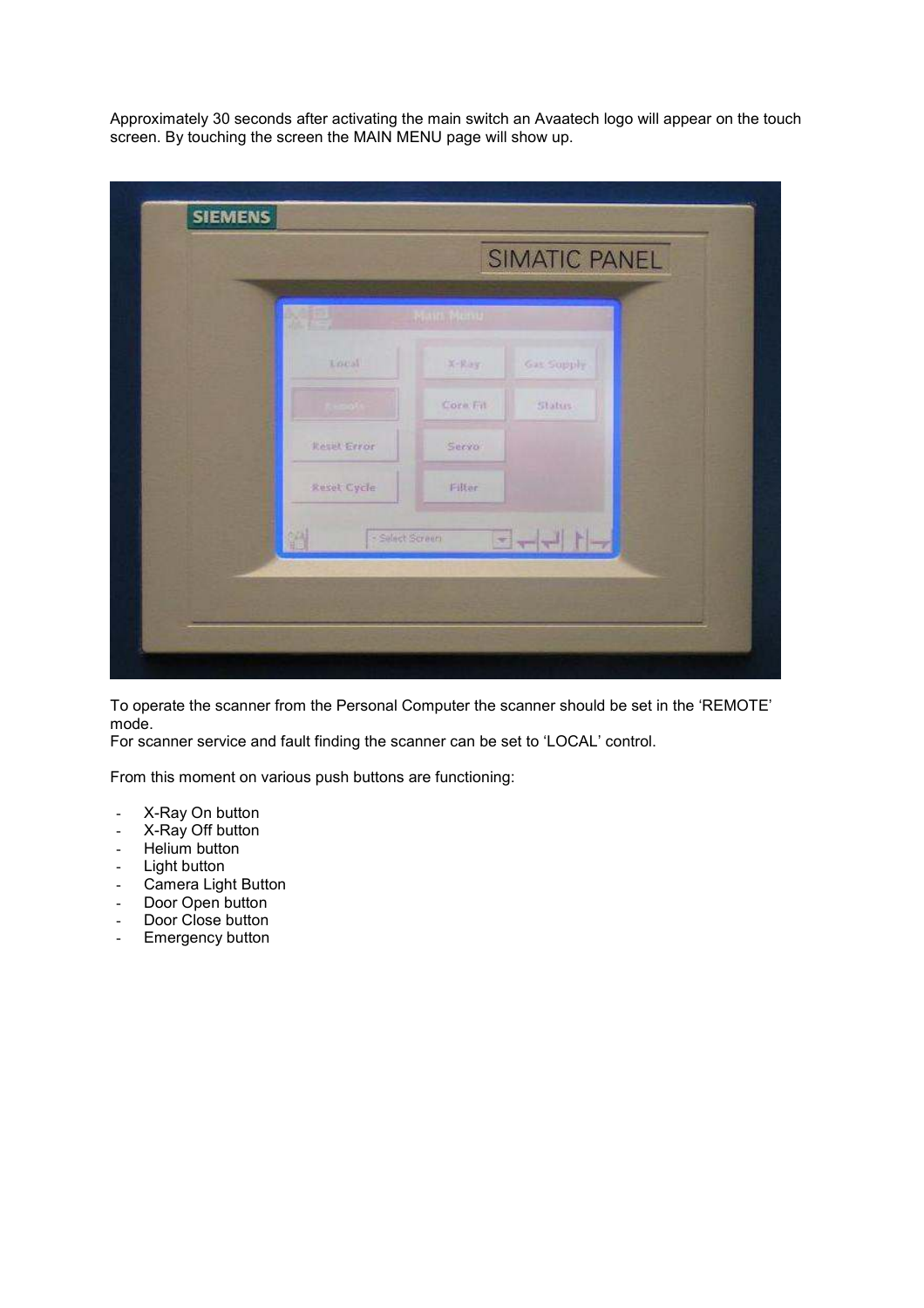Approximately 30 seconds after activating the main switch an Avaatech logo will appear on the touch screen. By touching the screen the MAIN MENU page will show up.

To operate the scanner from the Personal Computer the scanner should be set in the 'REMOTE' mode.
For scanner service and fault finding the scanner can be set to 'LOCAL' control.

From this moment on various push buttons are functioning:

- X-Ray On button
- X-Ray Off button
- Helium button
- Light button
- Camera Light Button
- Door Open button
- Door Close button
- Emergency button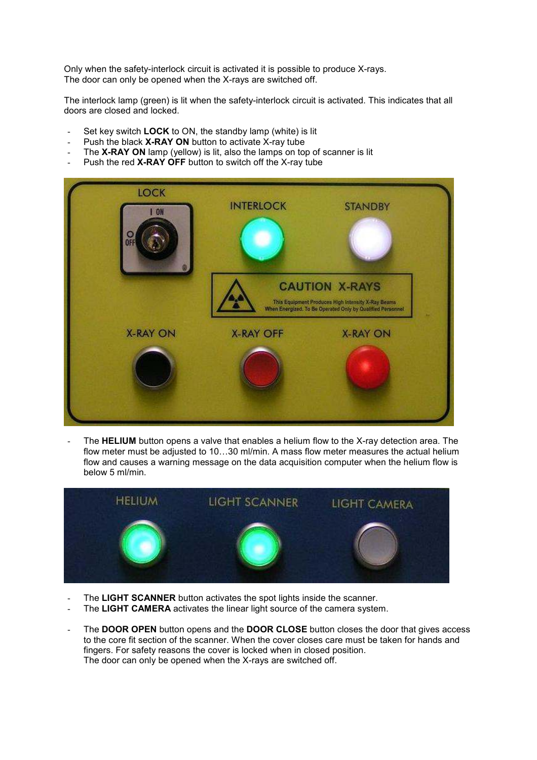Only when the safety-interlock circuit is activated it is possible to produce X-rays.
The door can only be opened when the X-rays are switched off.

The interlock lamp (green) is lit when the safety-interlock circuit is activated. This indicates that all doors are closed and locked.

- Set key switch **LOCK** to ON, the standby lamp (white) is lit
- Push the black **X-RAY ON** button to activate X-ray tube
- The **X-RAY ON** lamp (yellow) is lit, also the lamps on top of scanner is lit
- Push the red **X-RAY OFF** button to switch off the X-ray tube

- The **HELIUM** button opens a valve that enables a helium flow to the X-ray detection area. The flow meter must be adjusted to 10…30 ml/min. A mass flow meter measures the actual helium flow and causes a warning message on the data acquisition computer when the helium flow is below 5 ml/min.

- The **LIGHT SCANNER** button activates the spot lights inside the scanner.
- The **LIGHT CAMERA** activates the linear light source of the camera system.

- The **DOOR OPEN** button opens and the **DOOR CLOSE** button closes the door that gives access to the core fit section of the scanner. When the cover closes care must be taken for hands and fingers. For safety reasons the cover is locked when in closed position.
  The door can only be opened when the X-rays are switched off.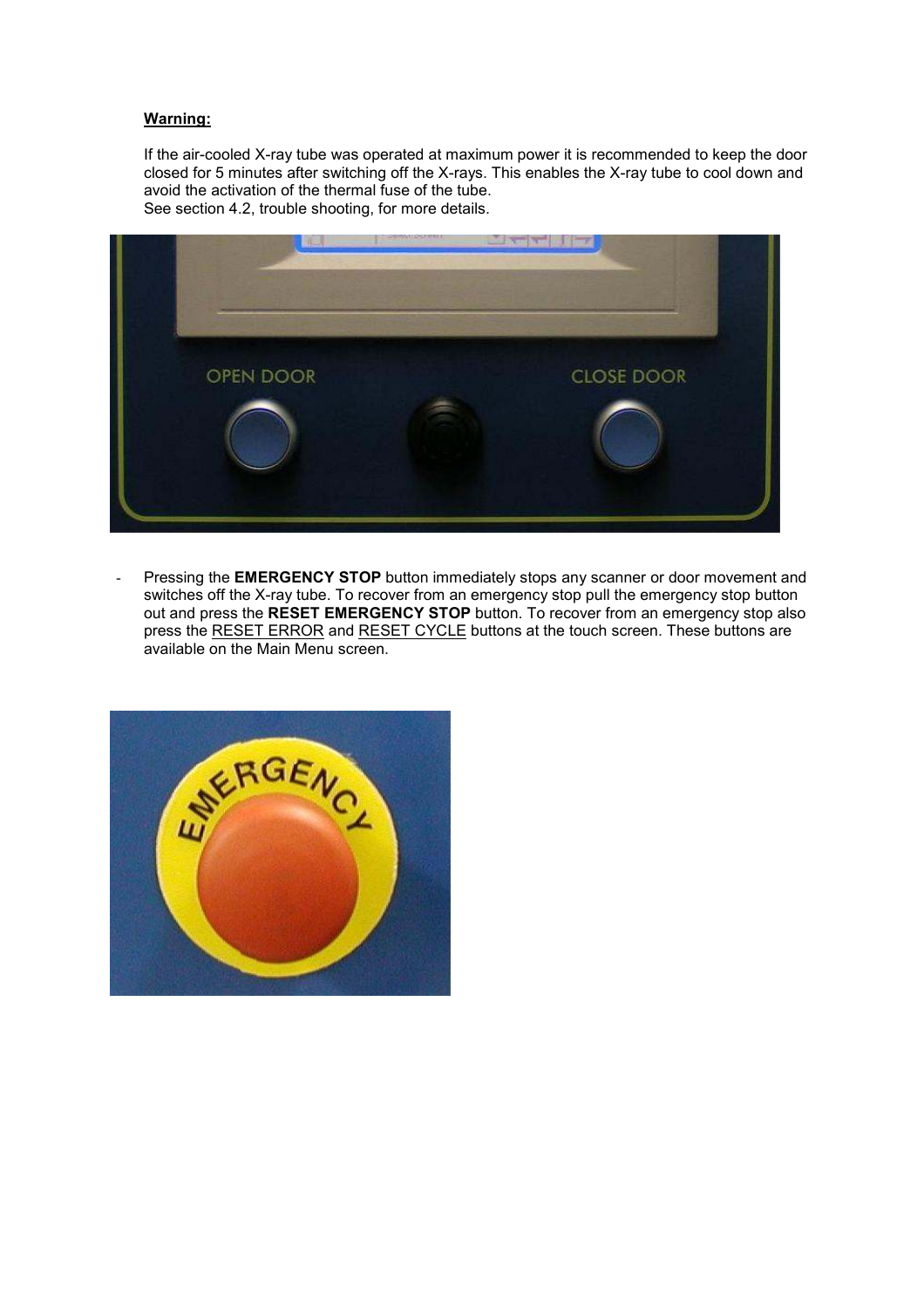**Warning:**

If the air-cooled X-ray tube was operated at maximum power it is recommended to keep the door closed for 5 minutes after switching off the X-rays. This enables the X-ray tube to cool down and avoid the activation of the thermal fuse of the tube.
See section 4.2, trouble shooting, for more details.

- Pressing the **EMERGENCY STOP** button immediately stops any scanner or door movement and switches off the X-ray tube. To recover from an emergency stop pull the emergency stop button out and press the **RESET EMERGENCY STOP** button. To recover from an emergency stop also press the RESET ERROR and RESET CYCLE buttons at the touch screen. These buttons are available on the Main Menu screen.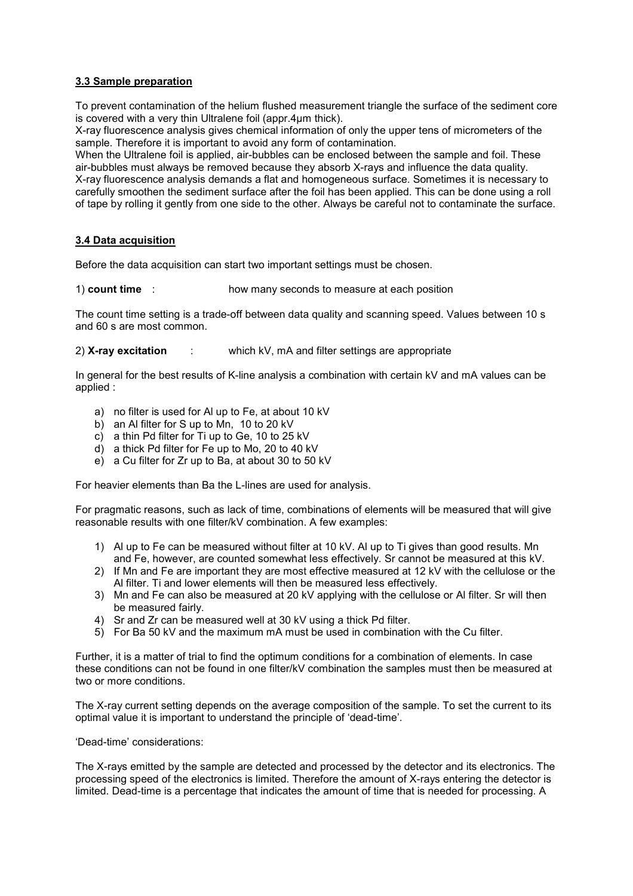### 3.3 Sample preparation

To prevent contamination of the helium flushed measurement triangle the surface of the sediment core is covered with a very thin Ultralene foil (appr.4µm thick).

X-ray fluorescence analysis gives chemical information of only the upper tens of micrometers of the sample. Therefore it is important to avoid any form of contamination.

When the Ultralene foil is applied, air-bubbles can be enclosed between the sample and foil. These air-bubbles must always be removed because they absorb X-rays and influence the data quality.

X-ray fluorescence analysis demands a flat and homogeneous surface. Sometimes it is necessary to carefully smoothen the sediment surface after the foil has been applied. This can be done using a roll of tape by rolling it gently from one side to the other. Always be careful not to contaminate the surface.

### 3.4 Data acquisition

Before the data acquisition can start two important settings must be chosen.

1) **count time** : how many seconds to measure at each position

The count time setting is a trade-off between data quality and scanning speed. Values between 10 s and 60 s are most common.

2) **X-ray excitation** : which kV, mA and filter settings are appropriate

In general for the best results of K-line analysis a combination with certain kV and mA values can be applied :

a) no filter is used for Al up to Fe, at about 10 kV
b) an Al filter for S up to Mn, 10 to 20 kV
c) a thin Pd filter for Ti up to Ge, 10 to 25 kV
d) a thick Pd filter for Fe up to Mo, 20 to 40 kV
e) a Cu filter for Zr up to Ba, at about 30 to 50 kV

For heavier elements than Ba the L-lines are used for analysis.

For pragmatic reasons, such as lack of time, combinations of elements will be measured that will give reasonable results with one filter/kV combination. A few examples:

1) Al up to Fe can be measured without filter at 10 kV. Al up to Ti gives than good results. Mn and Fe, however, are counted somewhat less effectively. Sr cannot be measured at this kV.
2) If Mn and Fe are important they are most effective measured at 12 kV with the cellulose or the Al filter. Ti and lower elements will then be measured less effectively.
3) Mn and Fe can also be measured at 20 kV applying with the cellulose or Al filter. Sr will then be measured fairly.
4) Sr and Zr can be measured well at 30 kV using a thick Pd filter.
5) For Ba 50 kV and the maximum mA must be used in combination with the Cu filter.

Further, it is a matter of trial to find the optimum conditions for a combination of elements. In case these conditions can not be found in one filter/kV combination the samples must then be measured at two or more conditions.

The X-ray current setting depends on the average composition of the sample. To set the current to its optimal value it is important to understand the principle of 'dead-time'.

'Dead-time' considerations:

The X-rays emitted by the sample are detected and processed by the detector and its electronics. The processing speed of the electronics is limited. Therefore the amount of X-rays entering the detector is limited. Dead-time is a percentage that indicates the amount of time that is needed for processing. A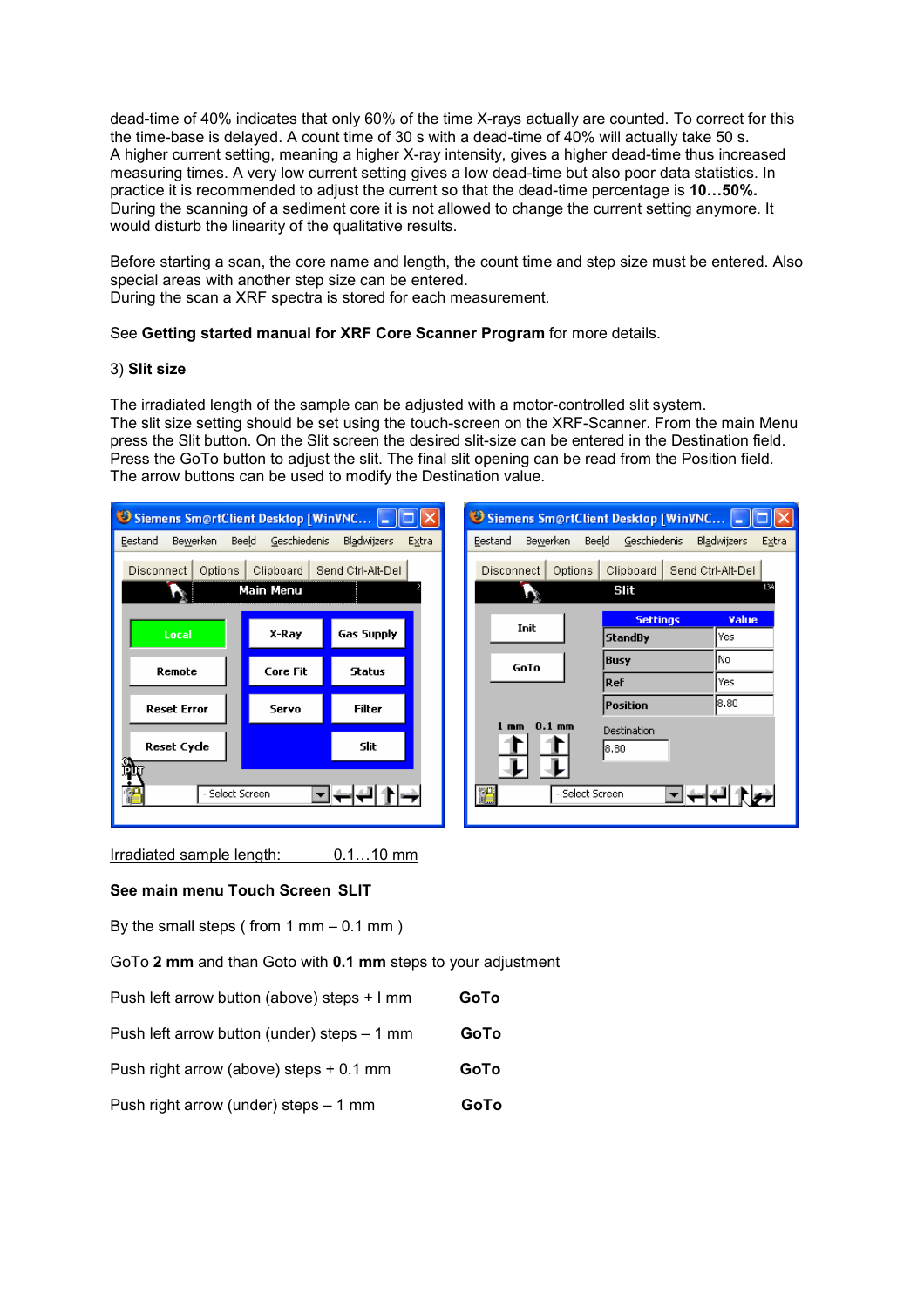dead-time of 40% indicates that only 60% of the time X-rays actually are counted. To correct for this the time-base is delayed. A count time of 30 s with a dead-time of 40% will actually take 50 s.
A higher current setting, meaning a higher X-ray intensity, gives a higher dead-time thus increased measuring times. A very low current setting gives a low dead-time but also poor data statistics. In practice it is recommended to adjust the current so that the dead-time percentage is **10…50%.**
During the scanning of a sediment core it is not allowed to change the current setting anymore. It would disturb the linearity of the qualitative results.

Before starting a scan, the core name and length, the count time and step size must be entered. Also special areas with another step size can be entered.
During the scan a XRF spectra is stored for each measurement.

See **Getting started manual for XRF Core Scanner Program** for more details.

3) **Slit size**

The irradiated length of the sample can be adjusted with a motor-controlled slit system.
The slit size setting should be set using the touch-screen on the XRF-Scanner. From the main Menu press the Slit button. On the Slit screen the desired slit-size can be entered in the Destination field. Press the GoTo button to adjust the slit. The final slit opening can be read from the Position field. The arrow buttons can be used to modify the Destination value.

Irradiated sample length: 0.1…10 mm

**See main menu Touch Screen SLIT**

By the small steps ( from 1 mm – 0.1 mm )

GoTo **2 mm** and than Goto with **0.1 mm** steps to your adjustment

Push left arrow button (above) steps + l mm **GoTo**

Push left arrow button (under) steps – 1 mm **GoTo**

Push right arrow (above) steps + 0.1 mm **GoTo**

Push right arrow (under) steps – 1 mm **GoTo**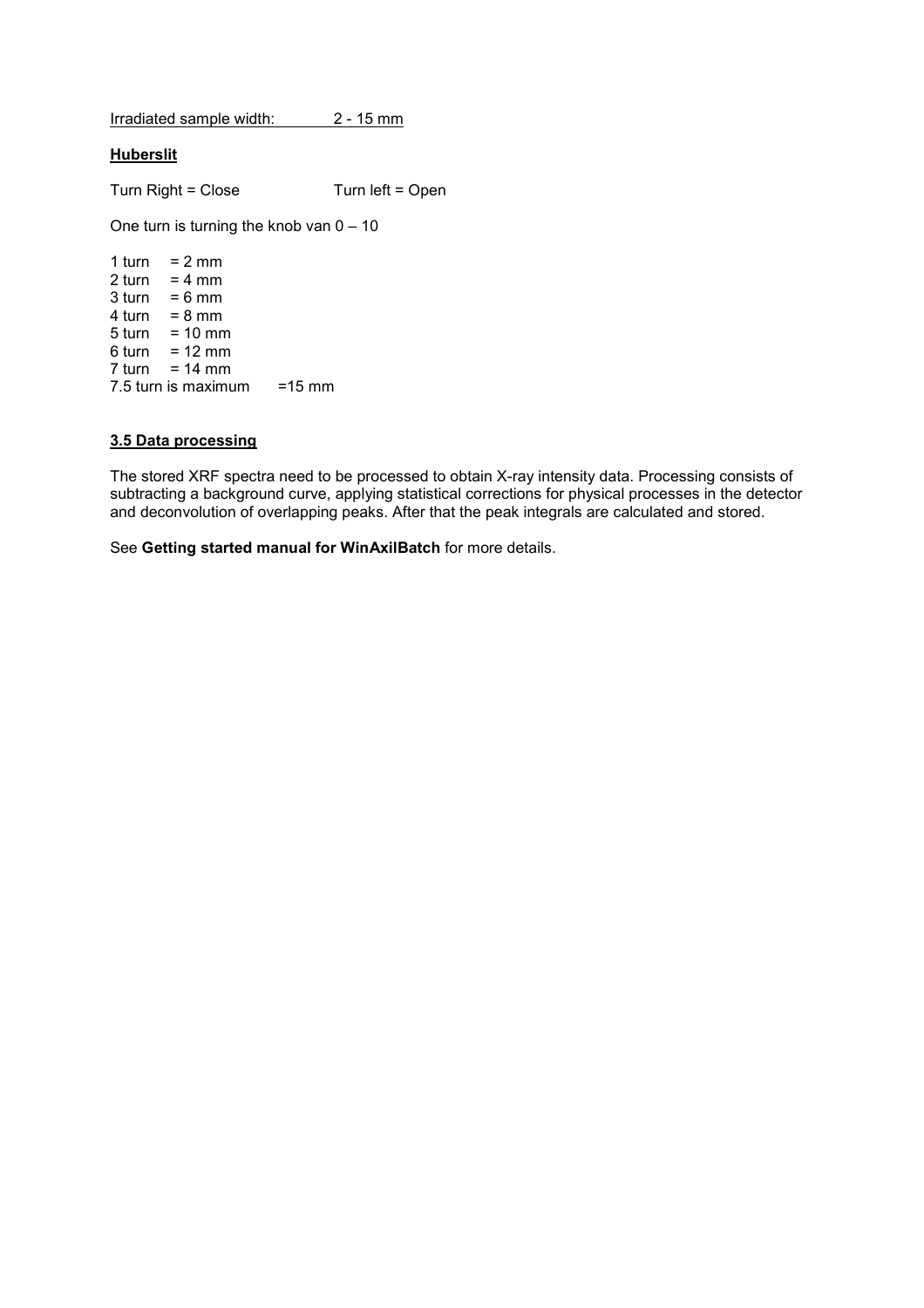<u>Irradiated sample width: 2 - 15 mm</u>

**<u>Huberslit</u>**

Turn Right = Close Turn left = Open

One turn is turning the knob van 0 – 10

1 turn = 2 mm
2 turn = 4 mm
3 turn = 6 mm
4 turn = 8 mm
5 turn = 10 mm
6 turn = 12 mm
7 turn = 14 mm
7.5 turn is maximum =15 mm

## <u>3.5 Data processing</u>

The stored XRF spectra need to be processed to obtain X-ray intensity data. Processing consists of subtracting a background curve, applying statistical corrections for physical processes in the detector and deconvolution of overlapping peaks. After that the peak integrals are calculated and stored.

See **Getting started manual for WinAxilBatch** for more details.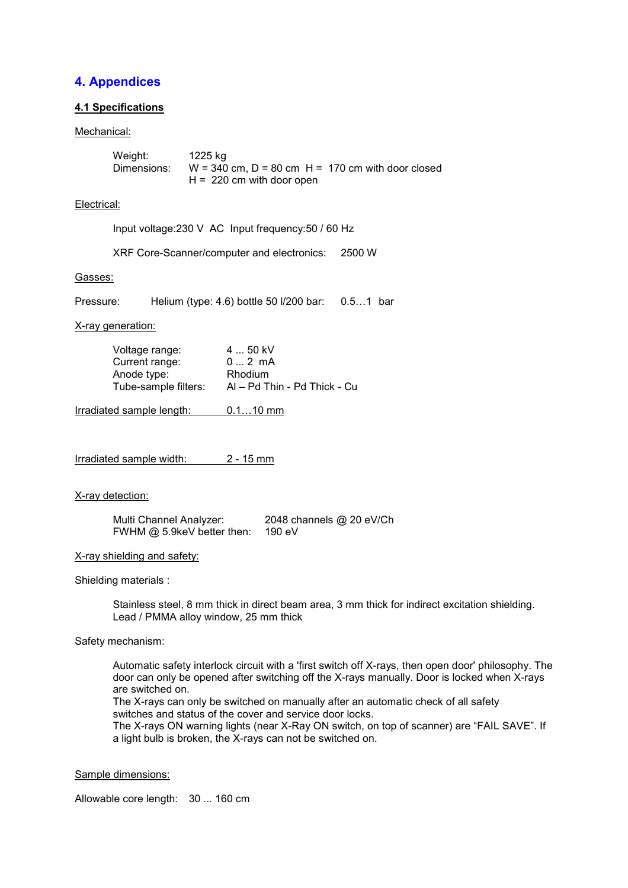# 4. Appendices

## 4.1 Specifications

Mechanical:

Weight: 1225 kg
Dimensions: W = 340 cm, D = 80 cm H = 170 cm with door closed
H = 220 cm with door open

Electrical:

Input voltage:230 V AC Input frequency:50 / 60 Hz

XRF Core-Scanner/computer and electronics: 2500 W

Gasses:

Pressure: Helium (type: 4.6) bottle 50 l/200 bar: 0.5…1 bar

X-ray generation:

Voltage range: 4 ... 50 kV
Current range: 0 ... 2 mA
Anode type: Rhodium
Tube-sample filters: Al – Pd Thin - Pd Thick - Cu

Irradiated sample length: 0.1…10 mm

Irradiated sample width: 2 - 15 mm

X-ray detection:

Multi Channel Analyzer: 2048 channels @ 20 eV/Ch
FWHM @ 5.9keV better then: 190 eV

X-ray shielding and safety:

Shielding materials :

Stainless steel, 8 mm thick in direct beam area, 3 mm thick for indirect excitation shielding.
Lead / PMMA alloy window, 25 mm thick

Safety mechanism:

Automatic safety interlock circuit with a 'first switch off X-rays, then open door' philosophy. The door can only be opened after switching off the X-rays manually. Door is locked when X-rays are switched on.
The X-rays can only be switched on manually after an automatic check of all safety switches and status of the cover and service door locks.
The X-rays ON warning lights (near X-Ray ON switch, on top of scanner) are "FAIL SAVE". If a light bulb is broken, the X-rays can not be switched on.

Sample dimensions:

Allowable core length: 30 ... 160 cm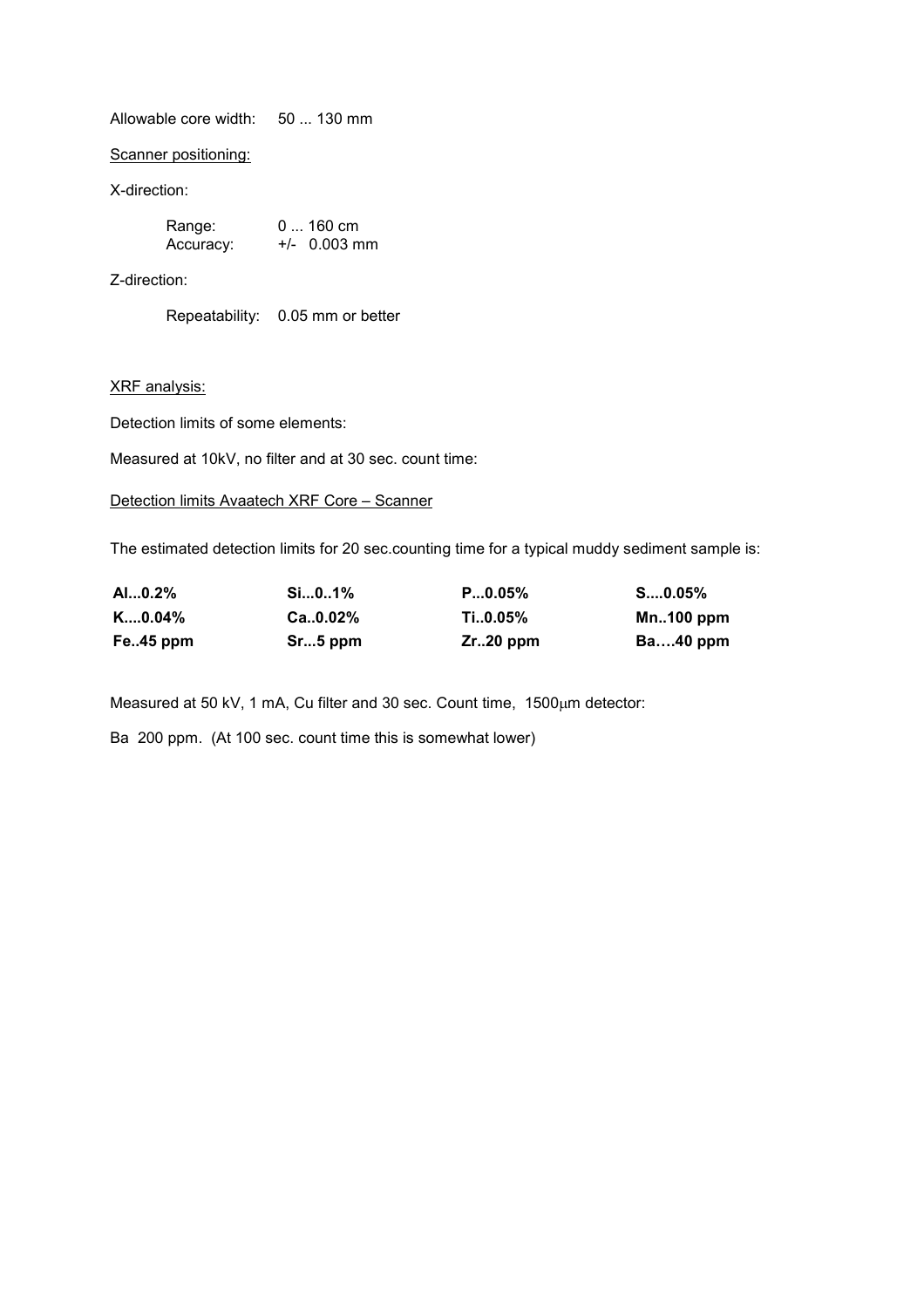Allowable core width: 50 ... 130 mm

Scanner positioning:

X-direction:

Range: 0 ... 160 cm
Accuracy: +/- 0.003 mm

Z-direction:

Repeatability: 0.05 mm or better

XRF analysis:

Detection limits of some elements:

Measured at 10kV, no filter and at 30 sec. count time:

Detection limits Avaatech XRF Core – Scanner

The estimated detection limits for 20 sec.counting time for a typical muddy sediment sample is:

| | | | |
|---|---|---|---|
| **Al...0.2%** | **Si...0..1%** | **P...0.05%** | **S....0.05%** |
| **K....0.04%** | **Ca..0.02%** | **Ti..0.05%** | **Mn..100 ppm** |
| **Fe..45 ppm** | **Sr...5 ppm** | **Zr..20 ppm** | **Ba….40 ppm** |

Measured at 50 kV, 1 mA, Cu filter and 30 sec. Count time, 1500μm detector:

Ba 200 ppm. (At 100 sec. count time this is somewhat lower)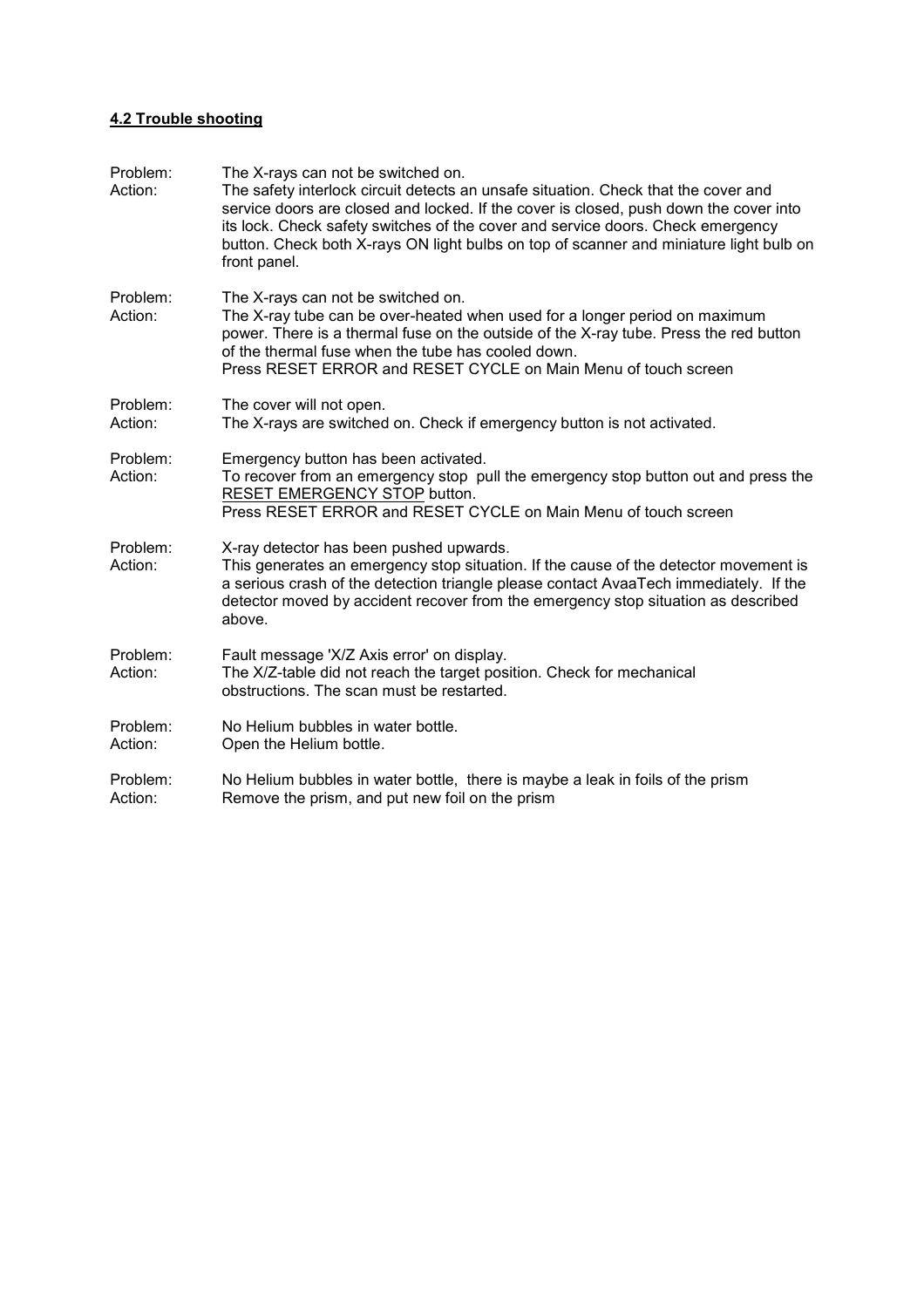## 4.2 Trouble shooting

Problem: The X-rays can not be switched on.
Action: The safety interlock circuit detects an unsafe situation. Check that the cover and service doors are closed and locked. If the cover is closed, push down the cover into its lock. Check safety switches of the cover and service doors. Check emergency button. Check both X-rays ON light bulbs on top of scanner and miniature light bulb on front panel.

Problem: The X-rays can not be switched on.
Action: The X-ray tube can be over-heated when used for a longer period on maximum power. There is a thermal fuse on the outside of the X-ray tube. Press the red button of the thermal fuse when the tube has cooled down.
Press RESET ERROR and RESET CYCLE on Main Menu of touch screen

Problem: The cover will not open.
Action: The X-rays are switched on. Check if emergency button is not activated.

Problem: Emergency button has been activated.
Action: To recover from an emergency stop pull the emergency stop button out and press the <u>RESET EMERGENCY STOP</u> button.
Press RESET ERROR and RESET CYCLE on Main Menu of touch screen

Problem: X-ray detector has been pushed upwards.
Action: This generates an emergency stop situation. If the cause of the detector movement is a serious crash of the detection triangle please contact AvaaTech immediately. If the detector moved by accident recover from the emergency stop situation as described above.

Problem: Fault message 'X/Z Axis error' on display.
Action: The X/Z-table did not reach the target position. Check for mechanical obstructions. The scan must be restarted.

Problem: No Helium bubbles in water bottle.
Action: Open the Helium bottle.

Problem: No Helium bubbles in water bottle, there is maybe a leak in foils of the prism
Action: Remove the prism, and put new foil on the prism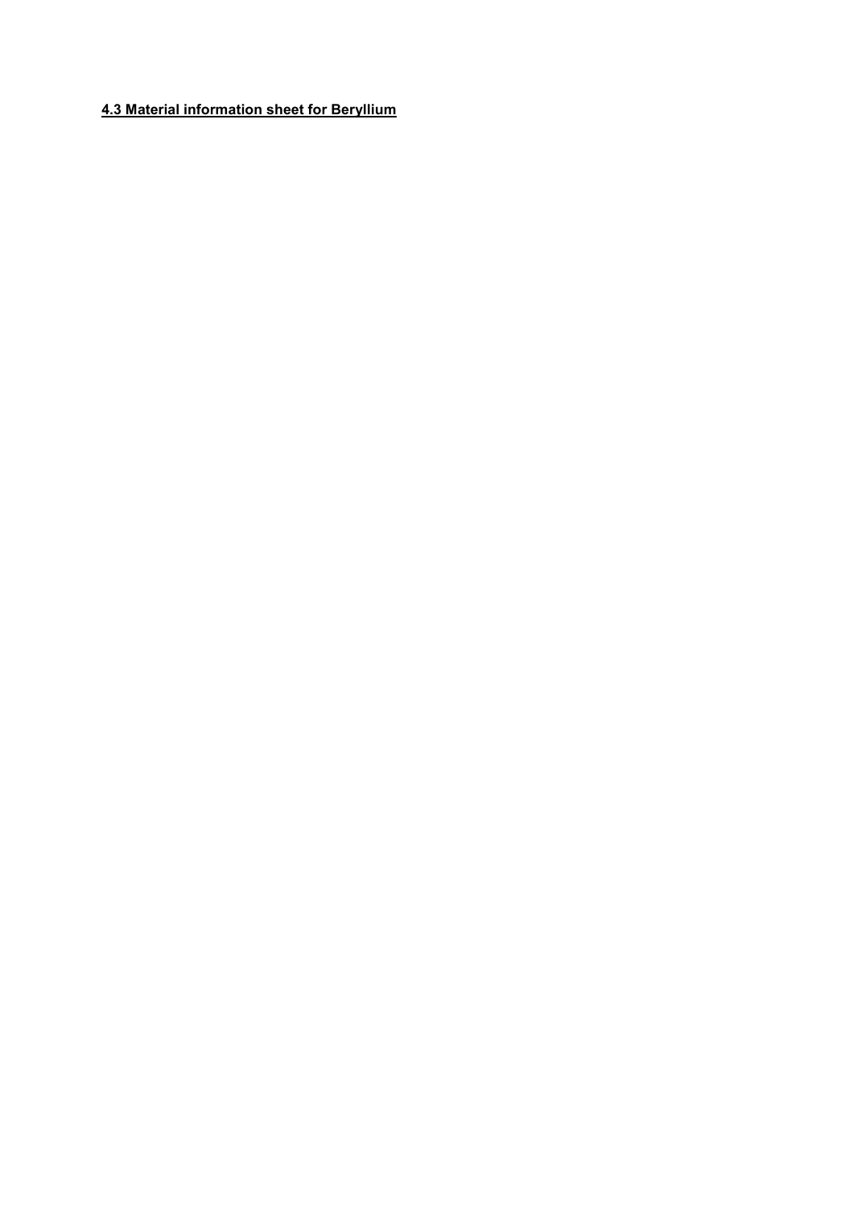### 4.3 Material information sheet for Beryllium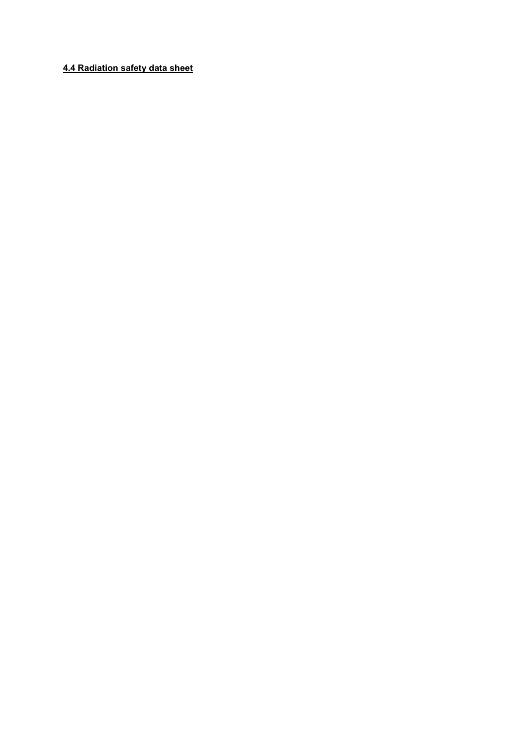**4.4 Radiation safety data sheet**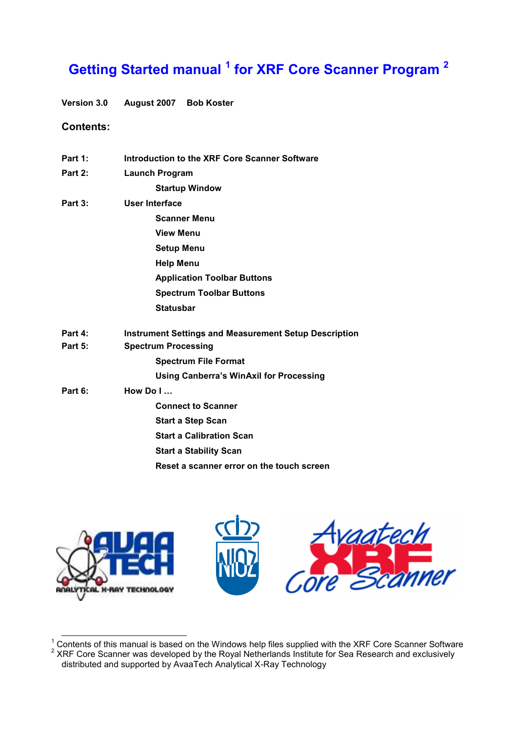# Getting Started manual [1] for XRF Core Scanner Program [2]

**Version 3.0 August 2007 Bob Koster**

## Contents:

| | |
|---|---|
| **Part 1:** | **Introduction to the XRF Core Scanner Software** |
| **Part 2:** | **Launch Program** |
| | **Startup Window** |
| **Part 3:** | **User Interface** |
| | **Scanner Menu** |
| | **View Menu** |
| | **Setup Menu** |
| | **Help Menu** |
| | **Application Toolbar Buttons** |
| | **Spectrum Toolbar Buttons** |
| | **Statusbar** |
| **Part 4:** | **Instrument Settings and Measurement Setup Description** |
| **Part 5:** | **Spectrum Processing** |
| | **Spectrum File Format** |
| | **Using Canberra's WinAxil for Processing** |
| **Part 6:** | **How Do I …** |
| | **Connect to Scanner** |
| | **Start a Step Scan** |
| | **Start a Calibration Scan** |
| | **Start a Stability Scan** |
| | **Reset a scanner error on the touch screen** |

[1] Contents of this manual is based on the Windows help files supplied with the XRF Core Scanner Software

[2] XRF Core Scanner was developed by the Royal Netherlands Institute for Sea Research and exclusively distributed and supported by AvaaTech Analytical X-Ray Technology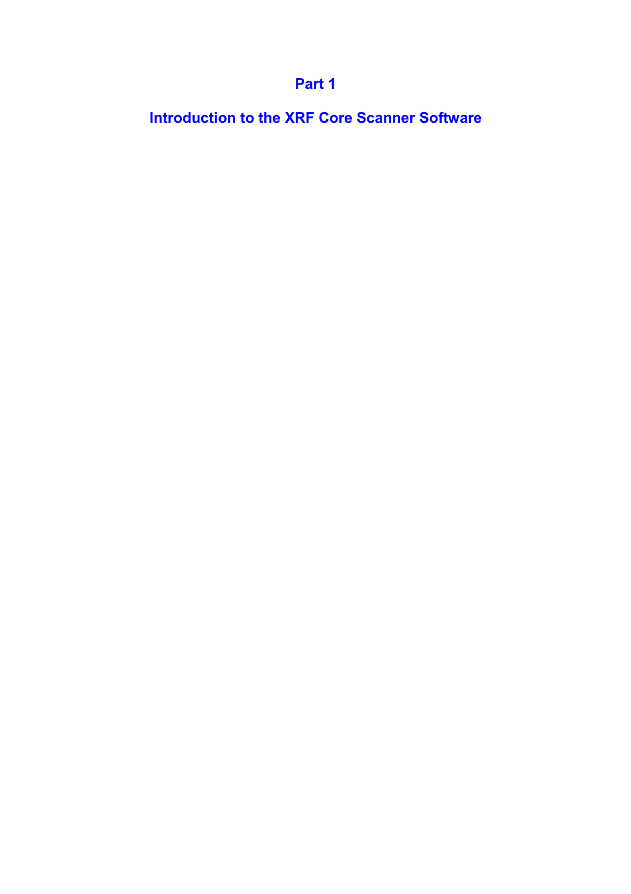# Part 1

# Introduction to the XRF Core Scanner Software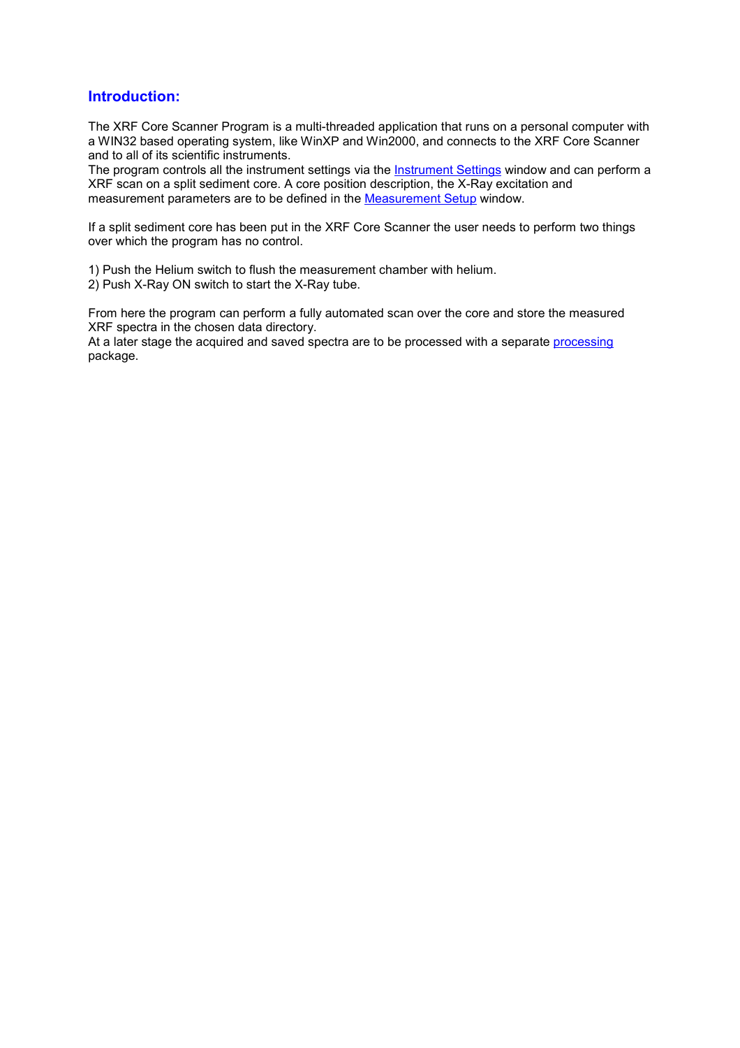## Introduction:

The XRF Core Scanner Program is a multi-threaded application that runs on a personal computer with a WIN32 based operating system, like WinXP and Win2000, and connects to the XRF Core Scanner and to all of its scientific instruments.
The program controls all the instrument settings via the Instrument Settings window and can perform a XRF scan on a split sediment core. A core position description, the X-Ray excitation and measurement parameters are to be defined in the Measurement Setup window.

If a split sediment core has been put in the XRF Core Scanner the user needs to perform two things over which the program has no control.

1) Push the Helium switch to flush the measurement chamber with helium.
2) Push X-Ray ON switch to start the X-Ray tube.

From here the program can perform a fully automated scan over the core and store the measured XRF spectra in the chosen data directory.
At a later stage the acquired and saved spectra are to be processed with a separate processing package.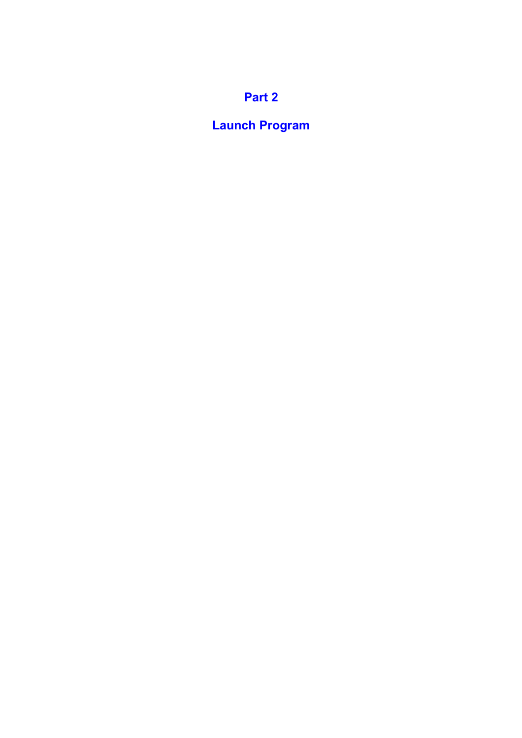# Part 2

# Launch Program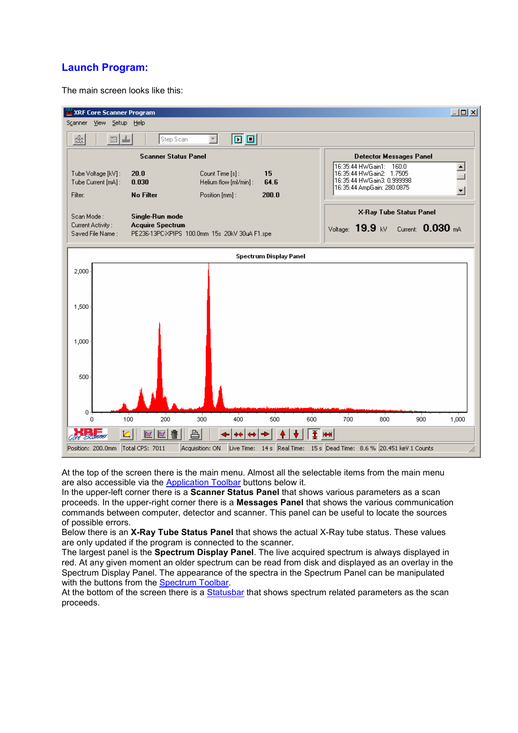## Launch Program:

The main screen looks like this:

At the top of the screen there is the main menu. Almost all the selectable items from the main menu are also accessible via the Application Toolbar buttons below it.
In the upper-left corner there is a **Scanner Status Panel** that shows various parameters as a scan proceeds. In the upper-right corner there is a **Messages Panel** that shows the various communication commands between computer, detector and scanner. This panel can be useful to locate the sources of possible errors.
Below there is an **X-Ray Tube Status Panel** that shows the actual X-Ray tube status. These values are only updated if the program is connected to the scanner.
The largest panel is the **Spectrum Display Panel**. The live acquired spectrum is always displayed in red. At any given moment an older spectrum can be read from disk and displayed as an overlay in the Spectrum Display Panel. The appearance of the spectra in the Spectrum Panel can be manipulated with the buttons from the Spectrum Toolbar.
At the bottom of the screen there is a Statusbar that shows spectrum related parameters as the scan proceeds.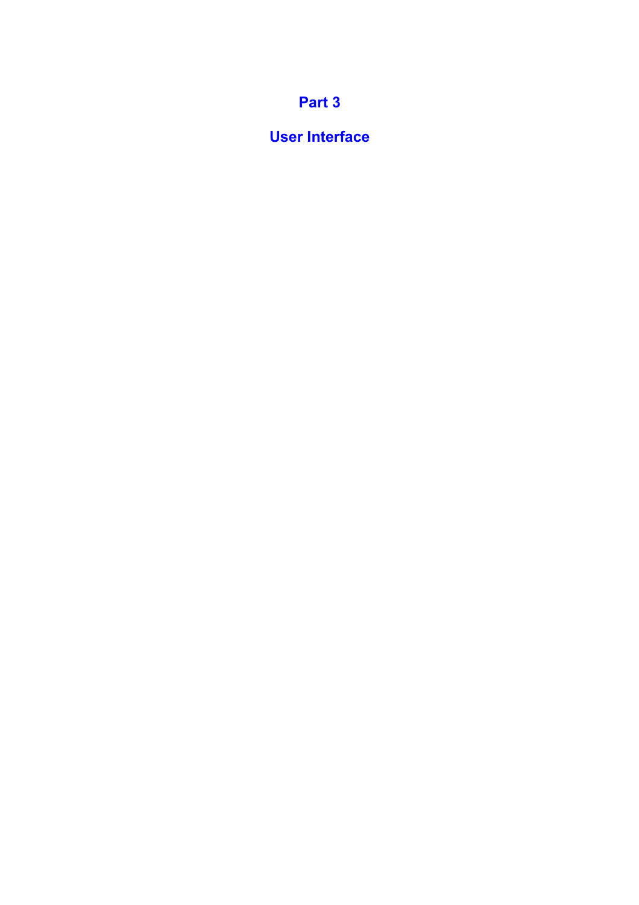# Part 3

# User Interface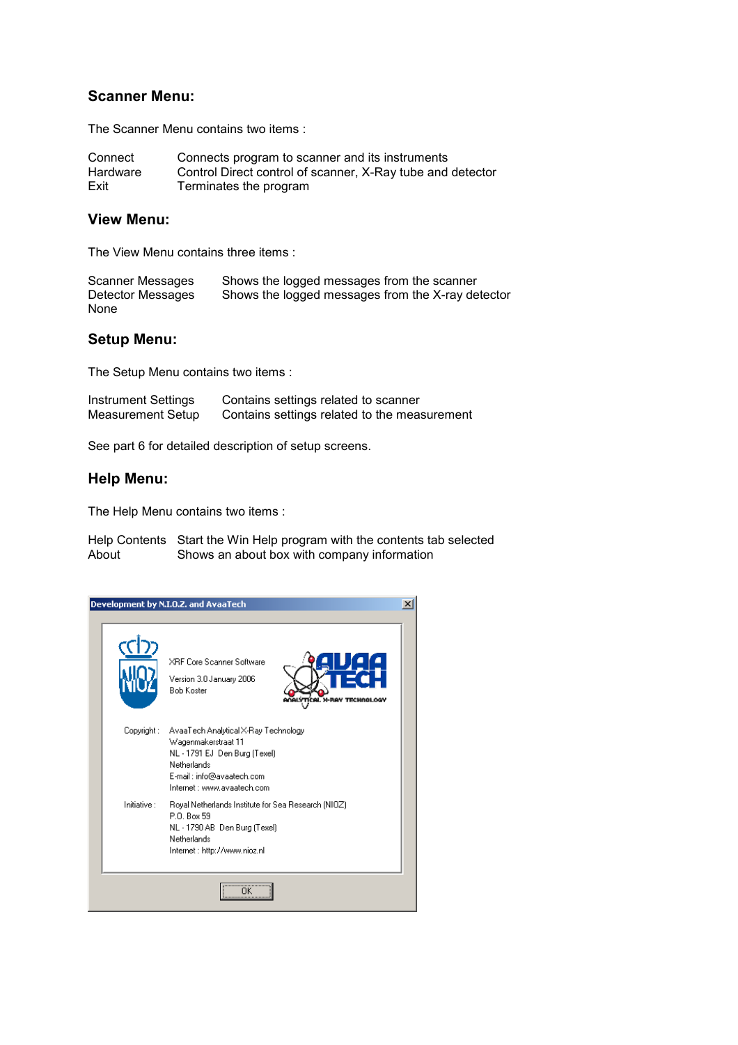## Scanner Menu:

The Scanner Menu contains two items :

| | |
|---|---|
| Connect | Connects program to scanner and its instruments |
| Hardware | Control Direct control of scanner, X-Ray tube and detector |
| Exit | Terminates the program |

## View Menu:

The View Menu contains three items :

| | |
|---|---|
| Scanner Messages | Shows the logged messages from the scanner |
| Detector Messages | Shows the logged messages from the X-ray detector |
| None | |

## Setup Menu:

The Setup Menu contains two items :

| | |
|---|---|
| Instrument Settings | Contains settings related to scanner |
| Measurement Setup | Contains settings related to the measurement |

See part 6 for detailed description of setup screens.

## Help Menu:

The Help Menu contains two items :

| | |
|---|---|
| Help Contents | Start the Win Help program with the contents tab selected |
| About | Shows an about box with company information |

Development by N.I.O.Z. and AvaaTech

XRF Core Scanner Software
Version 3.0 January 2006
Bob Koster

Copyright : AvaaTech Analytical X-Ray Technology
Wagenmakerstraat 11
NL - 1791 EJ Den Burg (Texel)
Netherlands
E-mail : info@avaatech.com
Internet : www.avaatech.com

Initiative : Royal Netherlands Institute for Sea Research (NIOZ)
P.O. Box 59
NL - 1790 AB Den Burg (Texel)
Netherlands
Internet : http://www.nioz.nl

OK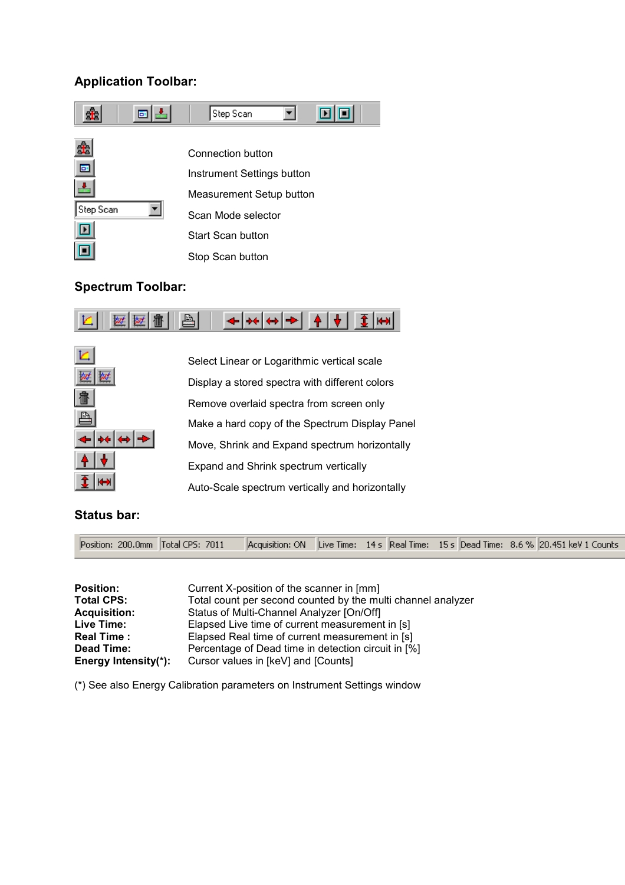### Application Toolbar:

Step Scan

| | |
|---|---|
| | Connection button |
| | Instrument Settings button |
| | Measurement Setup button |
| Step Scan | Scan Mode selector |
| | Start Scan button |
| | Stop Scan button |

### Spectrum Toolbar:

| | |
|---|---|
| | Select Linear or Logarithmic vertical scale |
| | Display a stored spectra with different colors |
| | Remove overlaid spectra from screen only |
| | Make a hard copy of the Spectrum Display Panel |
| | Move, Shrink and Expand spectrum horizontally |
| | Expand and Shrink spectrum vertically |
| | Auto-Scale spectrum vertically and horizontally |

### Status bar:

Position: 200.0mm | Total CPS: 7011 | Acquisition: ON | Live Time: 14 s | Real Time: 15 s | Dead Time: 8.6 % | 20.451 keV 1 Counts

| | |
|---|---|
| **Position:** | Current X-position of the scanner in [mm] |
| **Total CPS:** | Total count per second counted by the multi channel analyzer |
| **Acquisition:** | Status of Multi-Channel Analyzer [On/Off] |
| **Live Time:** | Elapsed Live time of current measurement in [s] |
| **Real Time :** | Elapsed Real time of current measurement in [s] |
| **Dead Time:** | Percentage of Dead time in detection circuit in [%] |
| **Energy Intensity(*):** | Cursor values in [keV] and [Counts] |

(*) See also Energy Calibration parameters on Instrument Settings window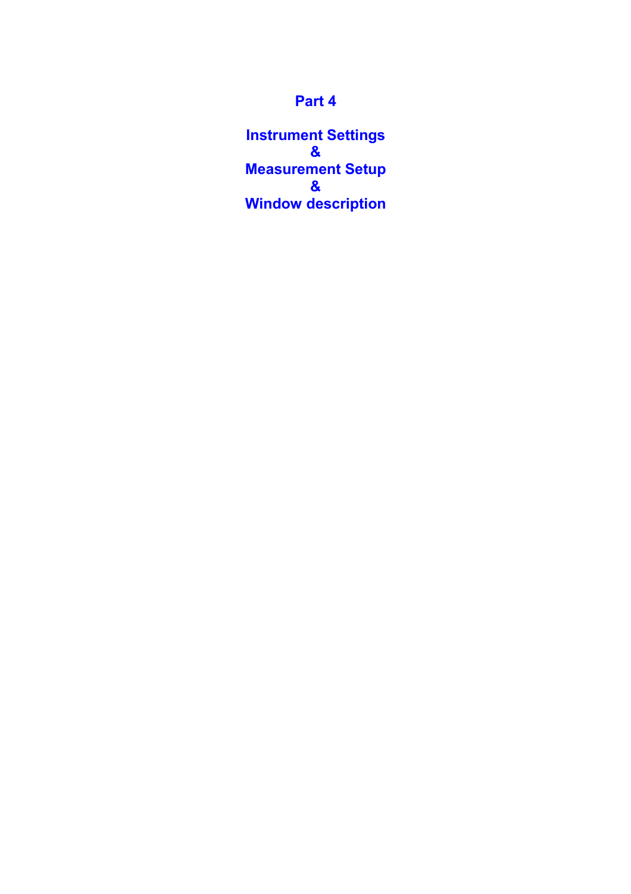# Part 4

# Instrument Settings
# &
# Measurement Setup
# &
# Window description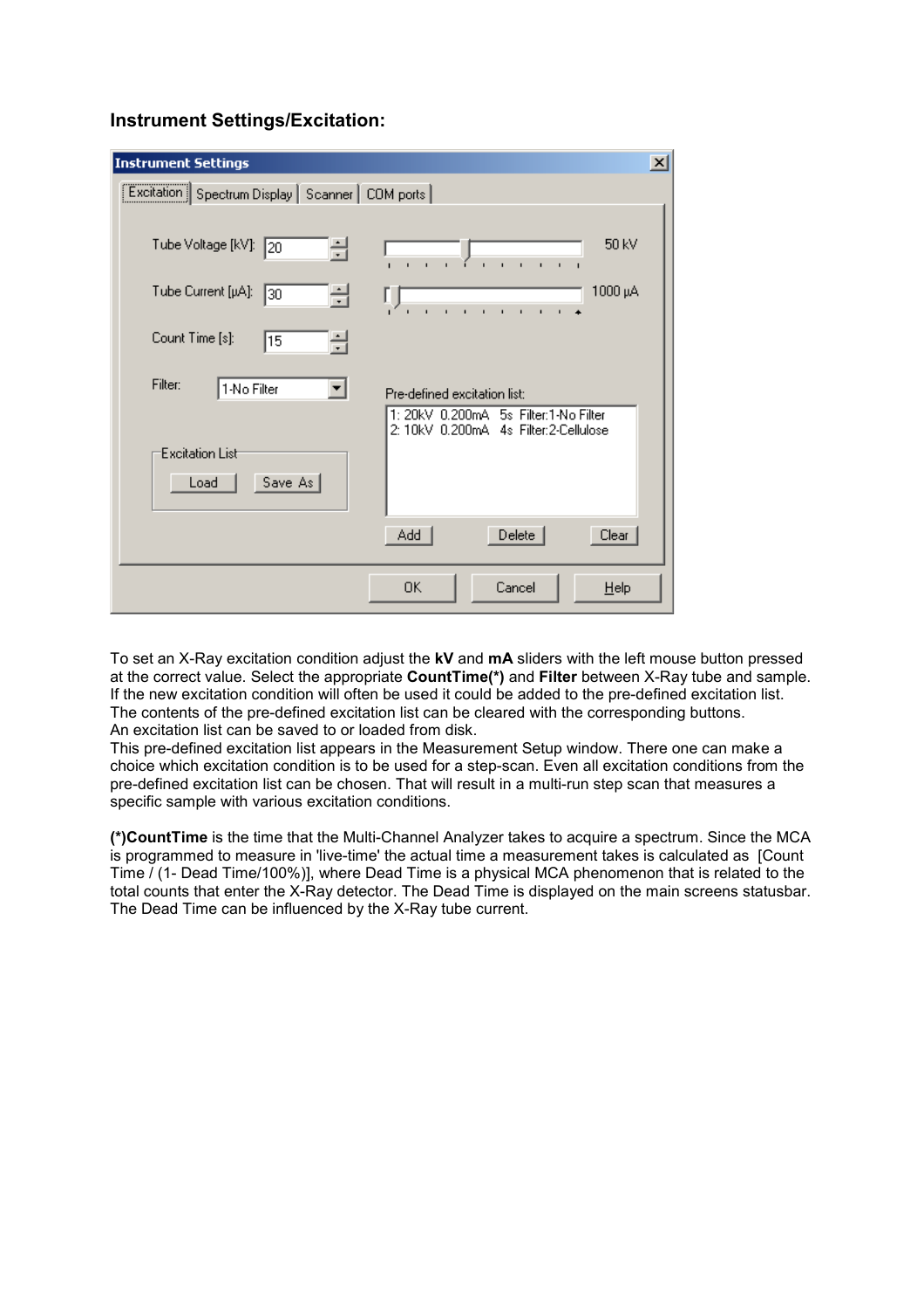### Instrument Settings/Excitation:

To set an X-Ray excitation condition adjust the **kV** and **mA** sliders with the left mouse button pressed at the correct value. Select the appropriate **CountTime(*)** and **Filter** between X-Ray tube and sample. If the new excitation condition will often be used it could be added to the pre-defined excitation list. The contents of the pre-defined excitation list can be cleared with the corresponding buttons.
An excitation list can be saved to or loaded from disk.
This pre-defined excitation list appears in the Measurement Setup window. There one can make a choice which excitation condition is to be used for a step-scan. Even all excitation conditions from the pre-defined excitation list can be chosen. That will result in a multi-run step scan that measures a specific sample with various excitation conditions.

**(*)CountTime** is the time that the Multi-Channel Analyzer takes to acquire a spectrum. Since the MCA is programmed to measure in 'live-time' the actual time a measurement takes is calculated as [Count Time / (1- Dead Time/100%)], where Dead Time is a physical MCA phenomenon that is related to the total counts that enter the X-Ray detector. The Dead Time is displayed on the main screens statusbar. The Dead Time can be influenced by the X-Ray tube current.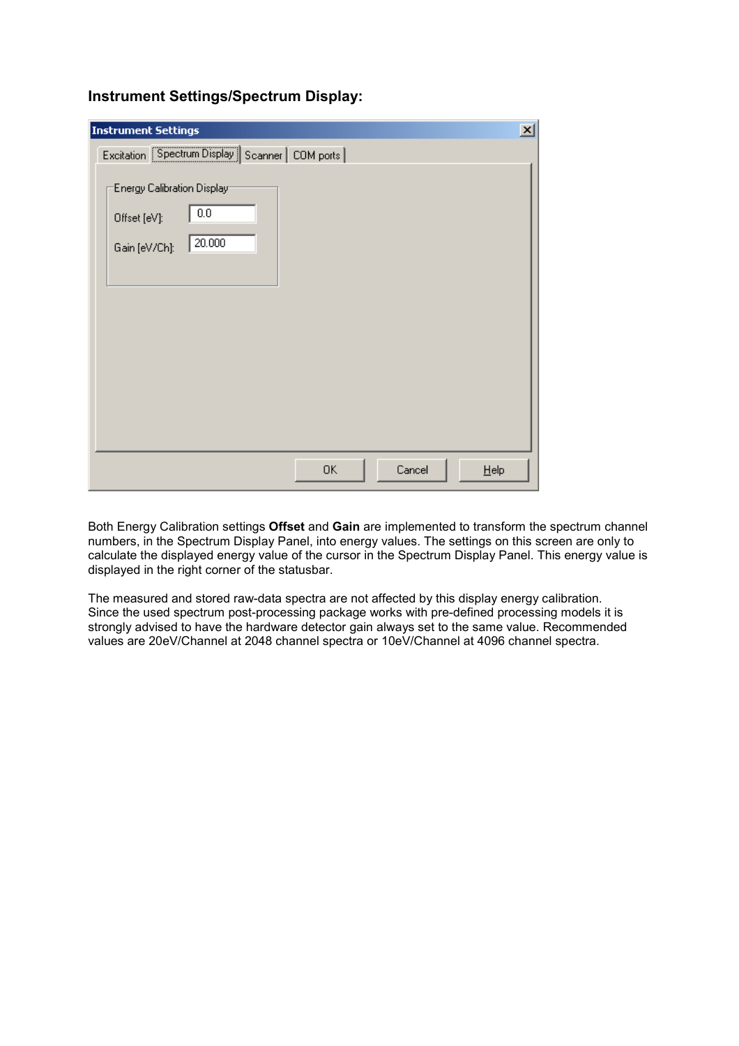### Instrument Settings/Spectrum Display:

Both Energy Calibration settings **Offset** and **Gain** are implemented to transform the spectrum channel numbers, in the Spectrum Display Panel, into energy values. The settings on this screen are only to calculate the displayed energy value of the cursor in the Spectrum Display Panel. This energy value is displayed in the right corner of the statusbar.

The measured and stored raw-data spectra are not affected by this display energy calibration. Since the used spectrum post-processing package works with pre-defined processing models it is strongly advised to have the hardware detector gain always set to the same value. Recommended values are 20eV/Channel at 2048 channel spectra or 10eV/Channel at 4096 channel spectra.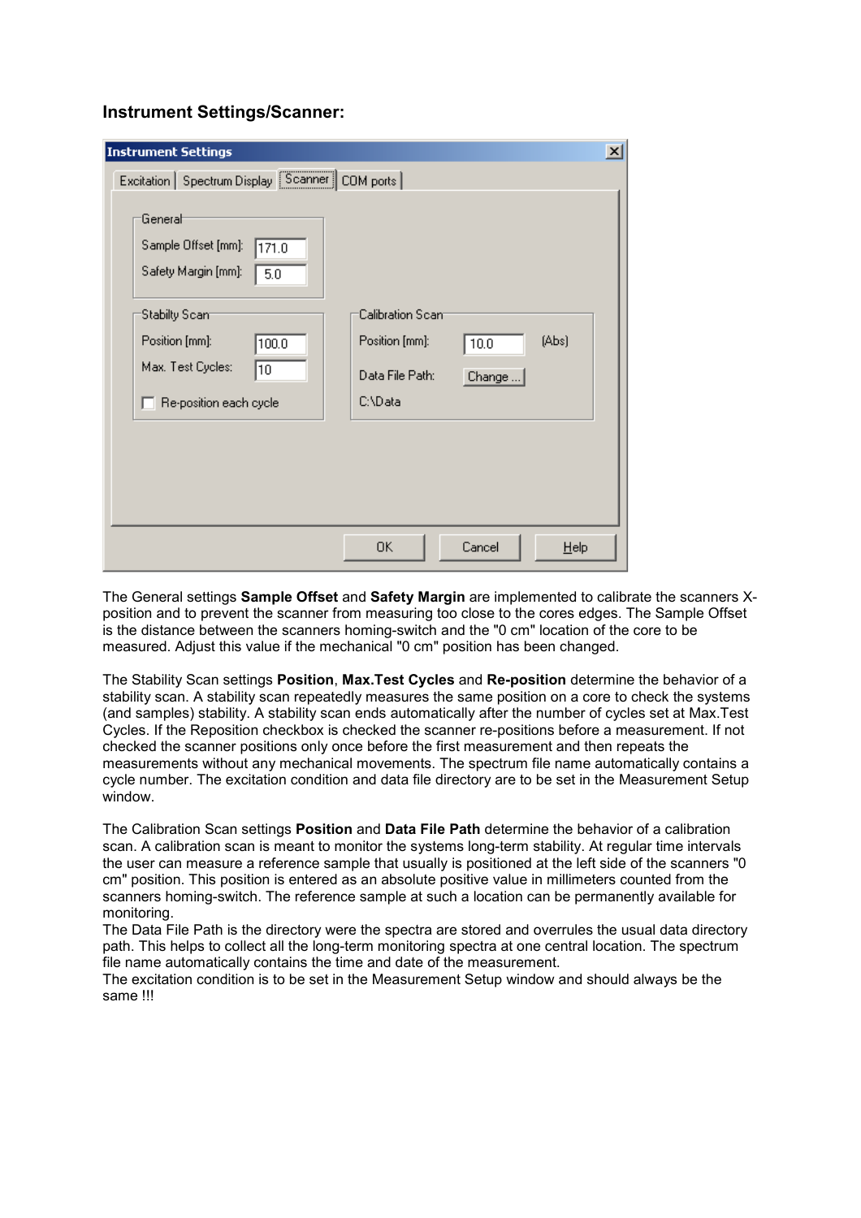### Instrument Settings/Scanner:

The General settings **Sample Offset** and **Safety Margin** are implemented to calibrate the scanners X-position and to prevent the scanner from measuring too close to the cores edges. The Sample Offset is the distance between the scanners homing-switch and the "0 cm" location of the core to be measured. Adjust this value if the mechanical "0 cm" position has been changed.

The Stability Scan settings **Position**, **Max.Test Cycles** and **Re-position** determine the behavior of a stability scan. A stability scan repeatedly measures the same position on a core to check the systems (and samples) stability. A stability scan ends automatically after the number of cycles set at Max.Test Cycles. If the Reposition checkbox is checked the scanner re-positions before a measurement. If not checked the scanner positions only once before the first measurement and then repeats the measurements without any mechanical movements. The spectrum file name automatically contains a cycle number. The excitation condition and data file directory are to be set in the Measurement Setup window.

The Calibration Scan settings **Position** and **Data File Path** determine the behavior of a calibration scan. A calibration scan is meant to monitor the systems long-term stability. At regular time intervals the user can measure a reference sample that usually is positioned at the left side of the scanners "0 cm" position. This position is entered as an absolute positive value in millimeters counted from the scanners homing-switch. The reference sample at such a location can be permanently available for monitoring.
The Data File Path is the directory were the spectra are stored and overrules the usual data directory path. This helps to collect all the long-term monitoring spectra at one central location. The spectrum file name automatically contains the time and date of the measurement.
The excitation condition is to be set in the Measurement Setup window and should always be the same !!!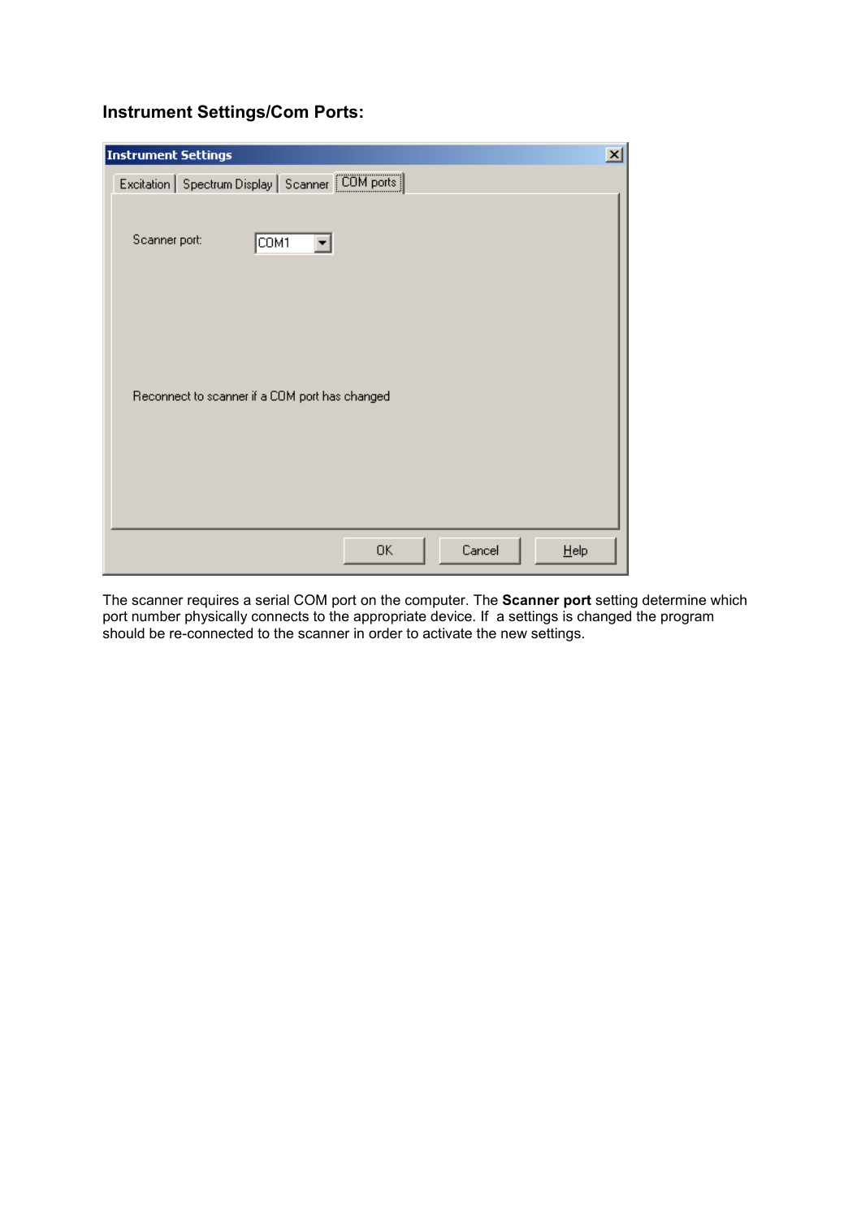### Instrument Settings/Com Ports:

The scanner requires a serial COM port on the computer. The **Scanner port** setting determine which port number physically connects to the appropriate device. If  a settings is changed the program should be re-connected to the scanner in order to activate the new settings.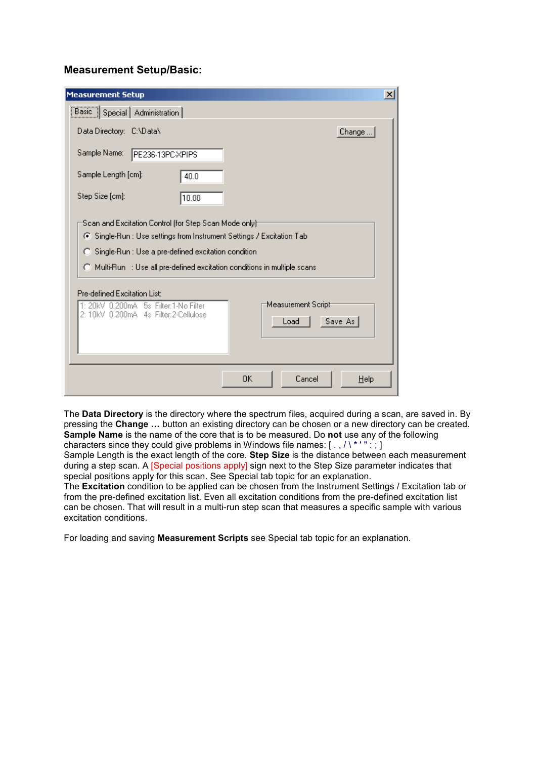### Measurement Setup/Basic:

The **Data Directory** is the directory where the spectrum files, acquired during a scan, are saved in. By pressing the **Change …** button an existing directory can be chosen or a new directory can be created. **Sample Name** is the name of the core that is to be measured. Do **not** use any of the following characters since they could give problems in Windows file names: [ . , / \ * ' " : ; ]
Sample Length is the exact length of the core. **Step Size** is the distance between each measurement during a step scan. A [Special positions apply] sign next to the Step Size parameter indicates that special positions apply for this scan. See Special tab topic for an explanation.
The **Excitation** condition to be applied can be chosen from the Instrument Settings / Excitation tab or from the pre-defined excitation list. Even all excitation conditions from the pre-defined excitation list can be chosen. That will result in a multi-run step scan that measures a specific sample with various excitation conditions.

For loading and saving **Measurement Scripts** see Special tab topic for an explanation.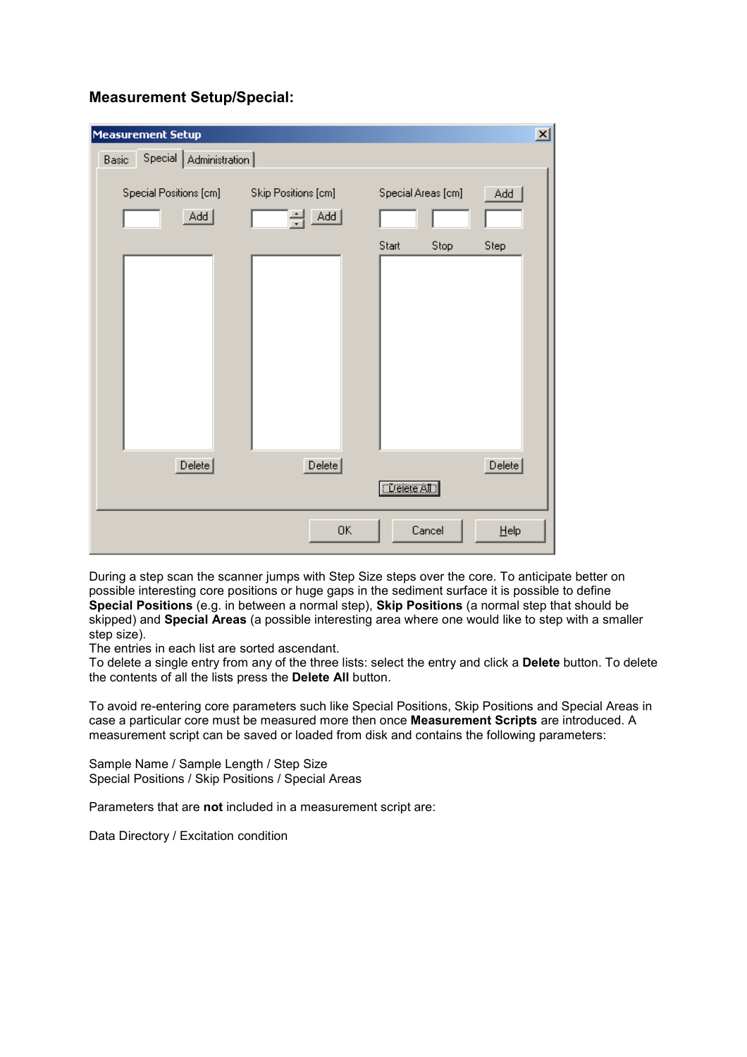### Measurement Setup/Special:

During a step scan the scanner jumps with Step Size steps over the core. To anticipate better on possible interesting core positions or huge gaps in the sediment surface it is possible to define **Special Positions** (e.g. in between a normal step), **Skip Positions** (a normal step that should be skipped) and **Special Areas** (a possible interesting area where one would like to step with a smaller step size).
The entries in each list are sorted ascendant.
To delete a single entry from any of the three lists: select the entry and click a **Delete** button. To delete the contents of all the lists press the **Delete All** button.

To avoid re-entering core parameters such like Special Positions, Skip Positions and Special Areas in case a particular core must be measured more then once **Measurement Scripts** are introduced. A measurement script can be saved or loaded from disk and contains the following parameters:

Sample Name / Sample Length / Step Size
Special Positions / Skip Positions / Special Areas

Parameters that are **not** included in a measurement script are:

Data Directory / Excitation condition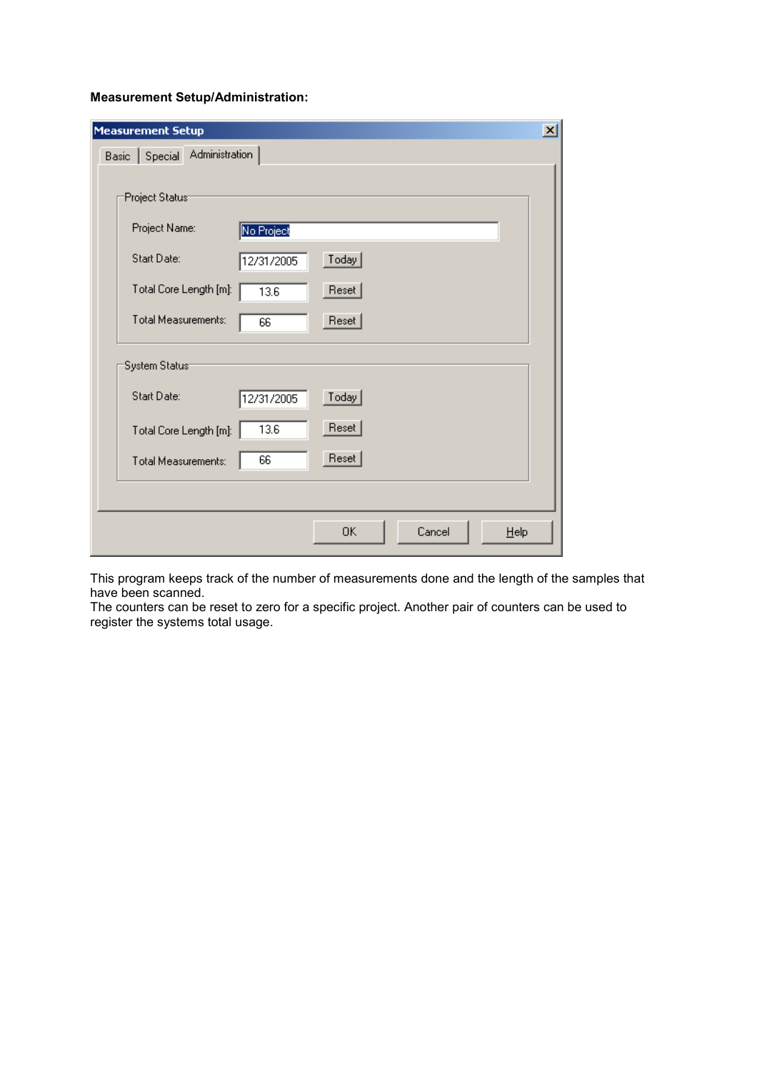**Measurement Setup/Administration:**

Measurement Setup

Basic | Special | Administration

Project Status

| | | |
|---|---|---|
| Project Name: | No Project | |
| Start Date: | 12/31/2005 | Today |
| Total Core Length [m]: | 13.6 | Reset |
| Total Measurements: | 66 | Reset |

System Status

| | | |
|---|---|---|
| Start Date: | 12/31/2005 | Today |
| Total Core Length [m]: | 13.6 | Reset |
| Total Measurements: | 66 | Reset |

OK | Cancel | Help

This program keeps track of the number of measurements done and the length of the samples that have been scanned.
The counters can be reset to zero for a specific project. Another pair of counters can be used to register the systems total usage.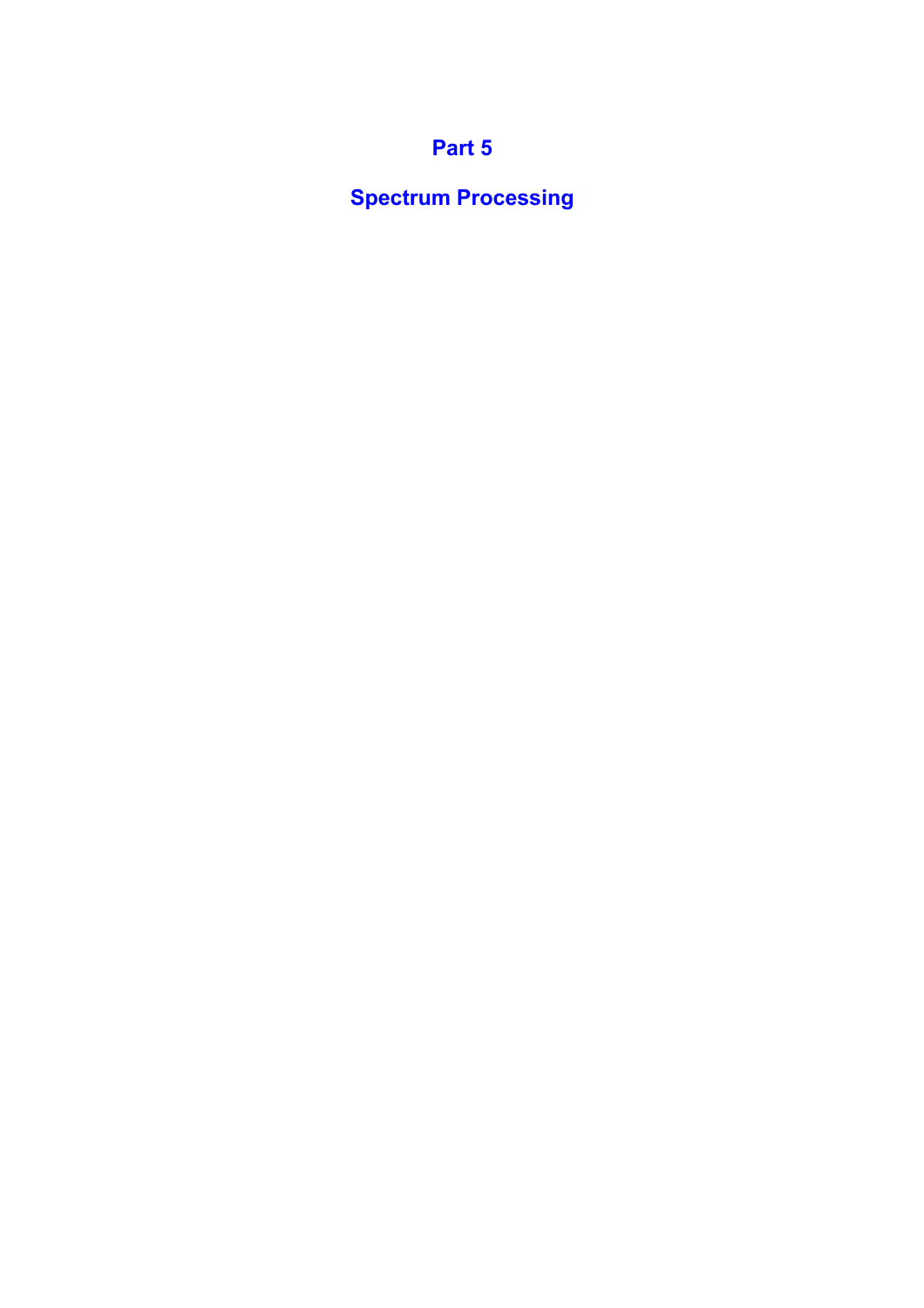# Part 5

# Spectrum Processing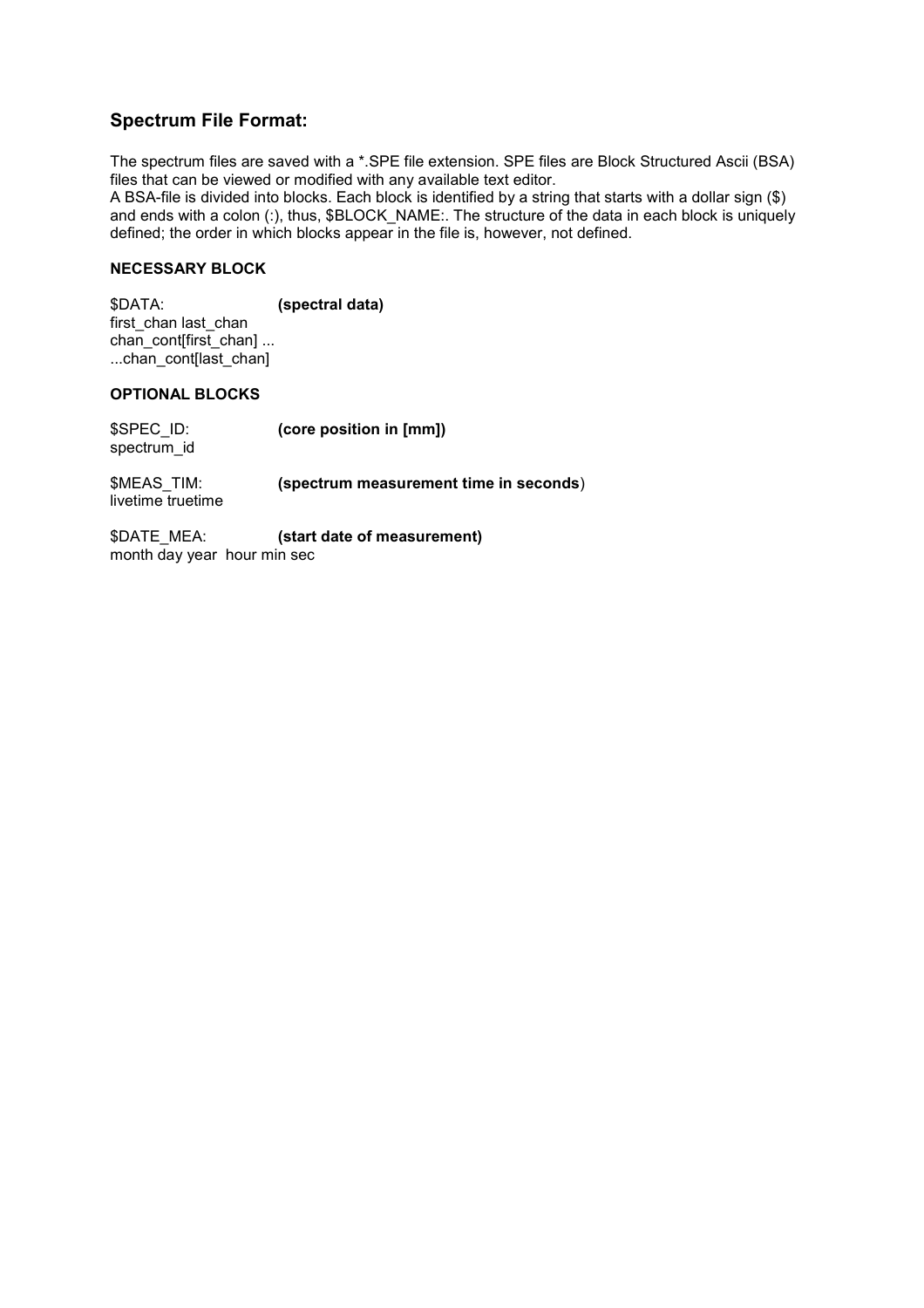## Spectrum File Format:

The spectrum files are saved with a *.SPE file extension. SPE files are Block Structured Ascii (BSA) files that can be viewed or modified with any available text editor.
A BSA-file is divided into blocks. Each block is identified by a string that starts with a dollar sign ($) and ends with a colon (:), thus, $BLOCK_NAME:. The structure of the data in each block is uniquely defined; the order in which blocks appear in the file is, however, not defined.

**NECESSARY BLOCK**

$DATA: **(spectral data)**
first_chan last_chan
chan_cont[first_chan] ...
...chan_cont[last_chan]

**OPTIONAL BLOCKS**

$SPEC_ID: **(core position in [mm])**
spectrum_id

$MEAS_TIM: **(spectrum measurement time in seconds)**
livetime truetime

$DATE_MEA: **(start date of measurement)**
month day year hour min sec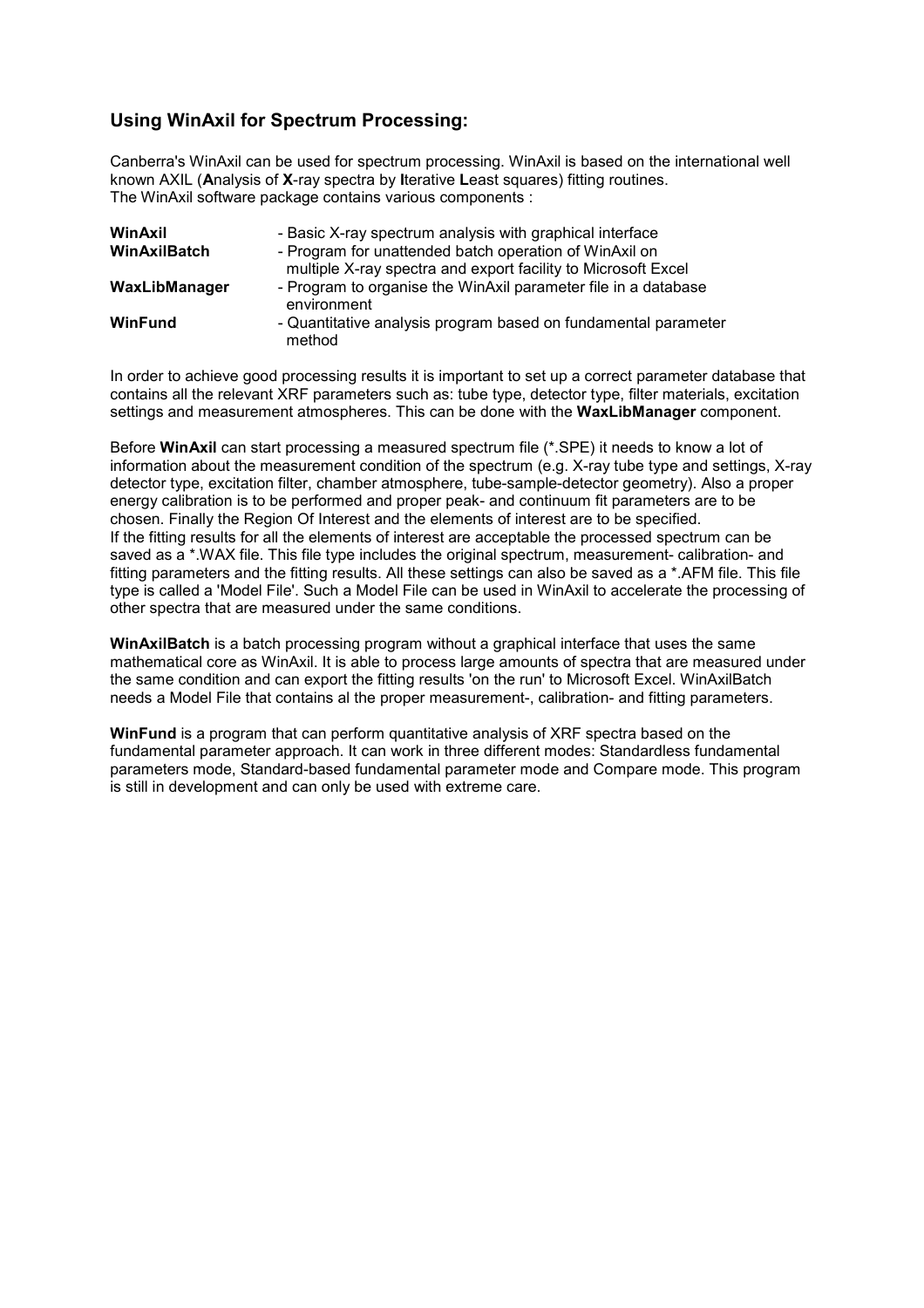## Using WinAxil for Spectrum Processing:

Canberra's WinAxil can be used for spectrum processing. WinAxil is based on the international well known AXIL (**A**nalysis of **X**-ray spectra by **I**terative **L**east squares) fitting routines.
The WinAxil software package contains various components :

| | |
|---|---|
| **WinAxil** | - Basic X-ray spectrum analysis with graphical interface |
| **WinAxilBatch** | - Program for unattended batch operation of WinAxil on multiple X-ray spectra and export facility to Microsoft Excel |
| **WaxLibManager** | - Program to organise the WinAxil parameter file in a database environment |
| **WinFund** | - Quantitative analysis program based on fundamental parameter method |

In order to achieve good processing results it is important to set up a correct parameter database that contains all the relevant XRF parameters such as: tube type, detector type, filter materials, excitation settings and measurement atmospheres. This can be done with the **WaxLibManager** component.

Before **WinAxil** can start processing a measured spectrum file (*.SPE) it needs to know a lot of information about the measurement condition of the spectrum (e.g. X-ray tube type and settings, X-ray detector type, excitation filter, chamber atmosphere, tube-sample-detector geometry). Also a proper energy calibration is to be performed and proper peak- and continuum fit parameters are to be chosen. Finally the Region Of Interest and the elements of interest are to be specified.
If the fitting results for all the elements of interest are acceptable the processed spectrum can be saved as a *.WAX file. This file type includes the original spectrum, measurement- calibration- and fitting parameters and the fitting results. All these settings can also be saved as a *.AFM file. This file type is called a 'Model File'. Such a Model File can be used in WinAxil to accelerate the processing of other spectra that are measured under the same conditions.

**WinAxilBatch** is a batch processing program without a graphical interface that uses the same mathematical core as WinAxil. It is able to process large amounts of spectra that are measured under the same condition and can export the fitting results 'on the run' to Microsoft Excel. WinAxilBatch needs a Model File that contains al the proper measurement-, calibration- and fitting parameters.

**WinFund** is a program that can perform quantitative analysis of XRF spectra based on the fundamental parameter approach. It can work in three different modes: Standardless fundamental parameters mode, Standard-based fundamental parameter mode and Compare mode. This program is still in development and can only be used with extreme care.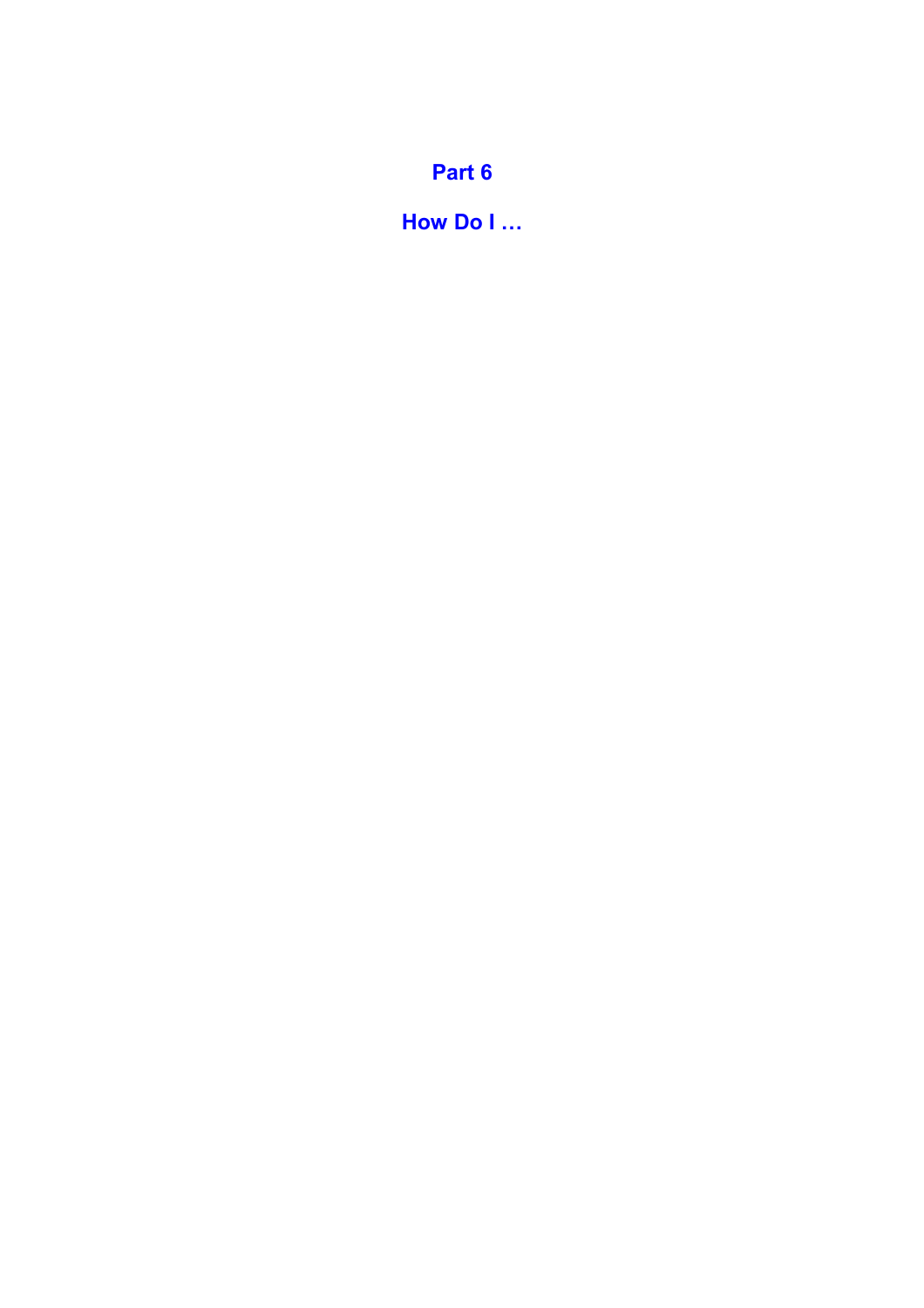# Part 6

# How Do I …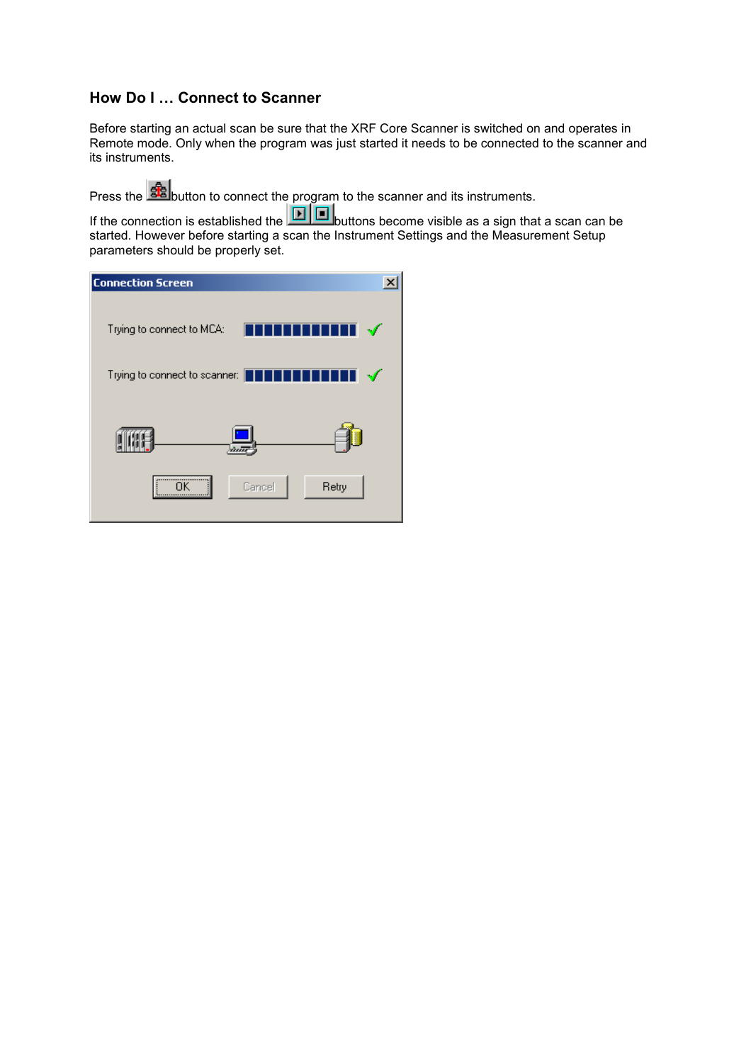## How Do I … Connect to Scanner

Before starting an actual scan be sure that the XRF Core Scanner is switched on and operates in Remote mode. Only when the program was just started it needs to be connected to the scanner and its instruments.

Press the button to connect the program to the scanner and its instruments.

If the connection is established the buttons become visible as a sign that a scan can be started. However before starting a scan the Instrument Settings and the Measurement Setup parameters should be properly set.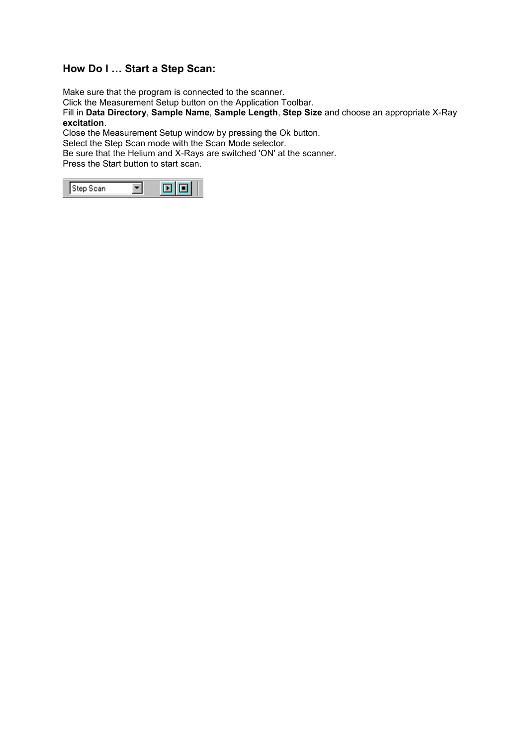### How Do I … Start a Step Scan:

Make sure that the program is connected to the scanner.
Click the Measurement Setup button on the Application Toolbar.
Fill in **Data Directory**, **Sample Name**, **Sample Length**, **Step Size** and choose an appropriate X-Ray **excitation**.
Close the Measurement Setup window by pressing the Ok button.
Select the Step Scan mode with the Scan Mode selector.
Be sure that the Helium and X-Rays are switched 'ON' at the scanner.
Press the Start button to start scan.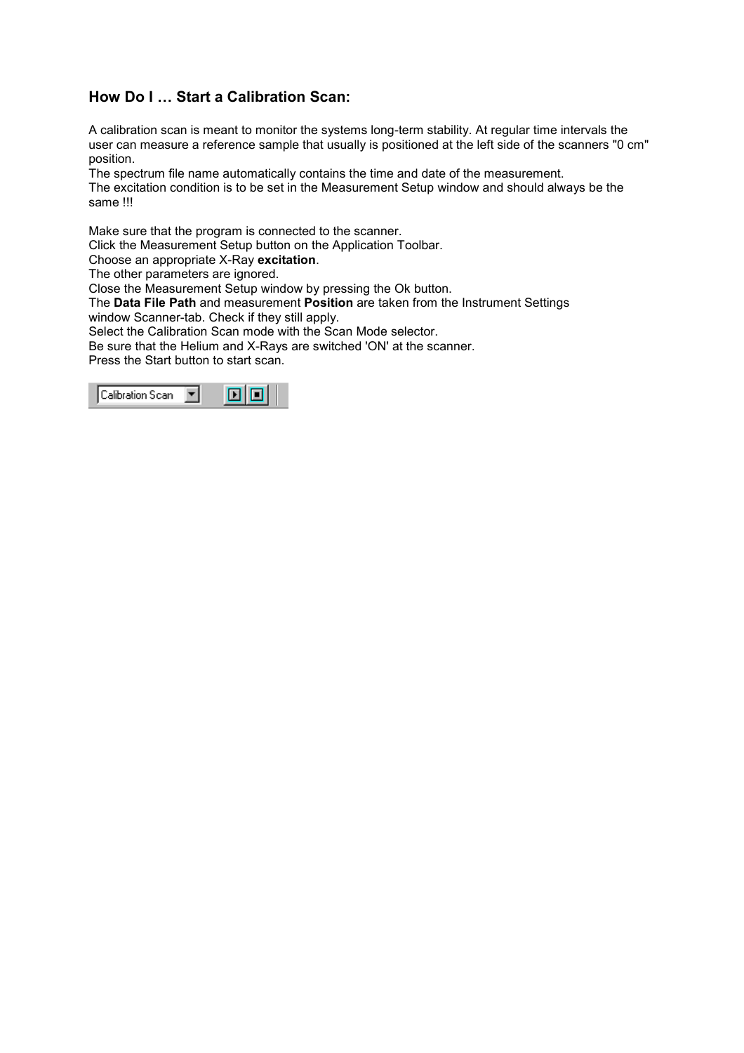### How Do I … Start a Calibration Scan:

A calibration scan is meant to monitor the systems long-term stability. At regular time intervals the user can measure a reference sample that usually is positioned at the left side of the scanners "0 cm" position.
The spectrum file name automatically contains the time and date of the measurement.
The excitation condition is to be set in the Measurement Setup window and should always be the same !!!

Make sure that the program is connected to the scanner.
Click the Measurement Setup button on the Application Toolbar.
Choose an appropriate X-Ray **excitation**.
The other parameters are ignored.
Close the Measurement Setup window by pressing the Ok button.
The **Data File Path** and measurement **Position** are taken from the Instrument Settings window Scanner-tab. Check if they still apply.
Select the Calibration Scan mode with the Scan Mode selector.
Be sure that the Helium and X-Rays are switched 'ON' at the scanner.
Press the Start button to start scan.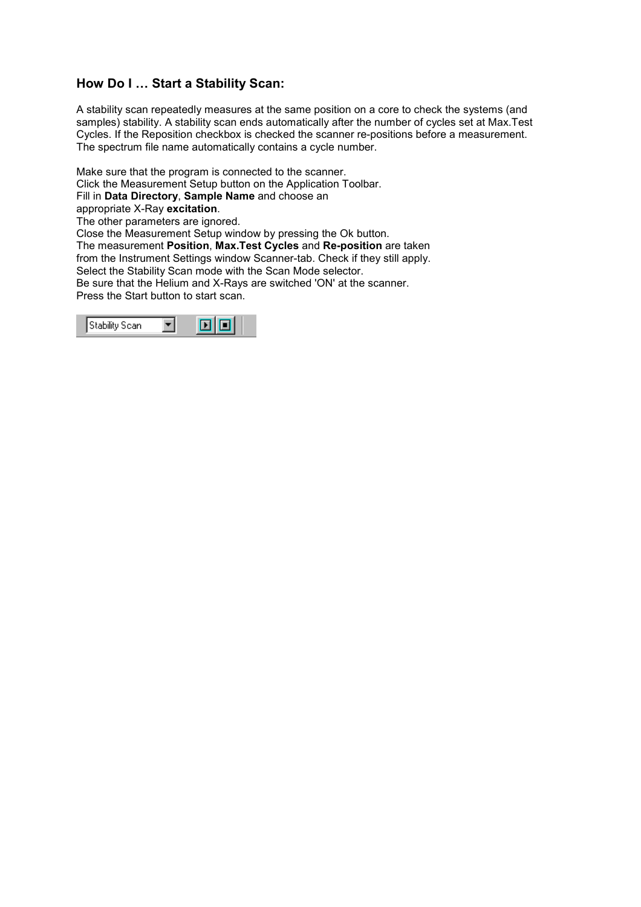## How Do I … Start a Stability Scan:

A stability scan repeatedly measures at the same position on a core to check the systems (and samples) stability. A stability scan ends automatically after the number of cycles set at Max.Test Cycles. If the Reposition checkbox is checked the scanner re-positions before a measurement. The spectrum file name automatically contains a cycle number.

Make sure that the program is connected to the scanner.
Click the Measurement Setup button on the Application Toolbar.
Fill in **Data Directory**, **Sample Name** and choose an appropriate X-Ray **excitation**.
The other parameters are ignored.
Close the Measurement Setup window by pressing the Ok button.
The measurement **Position**, **Max.Test Cycles** and **Re-position** are taken from the Instrument Settings window Scanner-tab. Check if they still apply.
Select the Stability Scan mode with the Scan Mode selector.
Be sure that the Helium and X-Rays are switched 'ON' at the scanner.
Press the Start button to start scan.

Stability Scan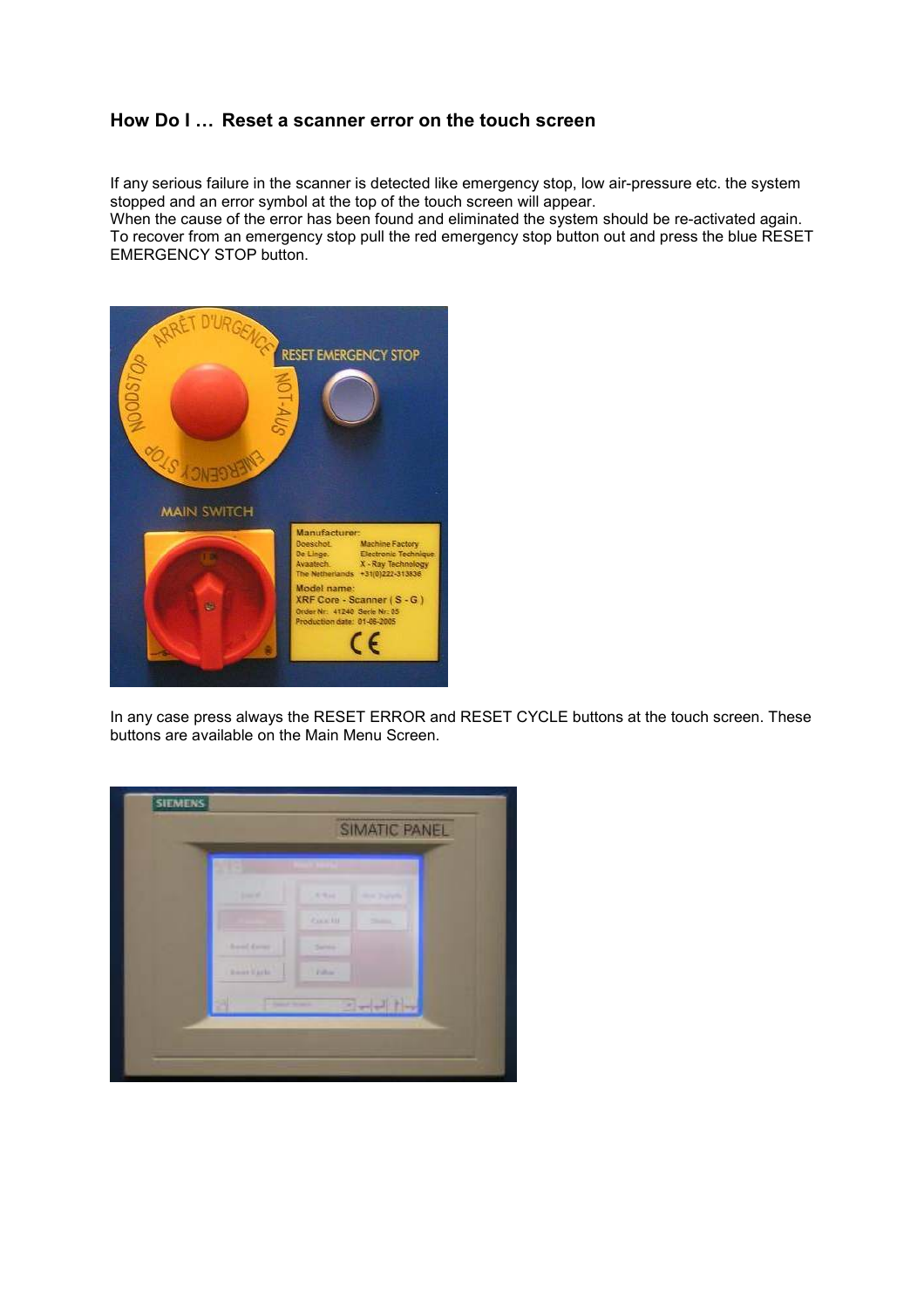## How Do I … Reset a scanner error on the touch screen

If any serious failure in the scanner is detected like emergency stop, low air-pressure etc. the system stopped and an error symbol at the top of the touch screen will appear.
When the cause of the error has been found and eliminated the system should be re-activated again.
To recover from an emergency stop pull the red emergency stop button out and press the blue RESET EMERGENCY STOP button.

In any case press always the RESET ERROR and RESET CYCLE buttons at the touch screen. These buttons are available on the Main Menu Screen.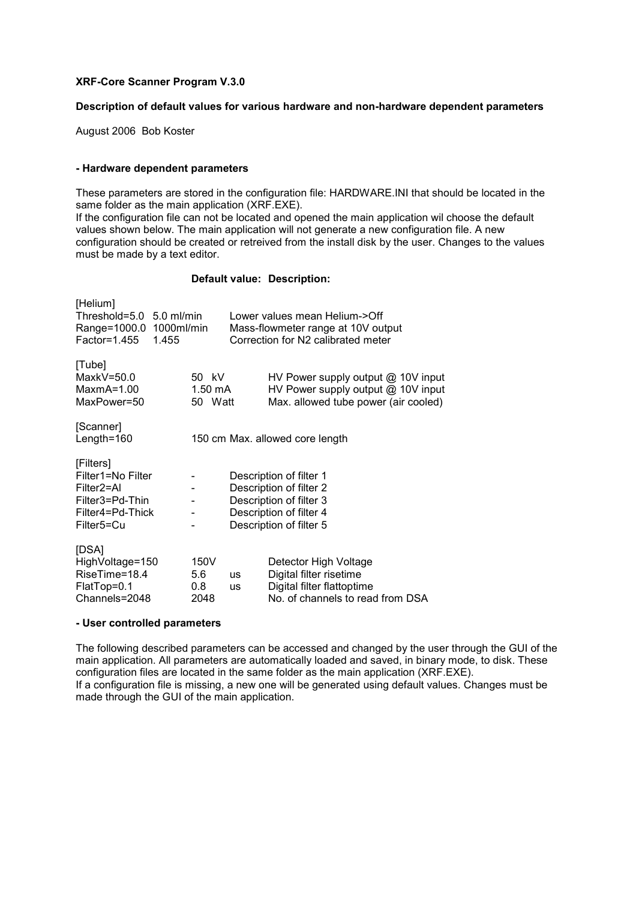**XRF-Core Scanner Program V.3.0**

**Description of default values for various hardware and non-hardware dependent parameters**

August 2006 Bob Koster

**- Hardware dependent parameters**

These parameters are stored in the configuration file: HARDWARE.INI that should be located in the same folder as the main application (XRF.EXE).
If the configuration file can not be located and opened the main application wil choose the default values shown below. The main application will not generate a new configuration file. A new configuration should be created or retreived from the install disk by the user. Changes to the values must be made by a text editor.

| | **Default value:** | **Description:** |
|---|---|---|
| [Helium] | | |
| Threshold=5.0 | 5.0 ml/min | Lower values mean Helium->Off |
| Range=1000.0 | 1000ml/min | Mass-flowmeter range at 10V output |
| Factor=1.455 | 1.455 | Correction for N2 calibrated meter |
| [Tube] | | |
| MaxkV=50.0 | 50 kV | HV Power supply output @ 10V input |
| MaxmA=1.00 | 1.50 mA | HV Power supply output @ 10V input |
| MaxPower=50 | 50 Watt | Max. allowed tube power (air cooled) |
| [Scanner] | | |
| Length=160 | 150 cm | Max. allowed core length |
| [Filters] | | |
| Filter1=No Filter | - | Description of filter 1 |
| Filter2=Al | - | Description of filter 2 |
| Filter3=Pd-Thin | - | Description of filter 3 |
| Filter4=Pd-Thick | - | Description of filter 4 |
| Filter5=Cu | - | Description of filter 5 |
| [DSA] | | |
| HighVoltage=150 | 150V | Detector High Voltage |
| RiseTime=18.4 | 5.6 us | Digital filter risetime |
| FlatTop=0.1 | 0.8 us | Digital filter flattoptime |
| Channels=2048 | 2048 | No. of channels to read from DSA |

**- User controlled parameters**

The following described parameters can be accessed and changed by the user through the GUI of the main application. All parameters are automatically loaded and saved, in binary mode, to disk. These configuration files are located in the same folder as the main application (XRF.EXE).
If a configuration file is missing, a new one will be generated using default values. Changes must be made through the GUI of the main application.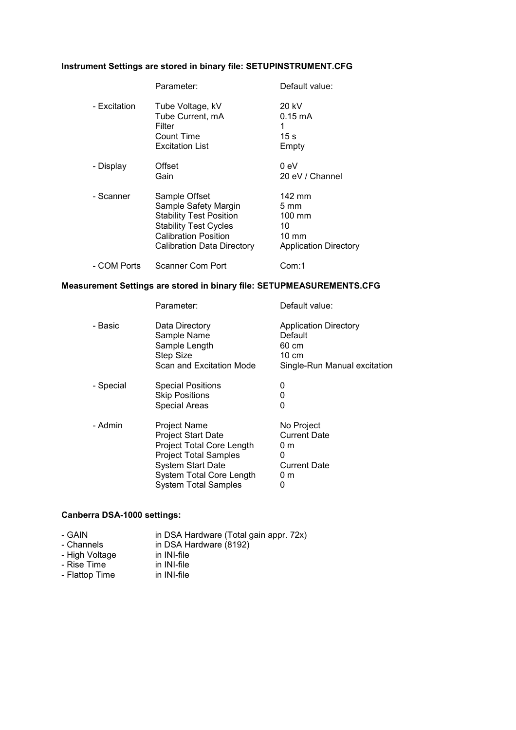**Instrument Settings are stored in binary file: SETUPINSTRUMENT.CFG**

| | Parameter: | Default value: |
|---|---|---|
| - Excitation | Tube Voltage, kV | 20 kV |
| | Tube Current, mA | 0.15 mA |
| | Filter | 1 |
| | Count Time | 15 s |
| | Excitation List | Empty |
| - Display | Offset | 0 eV |
| | Gain | 20 eV / Channel |
| - Scanner | Sample Offset | 142 mm |
| | Sample Safety Margin | 5 mm |
| | Stability Test Position | 100 mm |
| | Stability Test Cycles | 10 |
| | Calibration Position | 10 mm |
| | Calibration Data Directory | Application Directory |
| - COM Ports | Scanner Com Port | Com:1 |

**Measurement Settings are stored in binary file: SETUPMEASUREMENTS.CFG**

| | Parameter: | Default value: |
|---|---|---|
| - Basic | Data Directory | Application Directory |
| | Sample Name | Default |
| | Sample Length | 60 cm |
| | Step Size | 10 cm |
| | Scan and Excitation Mode | Single-Run Manual excitation |
| - Special | Special Positions | 0 |
| | Skip Positions | 0 |
| | Special Areas | 0 |
| - Admin | Project Name | No Project |
| | Project Start Date | Current Date |
| | Project Total Core Length | 0 m |
| | Project Total Samples | 0 |
| | System Start Date | Current Date |
| | System Total Core Length | 0 m |
| | System Total Samples | 0 |

**Canberra DSA-1000 settings:**

| | |
|---|---|
| - GAIN | in DSA Hardware (Total gain appr. 72x) |
| - Channels | in DSA Hardware (8192) |
| - High Voltage | in INI-file |
| - Rise Time | in INI-file |
| - Flattop Time | in INI-file |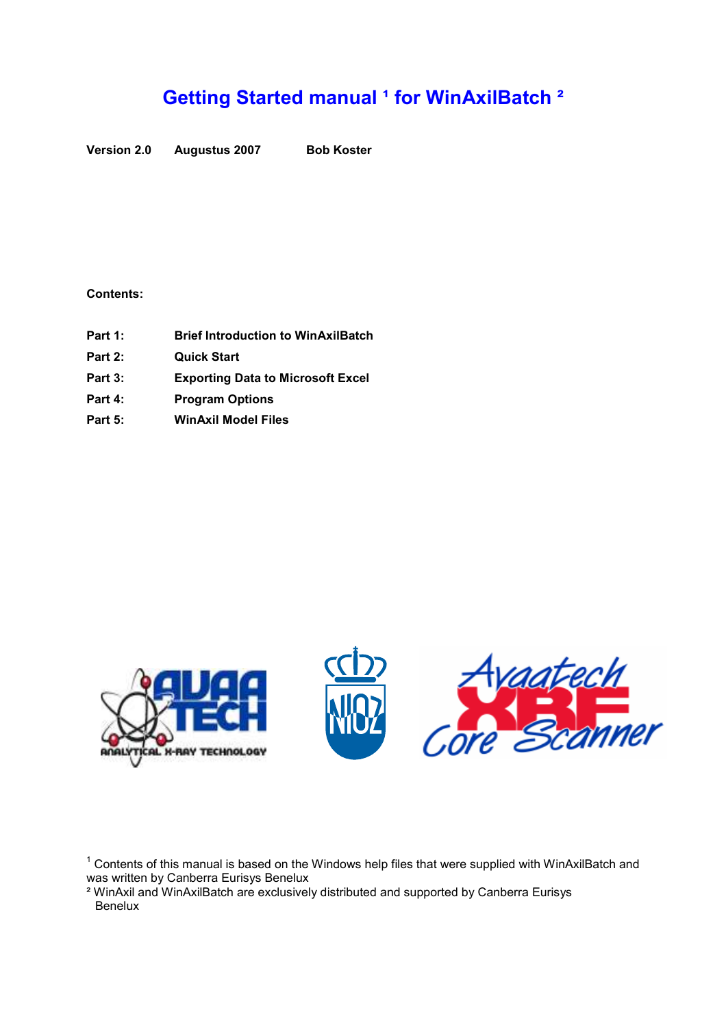# Getting Started manual [1] for WinAxilBatch [2]

**Version 2.0** **Augustus 2007** **Bob Koster**

**Contents:**

| | |
|---|---|
| **Part 1:** | **Brief Introduction to WinAxilBatch** |
| **Part 2:** | **Quick Start** |
| **Part 3:** | **Exporting Data to Microsoft Excel** |
| **Part 4:** | **Program Options** |
| **Part 5:** | **WinAxil Model Files** |

[1] Contents of this manual is based on the Windows help files that were supplied with WinAxilBatch and was written by Canberra Eurisys Benelux

[2] WinAxil and WinAxilBatch are exclusively distributed and supported by Canberra Eurisys Benelux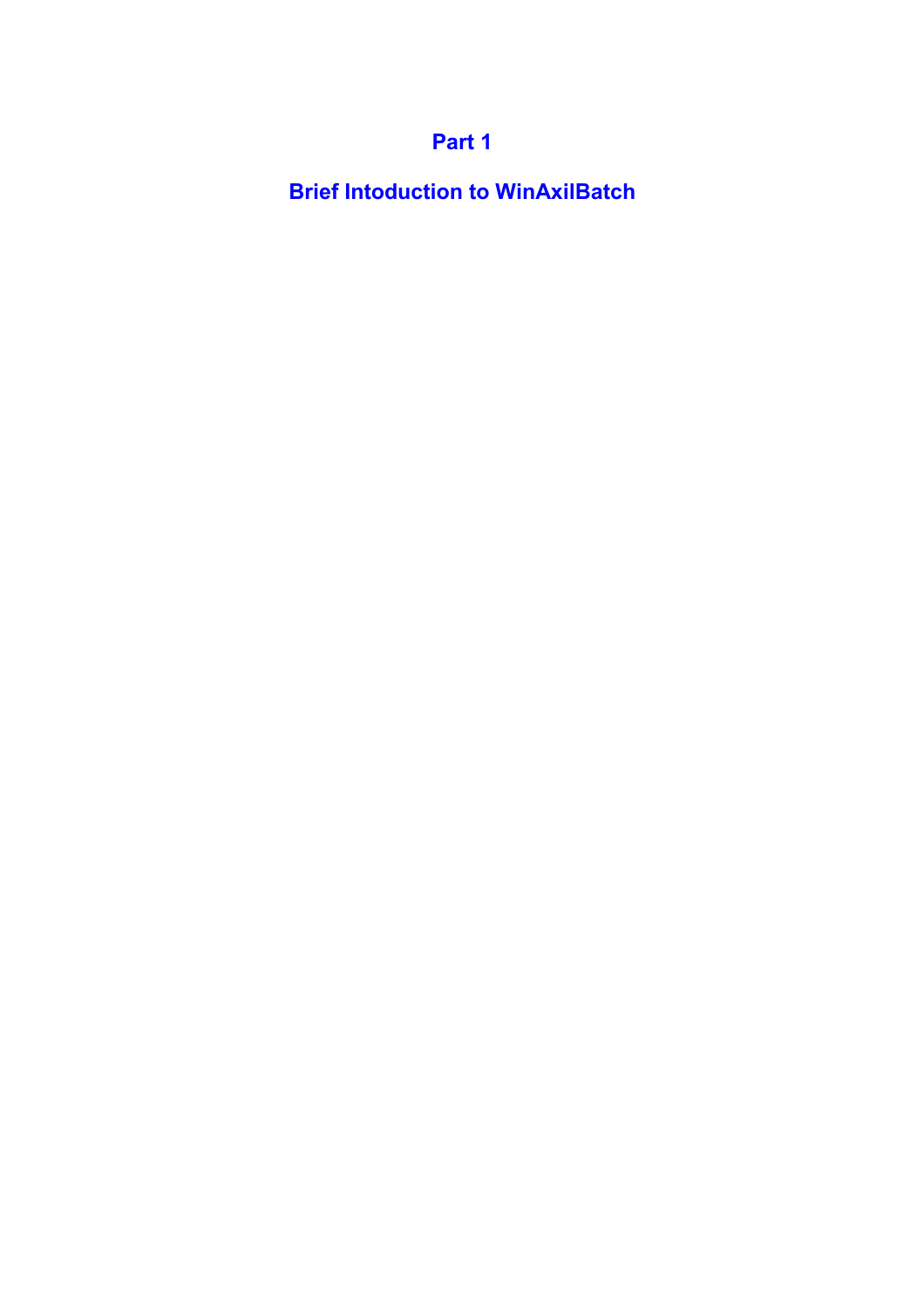# Part 1

# Brief Intoduction to WinAxilBatch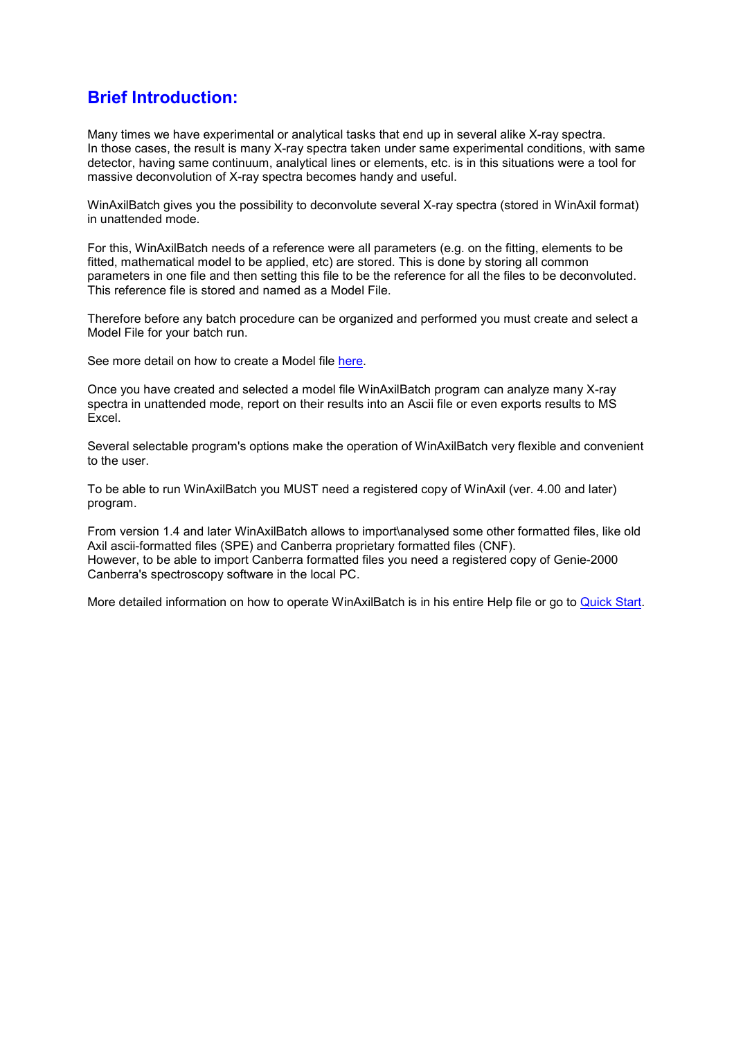## Brief Introduction:

Many times we have experimental or analytical tasks that end up in several alike X-ray spectra.
In those cases, the result is many X-ray spectra taken under same experimental conditions, with same detector, having same continuum, analytical lines or elements, etc. is in this situations were a tool for massive deconvolution of X-ray spectra becomes handy and useful.

WinAxilBatch gives you the possibility to deconvolute several X-ray spectra (stored in WinAxil format) in unattended mode.

For this, WinAxilBatch needs of a reference were all parameters (e.g. on the fitting, elements to be fitted, mathematical model to be applied, etc) are stored. This is done by storing all common parameters in one file and then setting this file to be the reference for all the files to be deconvoluted. This reference file is stored and named as a Model File.

Therefore before any batch procedure can be organized and performed you must create and select a Model File for your batch run.

See more detail on how to create a Model file here.

Once you have created and selected a model file WinAxilBatch program can analyze many X-ray spectra in unattended mode, report on their results into an Ascii file or even exports results to MS Excel.

Several selectable program's options make the operation of WinAxilBatch very flexible and convenient to the user.

To be able to run WinAxilBatch you MUST need a registered copy of WinAxil (ver. 4.00 and later) program.

From version 1.4 and later WinAxilBatch allows to import\analysed some other formatted files, like old Axil ascii-formatted files (SPE) and Canberra proprietary formatted files (CNF).
However, to be able to import Canberra formatted files you need a registered copy of Genie-2000 Canberra's spectroscopy software in the local PC.

More detailed information on how to operate WinAxilBatch is in his entire Help file or go to Quick Start.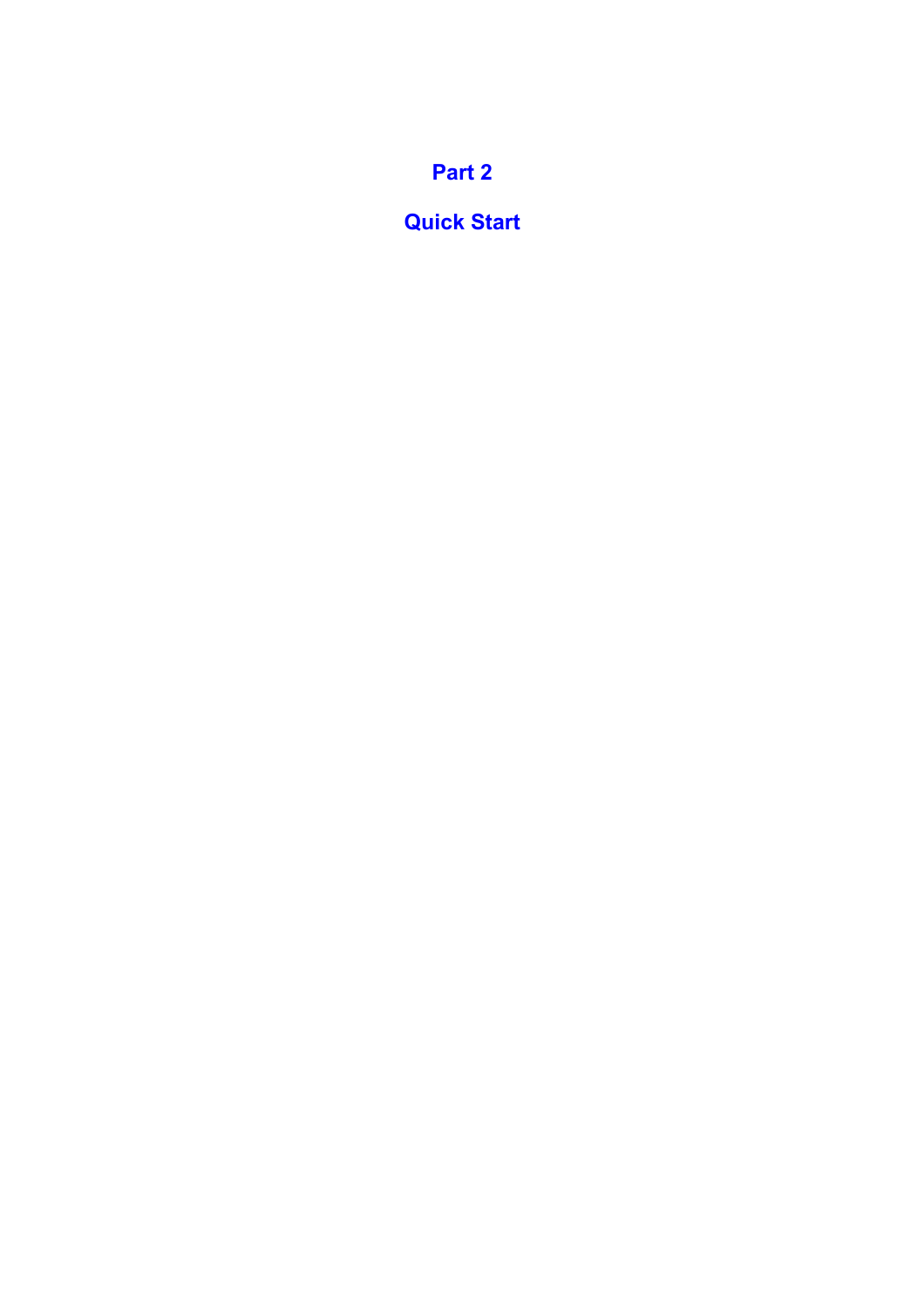# Part 2

# Quick Start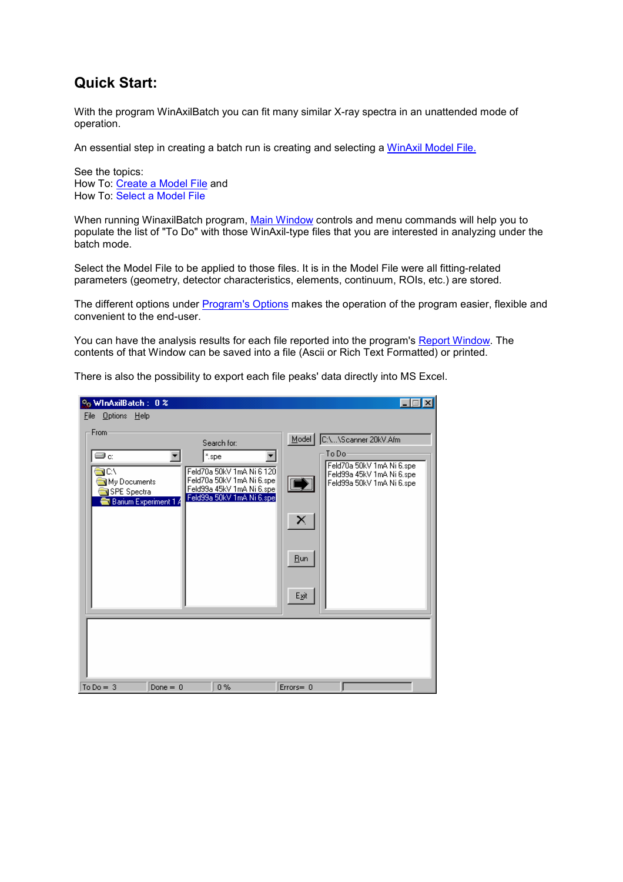# Quick Start:

With the program WinAxilBatch you can fit many similar X-ray spectra in an unattended mode of operation.

An essential step in creating a batch run is creating and selecting a WinAxil Model File.

See the topics:
How To: Create a Model File and
How To: Select a Model File

When running WinaxilBatch program, Main Window controls and menu commands will help you to populate the list of "To Do" with those WinAxil-type files that you are interested in analyzing under the batch mode.

Select the Model File to be applied to those files. It is in the Model File were all fitting-related parameters (geometry, detector characteristics, elements, continuum, ROIs, etc.) are stored.

The different options under Program's Options makes the operation of the program easier, flexible and convenient to the end-user.

You can have the analysis results for each file reported into the program's Report Window. The contents of that Window can be saved into a file (Ascii or Rich Text Formatted) or printed.

There is also the possibility to export each file peaks' data directly into MS Excel.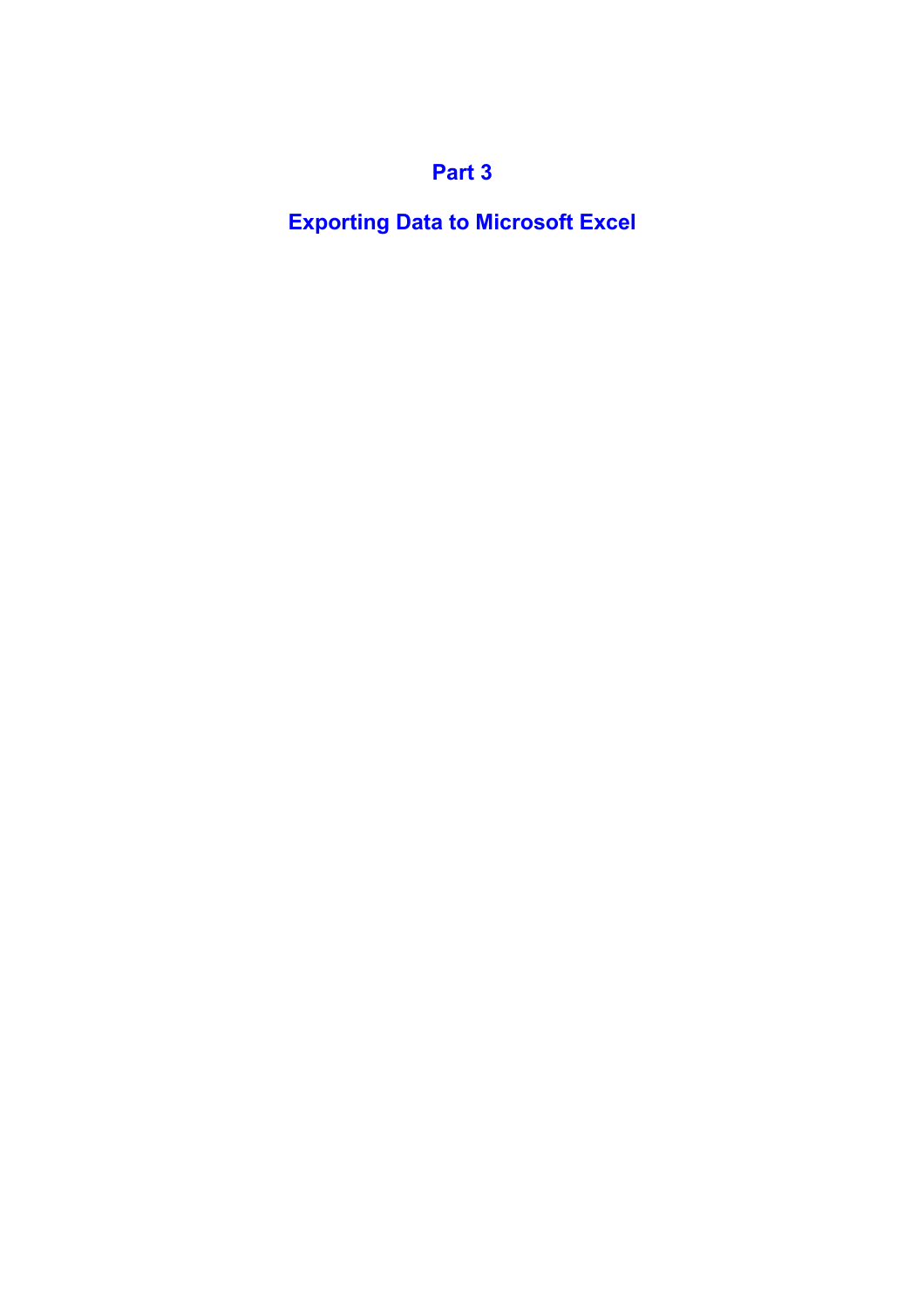# Part 3

# Exporting Data to Microsoft Excel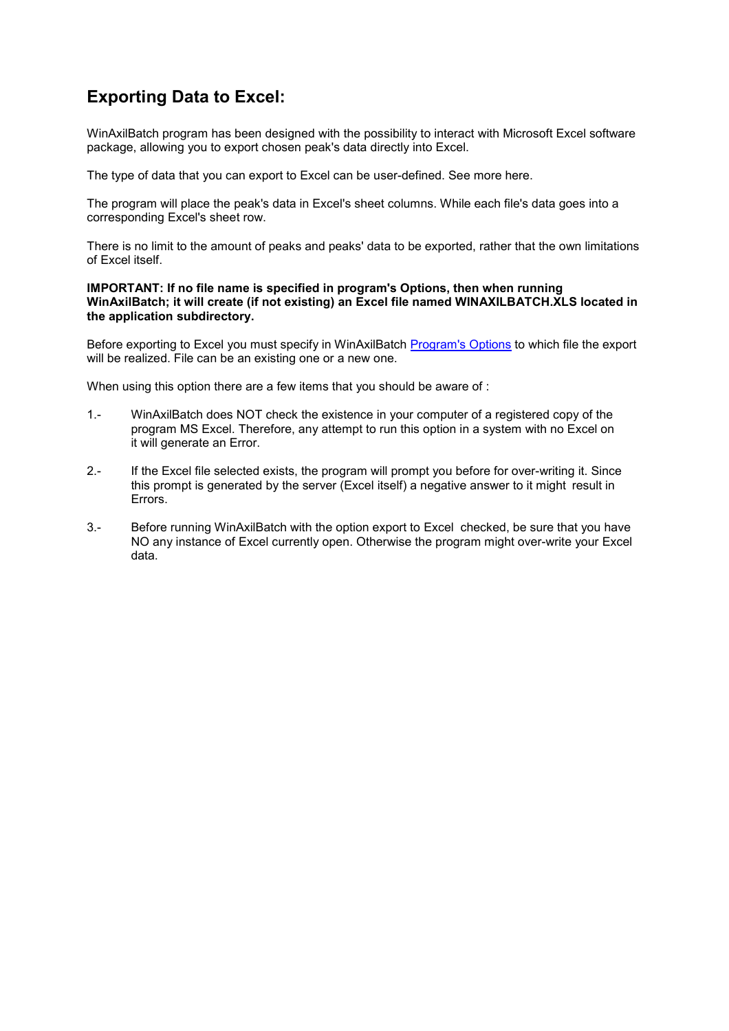## Exporting Data to Excel:

WinAxilBatch program has been designed with the possibility to interact with Microsoft Excel software package, allowing you to export chosen peak's data directly into Excel.

The type of data that you can export to Excel can be user-defined. See more here.

The program will place the peak's data in Excel's sheet columns. While each file's data goes into a corresponding Excel's sheet row.

There is no limit to the amount of peaks and peaks' data to be exported, rather that the own limitations of Excel itself.

**IMPORTANT: If no file name is specified in program's Options, then when running WinAxilBatch; it will create (if not existing) an Excel file named WINAXILBATCH.XLS located in the application subdirectory.**

Before exporting to Excel you must specify in WinAxilBatch Program's Options to which file the export will be realized. File can be an existing one or a new one.

When using this option there are a few items that you should be aware of :

1.- WinAxilBatch does NOT check the existence in your computer of a registered copy of the program MS Excel. Therefore, any attempt to run this option in a system with no Excel on it will generate an Error.

2.- If the Excel file selected exists, the program will prompt you before for over-writing it. Since this prompt is generated by the server (Excel itself) a negative answer to it might result in Errors.

3.- Before running WinAxilBatch with the option export to Excel checked, be sure that you have NO any instance of Excel currently open. Otherwise the program might over-write your Excel data.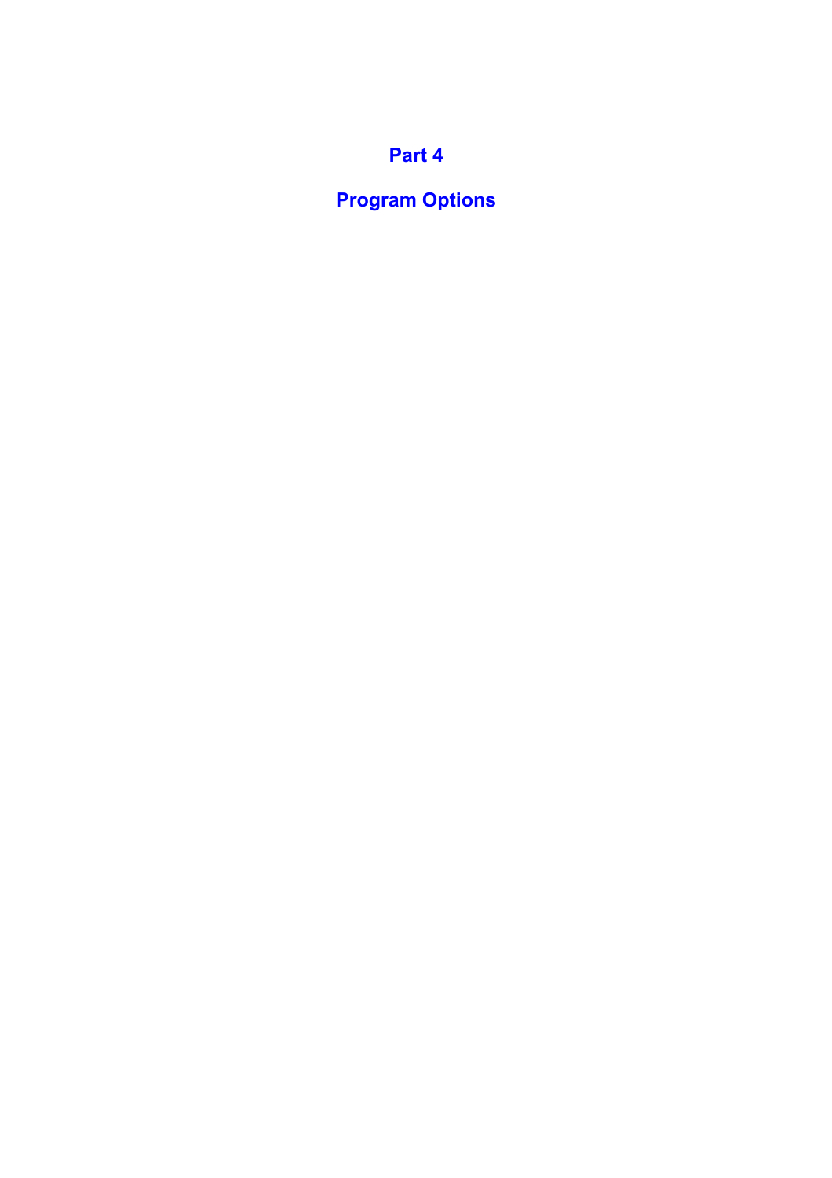# Part 4

# Program Options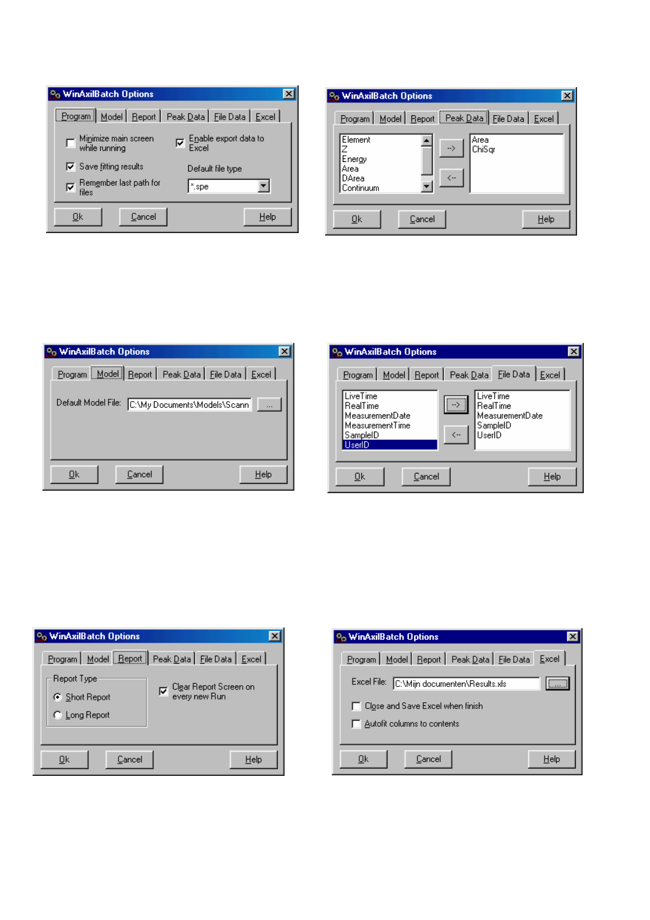**WinAxilBatch Options** — Program tab

- Program | Model | Report | Peak Data | File Data | Excel
- [ ] Minimize main screen while running
- [x] Enable export data to Excel
- [x] Save fitting results
- Default file type: *.spe
- [x] Remember last path for files
- Ok | Cancel | Help

**WinAxilBatch Options** — Peak Data tab

- Program | Model | Report | Peak Data | File Data | Excel
- Available: Element, Z, Energy, Area, DArea, Continuum
- --> | <--
- Selected: Area, ChiSqr
- Ok | Cancel | Help

**WinAxilBatch Options** — Model tab

- Program | Model | Report | Peak Data | File Data | Excel
- Default Model File: C:\My Documents\Models\Scann ...
- Ok | Cancel | Help

**WinAxilBatch Options** — File Data tab

- Program | Model | Report | Peak Data | File Data | Excel
- Available: LiveTime, RealTime, MeasurementDate, MeasurementTime, SampleID, UserID
- --> | <--
- Selected: LiveTime, RealTime, MeasurementDate, SampleID, UserID
- Ok | Cancel | Help

**WinAxilBatch Options** — Report tab

- Program | Model | Report | Peak Data | File Data | Excel
- Report Type
  - (•) Short Report
  - ( ) Long Report
- [x] Clear Report Screen on every new Run
- Ok | Cancel | Help

**WinAxilBatch Options** — Excel tab

- Program | Model | Report | Peak Data | File Data | Excel
- Excel File: C:\Mijn documenten\Results.xls
- [ ] Close and Save Excel when finish
- [ ] Autofit columns to contents
- Ok | Cancel | Help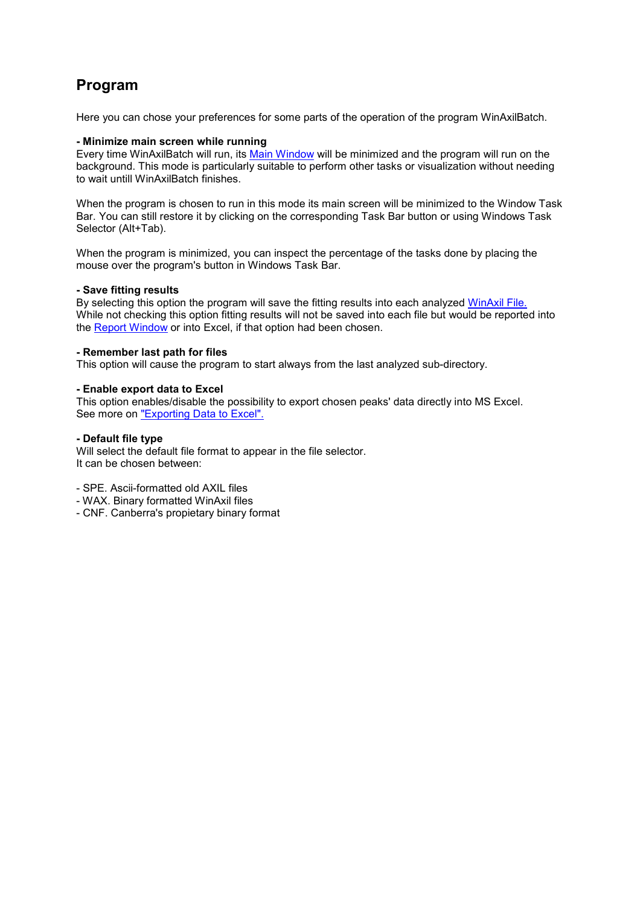## Program

Here you can chose your preferences for some parts of the operation of the program WinAxilBatch.

**- Minimize main screen while running**
Every time WinAxilBatch will run, its Main Window will be minimized and the program will run on the background. This mode is particularly suitable to perform other tasks or visualization without needing to wait untill WinAxilBatch finishes.

When the program is chosen to run in this mode its main screen will be minimized to the Window Task Bar. You can still restore it by clicking on the corresponding Task Bar button or using Windows Task Selector (Alt+Tab).

When the program is minimized, you can inspect the percentage of the tasks done by placing the mouse over the program's button in Windows Task Bar.

**- Save fitting results**
By selecting this option the program will save the fitting results into each analyzed WinAxil File. While not checking this option fitting results will not be saved into each file but would be reported into the Report Window or into Excel, if that option had been chosen.

**- Remember last path for files**
This option will cause the program to start always from the last analyzed sub-directory.

**- Enable export data to Excel**
This option enables/disable the possibility to export chosen peaks' data directly into MS Excel.
See more on "Exporting Data to Excel".

**- Default file type**
Will select the default file format to appear in the file selector.
It can be chosen between:

- SPE. Ascii-formatted old AXIL files
- WAX. Binary formatted WinAxil files
- CNF. Canberra's propietary binary format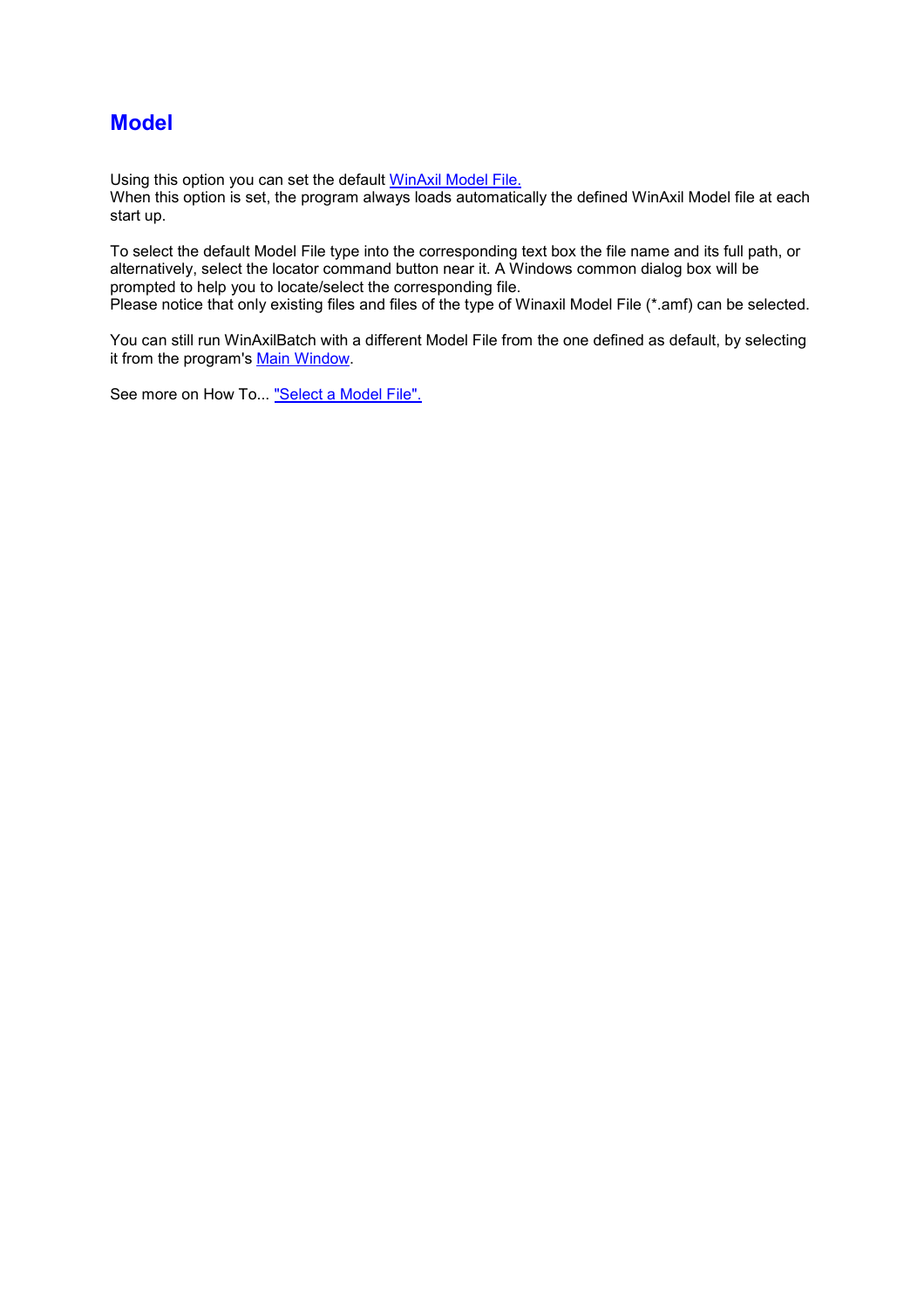# Model

Using this option you can set the default WinAxil Model File.
When this option is set, the program always loads automatically the defined WinAxil Model file at each start up.

To select the default Model File type into the corresponding text box the file name and its full path, or alternatively, select the locator command button near it. A Windows common dialog box will be prompted to help you to locate/select the corresponding file.
Please notice that only existing files and files of the type of Winaxil Model File (*.amf) can be selected.

You can still run WinAxilBatch with a different Model File from the one defined as default, by selecting it from the program's Main Window.

See more on How To... "Select a Model File".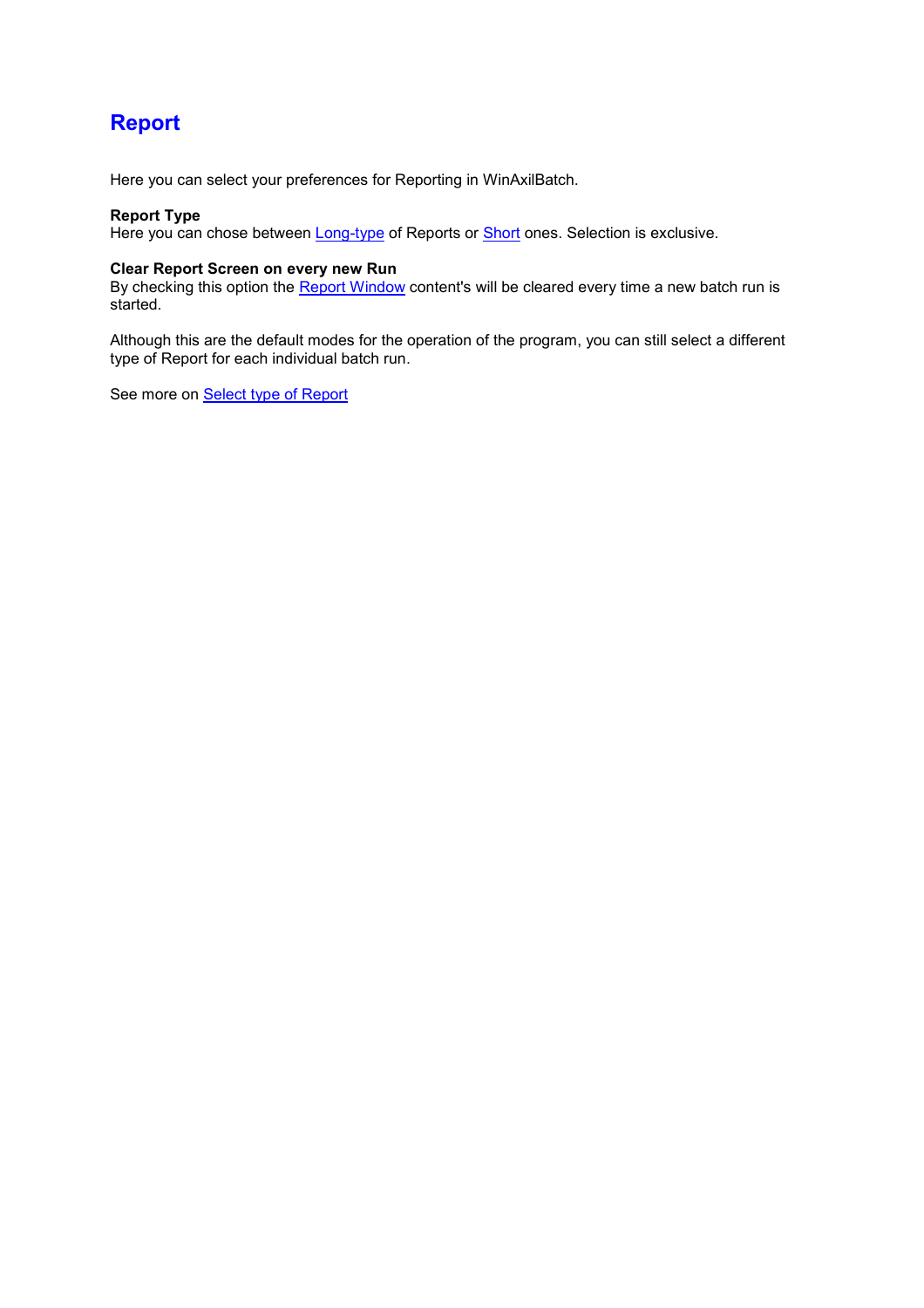# Report

Here you can select your preferences for Reporting in WinAxilBatch.

**Report Type**
Here you can chose between Long-type of Reports or Short ones. Selection is exclusive.

**Clear Report Screen on every new Run**
By checking this option the Report Window content's will be cleared every time a new batch run is started.

Although this are the default modes for the operation of the program, you can still select a different type of Report for each individual batch run.

See more on Select type of Report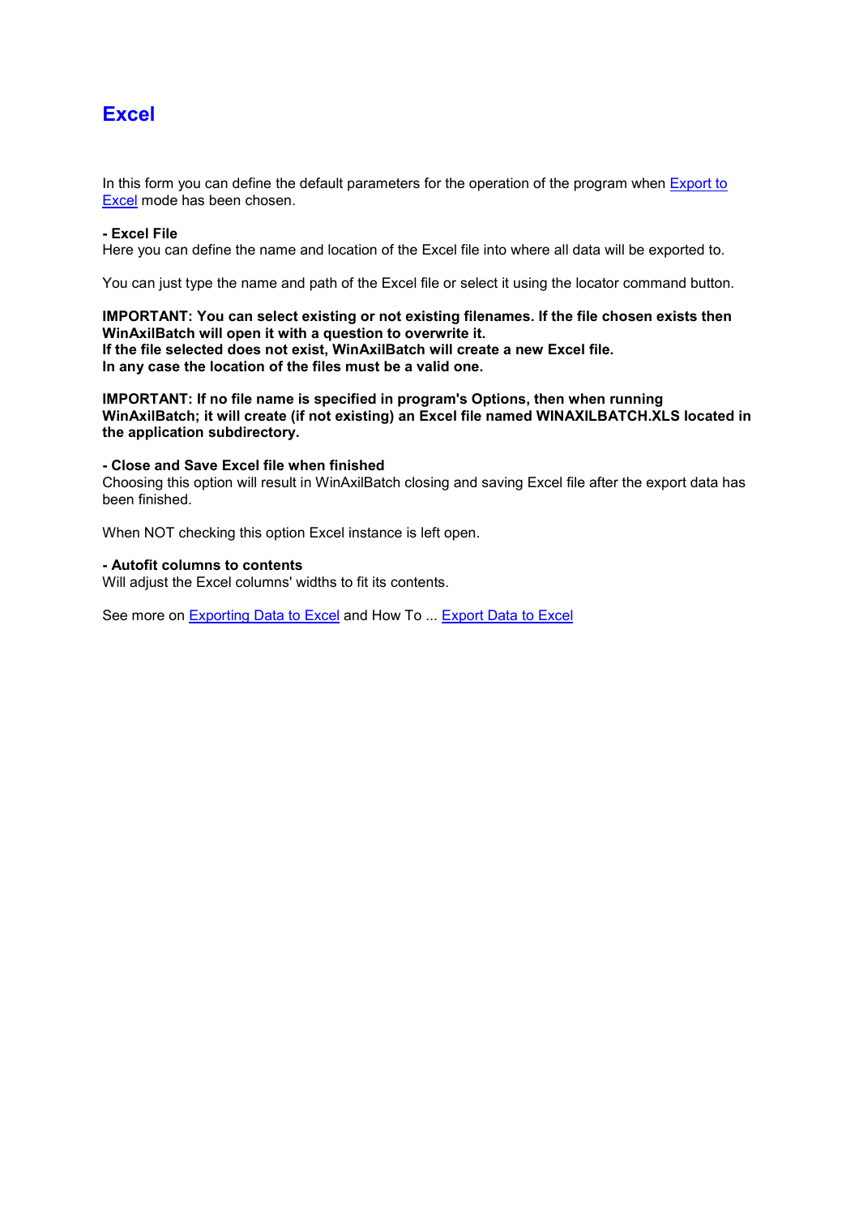# Excel

In this form you can define the default parameters for the operation of the program when Export to Excel mode has been chosen.

**- Excel File**
Here you can define the name and location of the Excel file into where all data will be exported to.

You can just type the name and path of the Excel file or select it using the locator command button.

**IMPORTANT: You can select existing or not existing filenames. If the file chosen exists then WinAxilBatch will open it with a question to overwrite it.**
**If the file selected does not exist, WinAxilBatch will create a new Excel file.**
**In any case the location of the files must be a valid one.**

**IMPORTANT: If no file name is specified in program's Options, then when running WinAxilBatch; it will create (if not existing) an Excel file named WINAXILBATCH.XLS located in the application subdirectory.**

**- Close and Save Excel file when finished**
Choosing this option will result in WinAxilBatch closing and saving Excel file after the export data has been finished.

When NOT checking this option Excel instance is left open.

**- Autofit columns to contents**
Will adjust the Excel columns' widths to fit its contents.

See more on Exporting Data to Excel and How To ... Export Data to Excel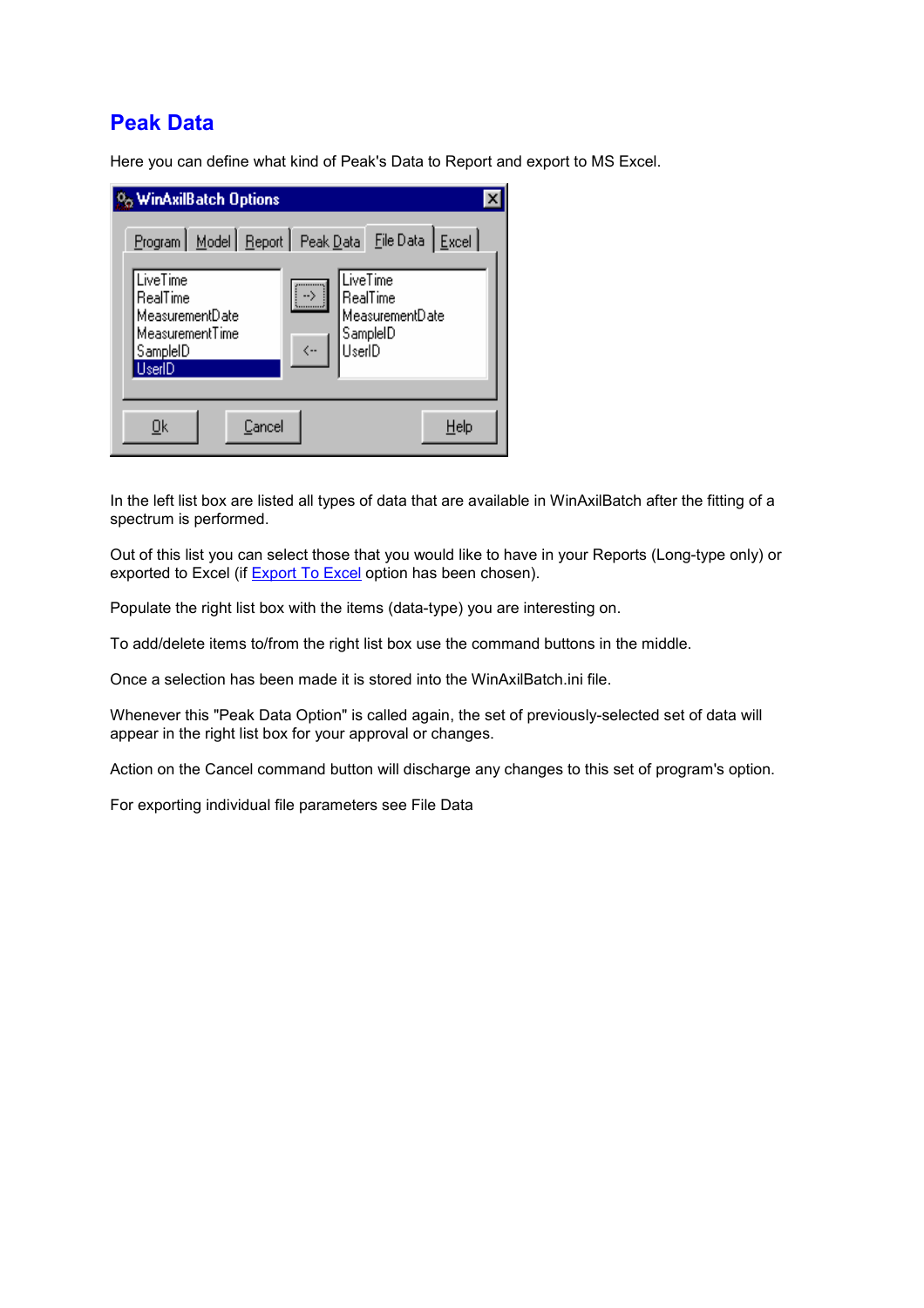# Peak Data

Here you can define what kind of Peak's Data to Report and export to MS Excel.

In the left list box are listed all types of data that are available in WinAxilBatch after the fitting of a spectrum is performed.

Out of this list you can select those that you would like to have in your Reports (Long-type only) or exported to Excel (if Export To Excel option has been chosen).

Populate the right list box with the items (data-type) you are interesting on.

To add/delete items to/from the right list box use the command buttons in the middle.

Once a selection has been made it is stored into the WinAxilBatch.ini file.

Whenever this "Peak Data Option" is called again, the set of previously-selected set of data will appear in the right list box for your approval or changes.

Action on the Cancel command button will discharge any changes to this set of program's option.

For exporting individual file parameters see File Data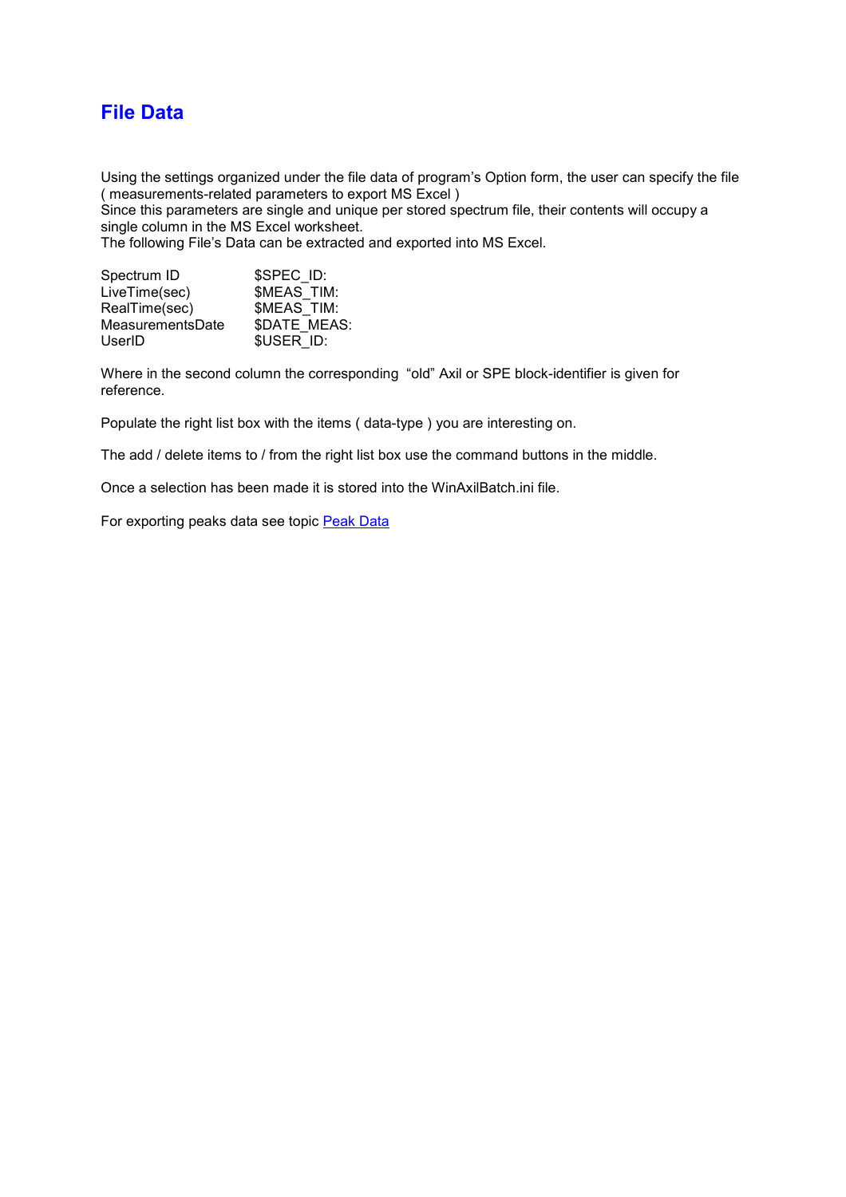# File Data

Using the settings organized under the file data of program's Option form, the user can specify the file ( measurements-related parameters to export MS Excel )
Since this parameters are single and unique per stored spectrum file, their contents will occupy a single column in the MS Excel worksheet.
The following File's Data can be extracted and exported into MS Excel.

| | |
|---|---|
| Spectrum ID | $SPEC_ID: |
| LiveTime(sec) | $MEAS_TIM: |
| RealTime(sec) | $MEAS_TIM: |
| MeasurementsDate | $DATE_MEAS: |
| UserID | $USER_ID: |

Where in the second column the corresponding "old" Axil or SPE block-identifier is given for reference.

Populate the right list box with the items ( data-type ) you are interesting on.

The add / delete items to / from the right list box use the command buttons in the middle.

Once a selection has been made it is stored into the WinAxilBatch.ini file.

For exporting peaks data see topic Peak Data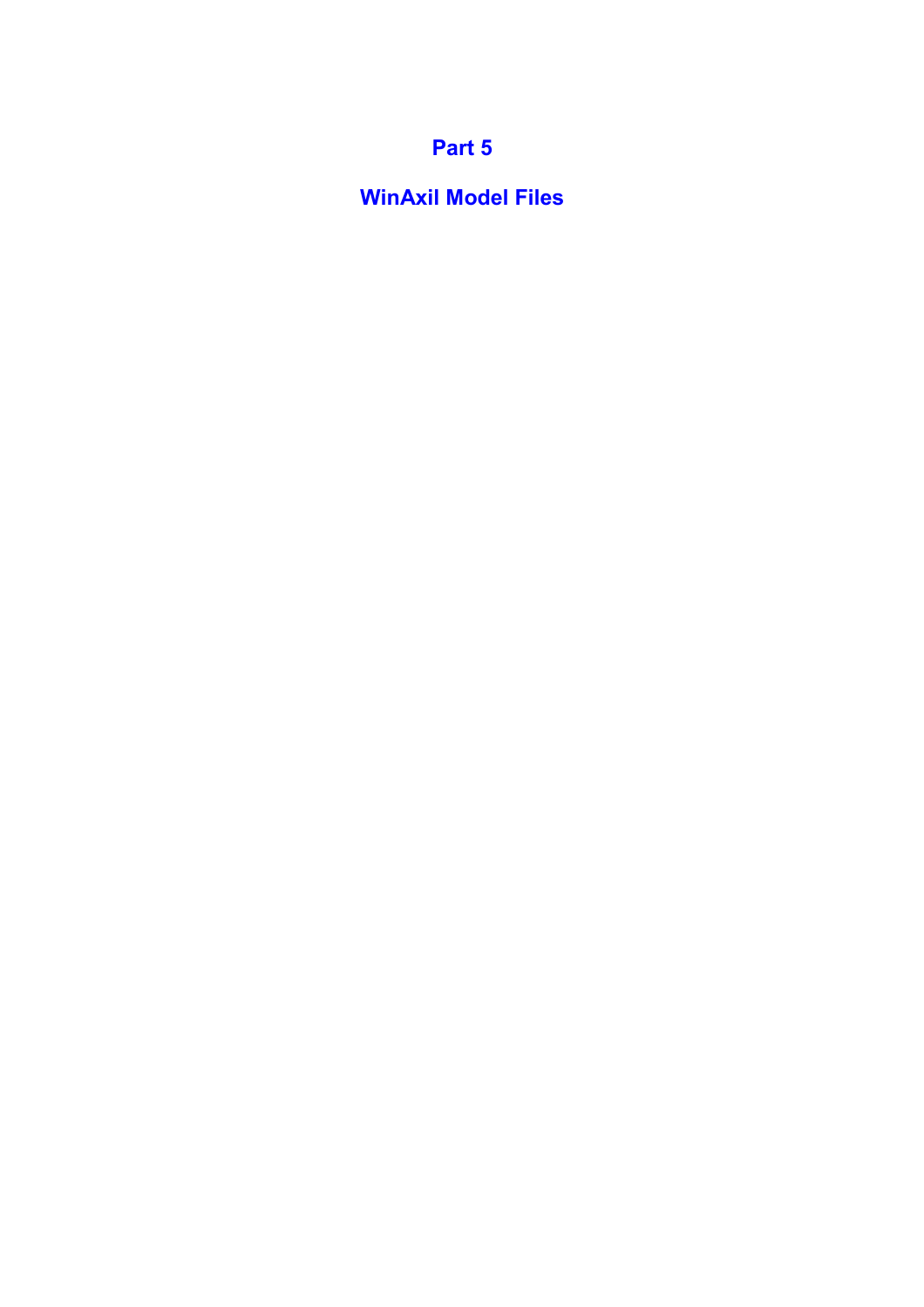# Part 5

# WinAxil Model Files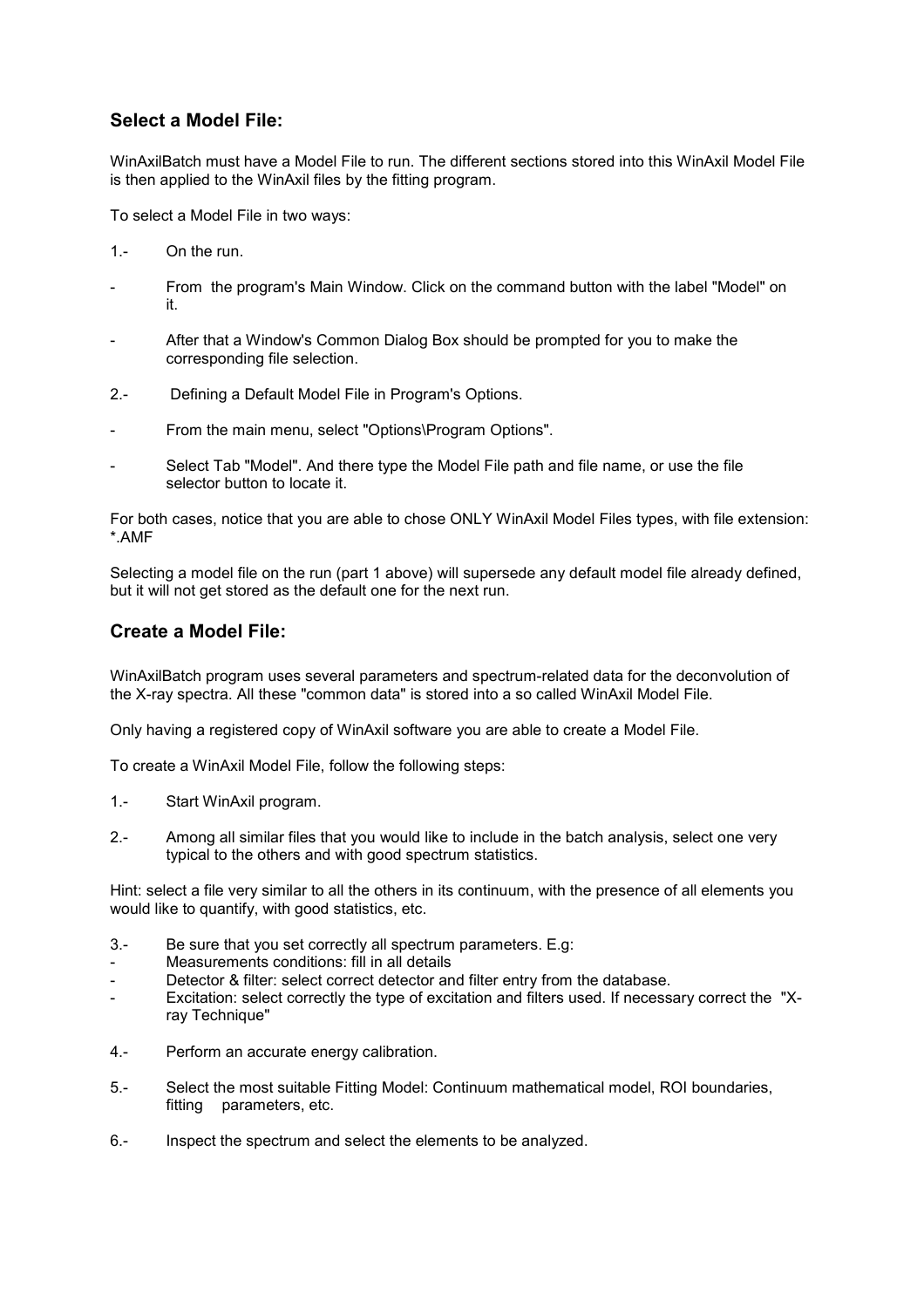## Select a Model File:

WinAxilBatch must have a Model File to run. The different sections stored into this WinAxil Model File is then applied to the WinAxil files by the fitting program.

To select a Model File in two ways:

1.- On the run.

- From the program's Main Window. Click on the command button with the label "Model" on it.

- After that a Window's Common Dialog Box should be prompted for you to make the corresponding file selection.

2.- Defining a Default Model File in Program's Options.

- From the main menu, select "Options\Program Options".

- Select Tab "Model". And there type the Model File path and file name, or use the file selector button to locate it.

For both cases, notice that you are able to chose ONLY WinAxil Model Files types, with file extension: *.AMF

Selecting a model file on the run (part 1 above) will supersede any default model file already defined, but it will not get stored as the default one for the next run.

## Create a Model File:

WinAxilBatch program uses several parameters and spectrum-related data for the deconvolution of the X-ray spectra. All these "common data" is stored into a so called WinAxil Model File.

Only having a registered copy of WinAxil software you are able to create a Model File.

To create a WinAxil Model File, follow the following steps:

1.- Start WinAxil program.

2.- Among all similar files that you would like to include in the batch analysis, select one very typical to the others and with good spectrum statistics.

Hint: select a file very similar to all the others in its continuum, with the presence of all elements you would like to quantify, with good statistics, etc.

3.- Be sure that you set correctly all spectrum parameters. E.g:
- Measurements conditions: fill in all details
- Detector & filter: select correct detector and filter entry from the database.
- Excitation: select correctly the type of excitation and filters used. If necessary correct the "X-ray Technique"

4.- Perform an accurate energy calibration.

5.- Select the most suitable Fitting Model: Continuum mathematical model, ROI boundaries, fitting parameters, etc.

6.- Inspect the spectrum and select the elements to be analyzed.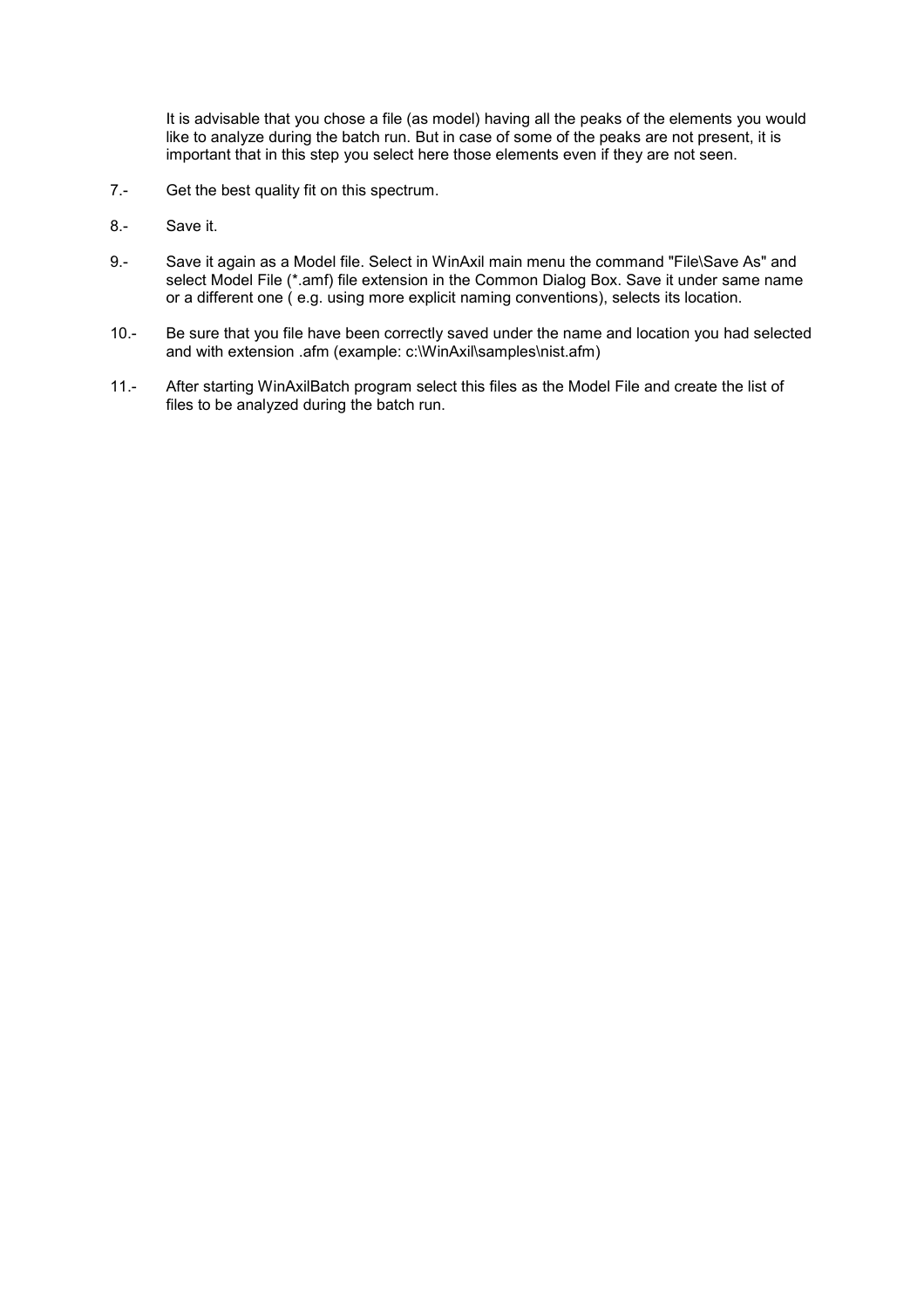It is advisable that you chose a file (as model) having all the peaks of the elements you would like to analyze during the batch run. But in case of some of the peaks are not present, it is important that in this step you select here those elements even if they are not seen.

7.- Get the best quality fit on this spectrum.

8.- Save it.

9.- Save it again as a Model file. Select in WinAxil main menu the command "File\Save As" and select Model File (*.amf) file extension in the Common Dialog Box. Save it under same name or a different one ( e.g. using more explicit naming conventions), selects its location.

10.- Be sure that you file have been correctly saved under the name and location you had selected and with extension .afm (example: c:\WinAxil\samples\nist.afm)

11.- After starting WinAxilBatch program select this files as the Model File and create the list of files to be analyzed during the batch run.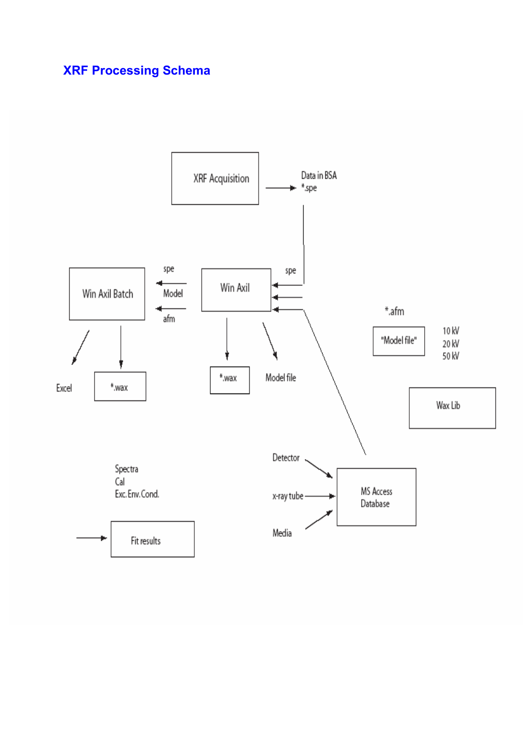## XRF Processing Schema

XRF Acquisition

Data in BSA
*.spe

Win Axil Batch

spe
Model
afm

Win Axil

spe

*.afm

"Model file"

10 kV
20 kV
50 kV

Excel

*.wax

*.wax

Model file

Wax Lib

Detector

x-ray tube

Media

MS Access Database

Spectra
Cal
Exc. Env. Cond.

Fit results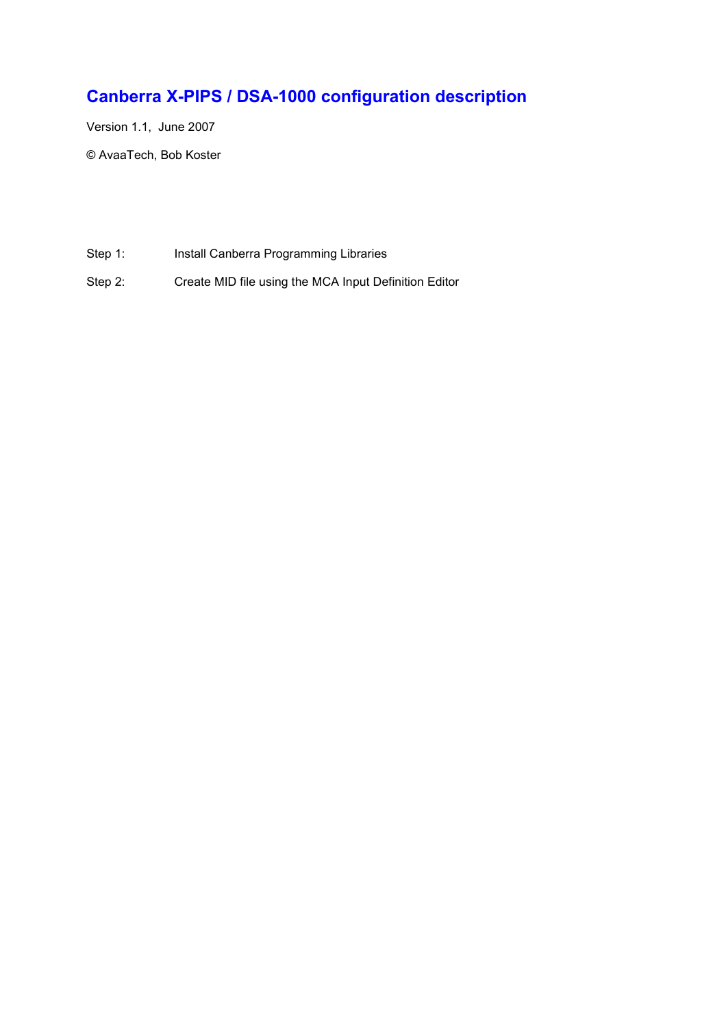# Canberra X-PIPS / DSA-1000 configuration description

Version 1.1, June 2007

© AvaaTech, Bob Koster

Step 1: Install Canberra Programming Libraries

Step 2: Create MID file using the MCA Input Definition Editor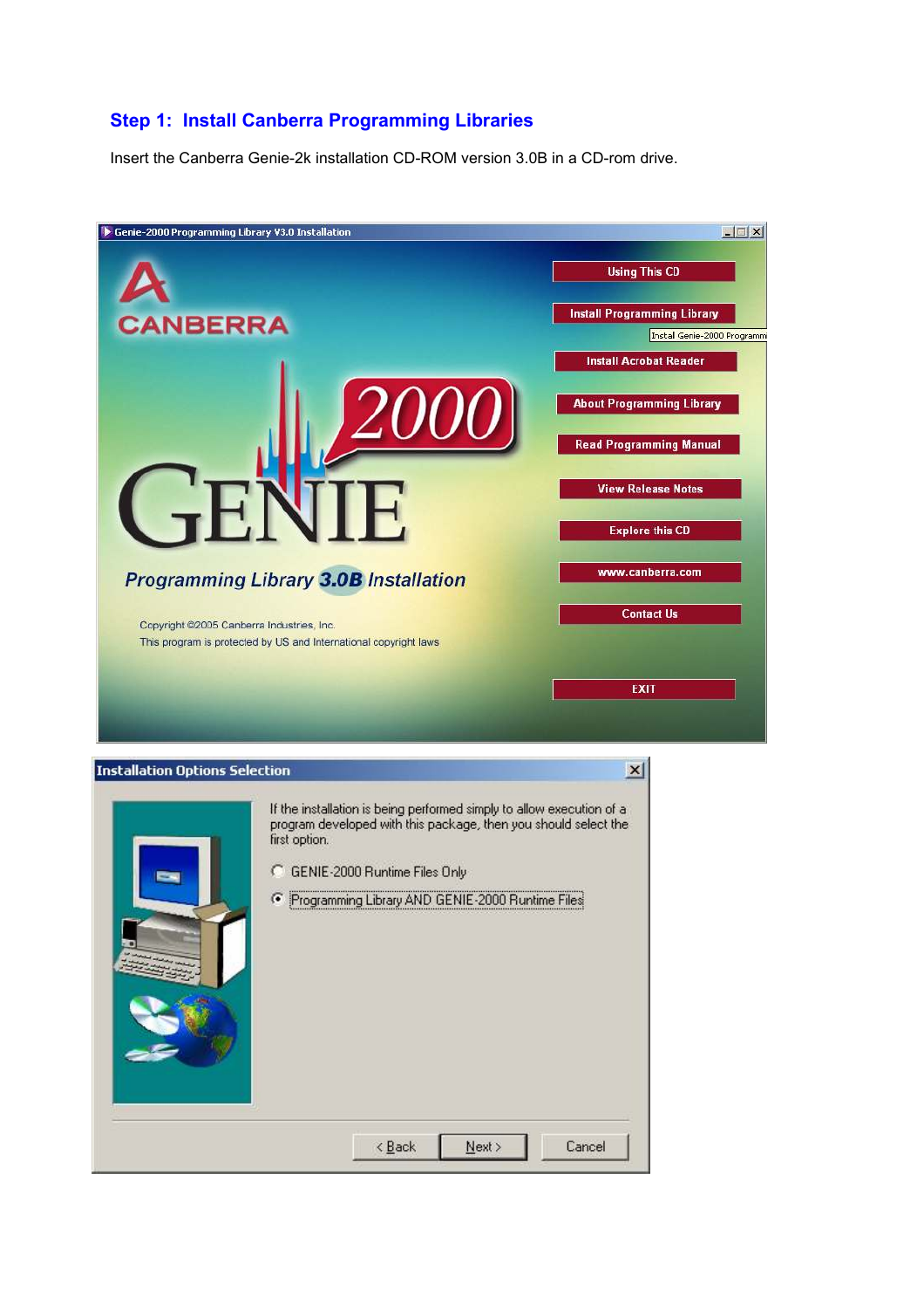## Step 1: Install Canberra Programming Libraries

Insert the Canberra Genie-2k installation CD-ROM version 3.0B in a CD-rom drive.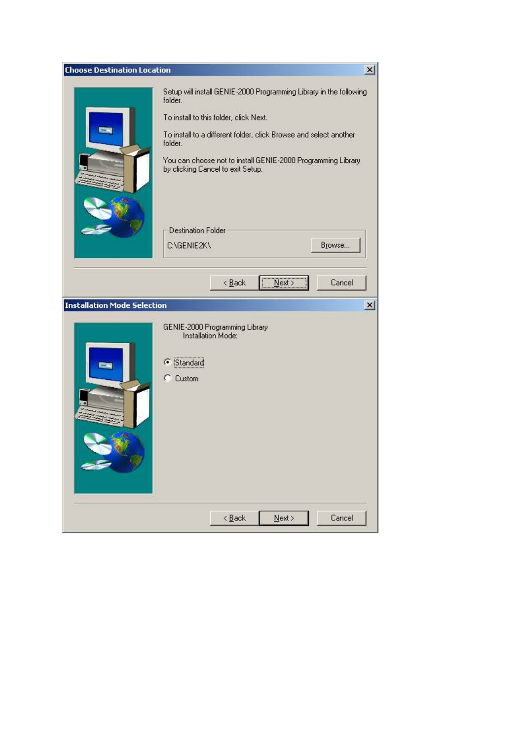**Choose Destination Location**

Setup will install GENIE-2000 Programming Library in the following folder.

To install to this folder, click Next.

To install to a different folder, click Browse and select another folder.

You can choose not to install GENIE-2000 Programming Library by clicking Cancel to exit Setup.

Destination Folder

C:\GENIE2K\

Browse...

< Back | Next > | Cancel

**Installation Mode Selection**

GENIE-2000 Programming Library
Installation Mode:

- (•) Standard
- ( ) Custom

< Back | Next > | Cancel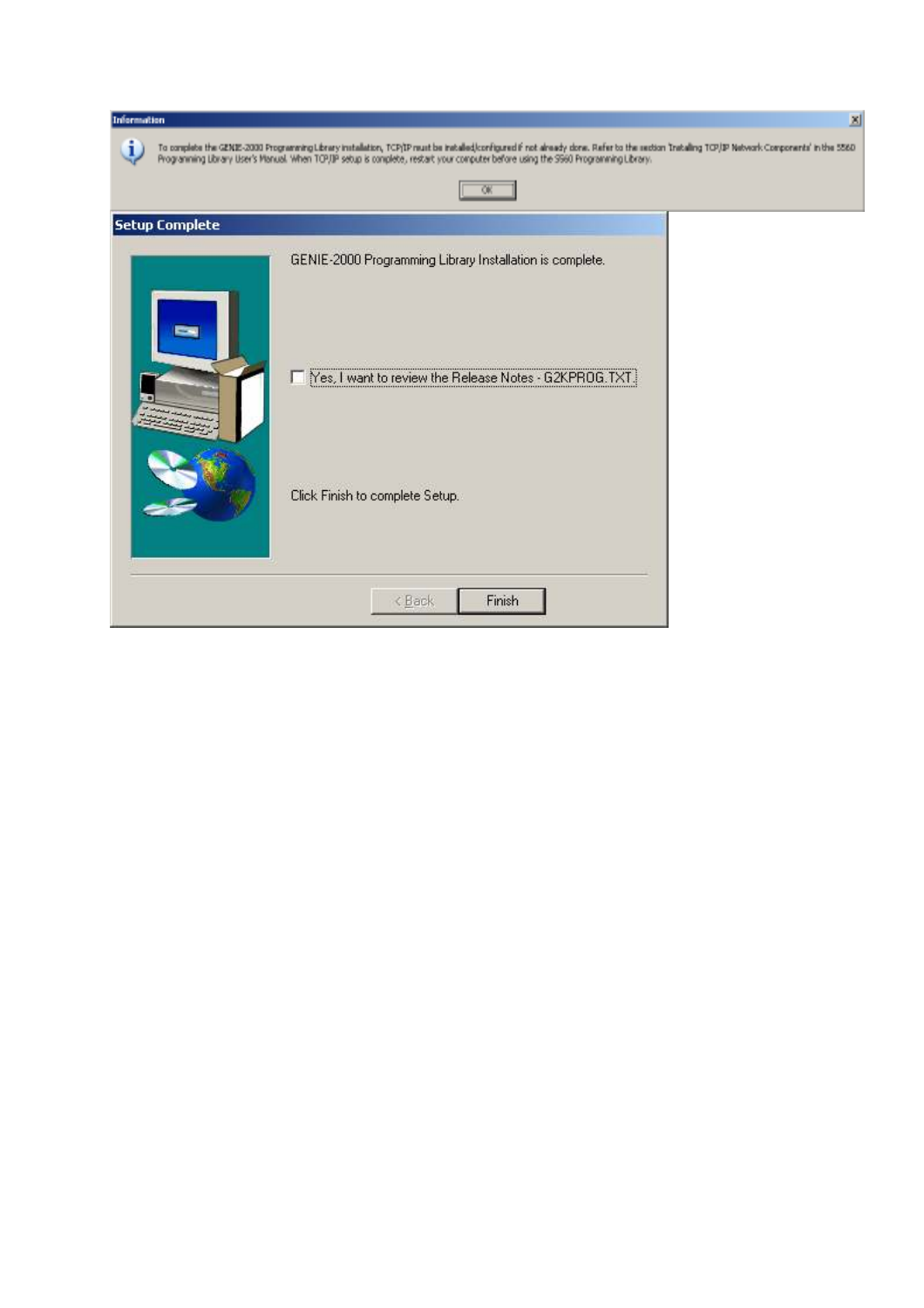**Information**

To complete the GENIE-2000 Programming Library installation, TCP/IP must be installed/configured if not already done. Refer to the section 'Installing TCP/IP Network Components' in the S560 Programming Library User's Manual. When TCP/IP setup is complete, restart your computer before using the S560 Programming Library.

OK

**Setup Complete**

GENIE-2000 Programming Library Installation is complete.

☐ Yes, I want to review the Release Notes - G2KPROG.TXT.

Click Finish to complete Setup.

< Back | Finish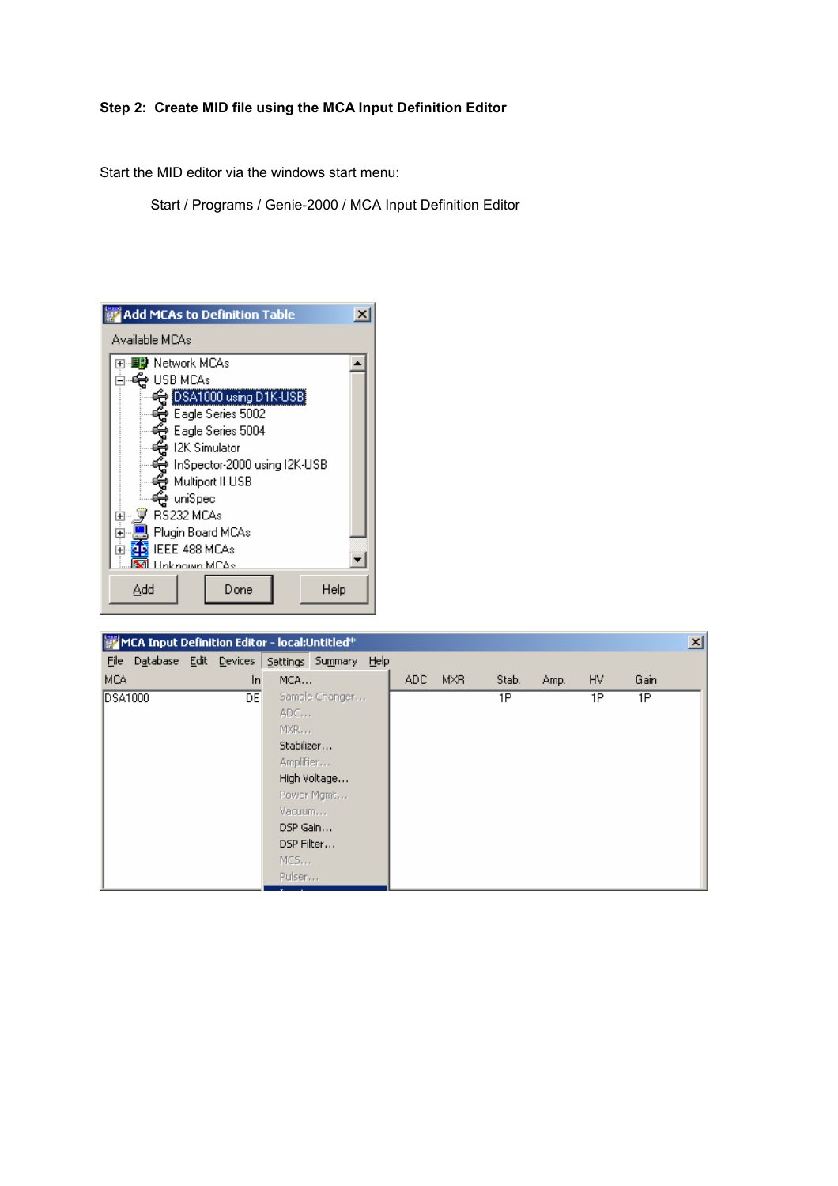**Step 2: Create MID file using the MCA Input Definition Editor**

Start the MID editor via the windows start menu:

Start / Programs / Genie-2000 / MCA Input Definition Editor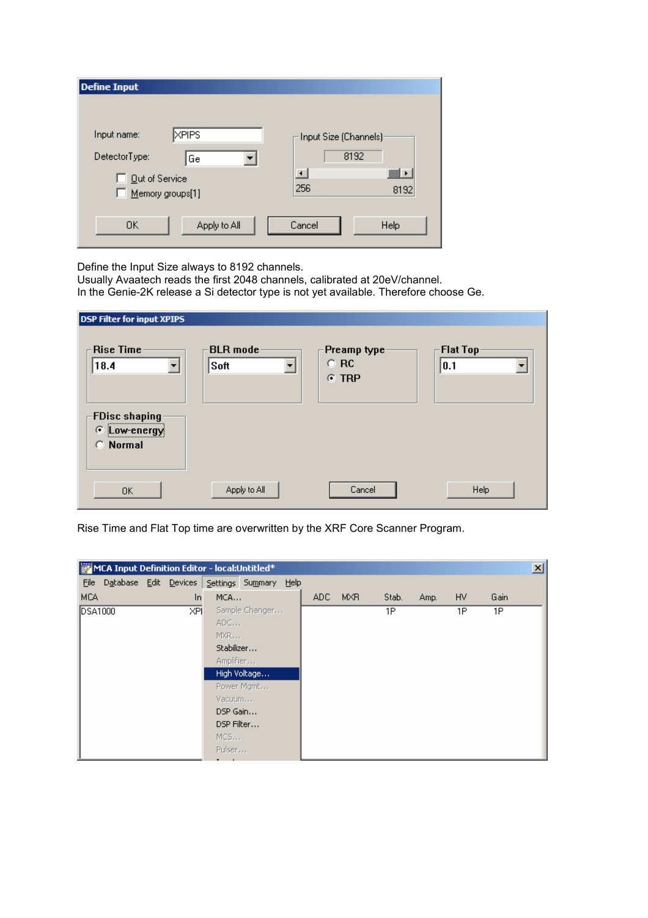Define the Input Size always to 8192 channels.
Usually Avaatech reads the first 2048 channels, calibrated at 20eV/channel.
In the Genie-2K release a Si detector type is not yet available. Therefore choose Ge.

Rise Time and Flat Top time are overwritten by the XRF Core Scanner Program.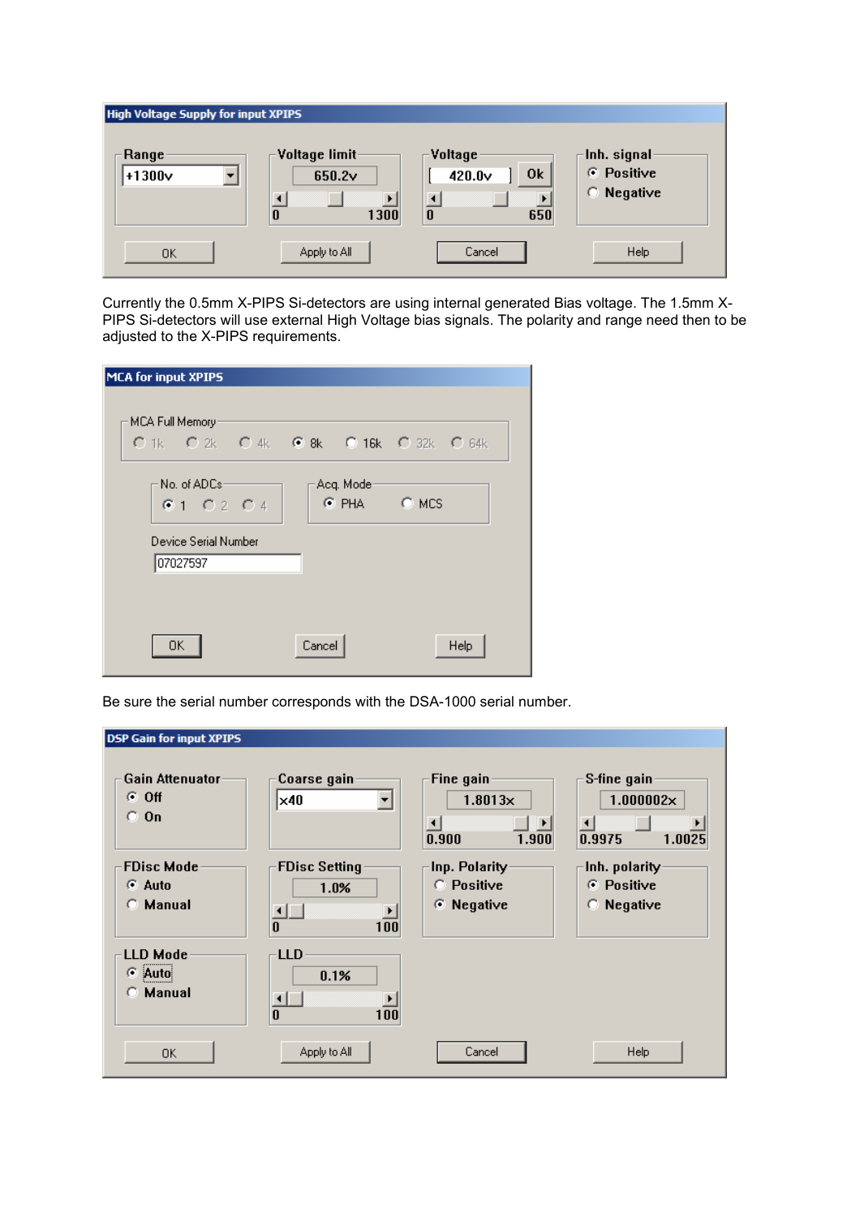**High Voltage Supply for input XPIPS**

| Range | Voltage limit | Voltage | Inh. signal |
|---|---|---|---|
| +1300v | 650.2v (0 – 1300) | 420.0v [Ok] (0 – 650) | (•) Positive ( ) Negative |

[OK] [Apply to All] [Cancel] [Help]

Currently the 0.5mm X-PIPS Si-detectors are using internal generated Bias voltage. The 1.5mm X-PIPS Si-detectors will use external High Voltage bias signals. The polarity and range need then to be adjusted to the X-PIPS requirements.

**MCA for input XPIPS**

MCA Full Memory: ( ) 1k ( ) 2k ( ) 4k (•) 8k ( ) 16k ( ) 32k ( ) 64k

No. of ADCs: (•) 1 ( ) 2 ( ) 4

Acq. Mode: (•) PHA ( ) MCS

Device Serial Number: 07027597

[OK] [Cancel] [Help]

Be sure the serial number corresponds with the DSA-1000 serial number.

**DSP Gain for input XPIPS**

| Gain Attenuator | Coarse gain | Fine gain | S-fine gain |
|---|---|---|---|
| (•) Off ( ) On | x40 | 1.8013x (0.900 – 1.900) | 1.000002x (0.9975 – 1.0025) |

| FDisc Mode | FDisc Setting | Inp. Polarity | Inh. polarity |
|---|---|---|---|
| (•) Auto ( ) Manual | 1.0% (0 – 100) | ( ) Positive (•) Negative | (•) Positive ( ) Negative |

| LLD Mode | LLD |
|---|---|
| (•) Auto ( ) Manual | 0.1% (0 – 100) |

[OK] [Apply to All] [Cancel] [Help]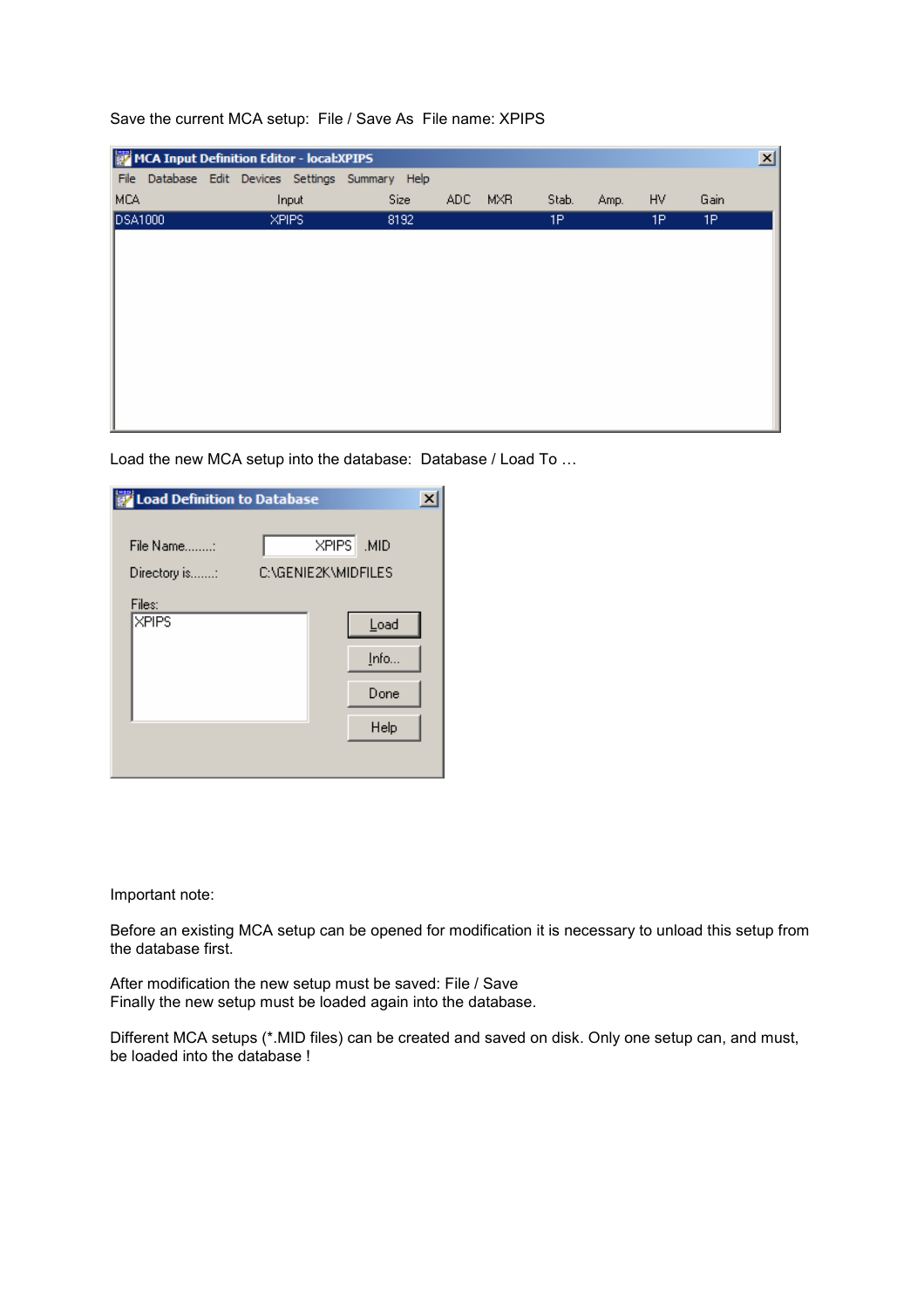Save the current MCA setup: File / Save As File name: XPIPS

MCA Input Definition Editor - local:XPIPS

File Database Edit Devices Settings Summary Help

| MCA | Input | Size | ADC | MXR | Stab. | Amp. | HV | Gain |
|---|---|---|---|---|---|---|---|---|
| DSA1000 | XPIPS | 8192 | | | 1P | | 1P | 1P |

Load the new MCA setup into the database: Database / Load To …

Load Definition to Database

File Name........: XPIPS .MID

Directory is.......: C:\GENIE2K\MIDFILES

Files:

XPIPS

Load

Info...

Done

Help

Important note:

Before an existing MCA setup can be opened for modification it is necessary to unload this setup from the database first.

After modification the new setup must be saved: File / Save
Finally the new setup must be loaded again into the database.

Different MCA setups (*.MID files) can be created and saved on disk. Only one setup can, and must, be loaded into the database !